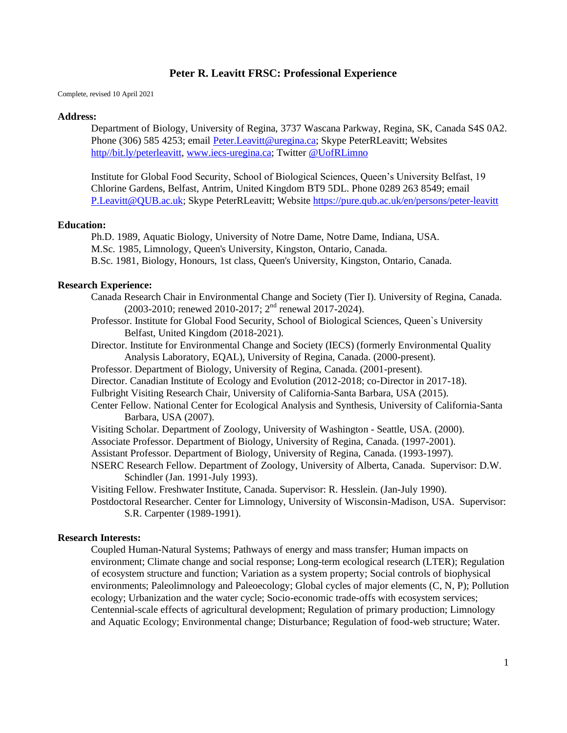# Peter R. Leavitt FRSC: Professional Experience

Complete, revised 10 April 2021

**Address:**

Department of Biology, University of Regina, 3737 Wascana Parkway, Regina, SK, Canada S4S 0A2. Phone (306) 585 4253; email Peter.Leavitt@uregina.ca; Skype PeterRLeavitt; Websites http//bit.ly/peterleavitt, www.iecs-uregina.ca; Twitter @UofRLimno

Institute for Global Food Security, School of Biological Sciences, Queen's University Belfast, 19 Chlorine Gardens, Belfast, Antrim, United Kingdom BT9 5DL. Phone 0289 263 8549; email P.Leavitt@QUB.ac.uk; Skype PeterRLeavitt; Website https://pure.qub.ac.uk/en/persons/peter-leavitt

**Education:**

Ph.D. 1989, Aquatic Biology, University of Notre Dame, Notre Dame, Indiana, USA.
M.Sc. 1985, Limnology, Queen's University, Kingston, Ontario, Canada.
B.Sc. 1981, Biology, Honours, 1st class, Queen's University, Kingston, Ontario, Canada.

**Research Experience:**

Canada Research Chair in Environmental Change and Society (Tier I). University of Regina, Canada. (2003-2010; renewed 2010-2017; 2nd renewal 2017-2024).
Professor. Institute for Global Food Security, School of Biological Sciences, Queen`s University Belfast, United Kingdom (2018-2021).
Director. Institute for Environmental Change and Society (IECS) (formerly Environmental Quality Analysis Laboratory, EQAL), University of Regina, Canada. (2000-present).
Professor. Department of Biology, University of Regina, Canada. (2001-present).
Director. Canadian Institute of Ecology and Evolution (2012-2018; co-Director in 2017-18).
Fulbright Visiting Research Chair, University of California-Santa Barbara, USA (2015).
Center Fellow. National Center for Ecological Analysis and Synthesis, University of California-Santa Barbara, USA (2007).
Visiting Scholar. Department of Zoology, University of Washington - Seattle, USA. (2000).
Associate Professor. Department of Biology, University of Regina, Canada. (1997-2001).
Assistant Professor. Department of Biology, University of Regina, Canada. (1993-1997).
NSERC Research Fellow. Department of Zoology, University of Alberta, Canada. Supervisor: D.W. Schindler (Jan. 1991-July 1993).
Visiting Fellow. Freshwater Institute, Canada. Supervisor: R. Hesslein. (Jan-July 1990).
Postdoctoral Researcher. Center for Limnology, University of Wisconsin-Madison, USA. Supervisor: S.R. Carpenter (1989-1991).

**Research Interests:**

Coupled Human-Natural Systems; Pathways of energy and mass transfer; Human impacts on environment; Climate change and social response; Long-term ecological research (LTER); Regulation of ecosystem structure and function; Variation as a system property; Social controls of biophysical environments; Paleolimnology and Paleoecology; Global cycles of major elements (C, N, P); Pollution ecology; Urbanization and the water cycle; Socio-economic trade-offs with ecosystem services; Centennial-scale effects of agricultural development; Regulation of primary production; Limnology and Aquatic Ecology; Environmental change; Disturbance; Regulation of food-web structure; Water.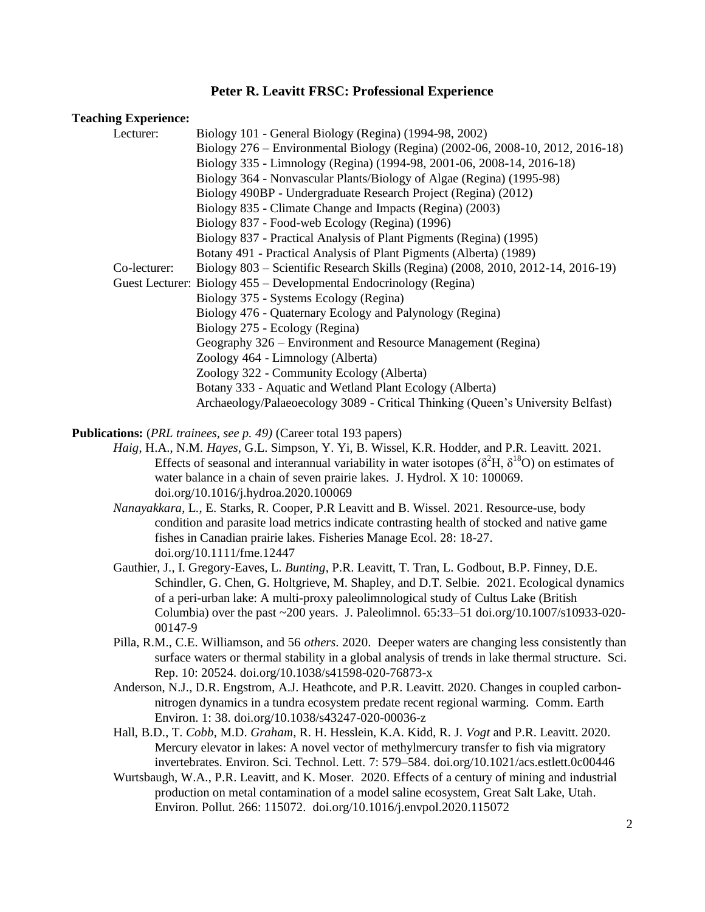## Peter R. Leavitt FRSC: Professional Experience

**Teaching Experience:**

Lecturer:
- Biology 101 - General Biology (Regina) (1994-98, 2002)
- Biology 276 – Environmental Biology (Regina) (2002-06, 2008-10, 2012, 2016-18)
- Biology 335 - Limnology (Regina) (1994-98, 2001-06, 2008-14, 2016-18)
- Biology 364 - Nonvascular Plants/Biology of Algae (Regina) (1995-98)
- Biology 490BP - Undergraduate Research Project (Regina) (2012)
- Biology 835 - Climate Change and Impacts (Regina) (2003)
- Biology 837 - Food-web Ecology (Regina) (1996)
- Biology 837 - Practical Analysis of Plant Pigments (Regina) (1995)
- Botany 491 - Practical Analysis of Plant Pigments (Alberta) (1989)

Co-lecturer:
- Biology 803 – Scientific Research Skills (Regina) (2008, 2010, 2012-14, 2016-19)

Guest Lecturer:
- Biology 455 – Developmental Endocrinology (Regina)
- Biology 375 - Systems Ecology (Regina)
- Biology 476 - Quaternary Ecology and Palynology (Regina)
- Biology 275 - Ecology (Regina)
- Geography 326 – Environment and Resource Management (Regina)
- Zoology 464 - Limnology (Alberta)
- Zoology 322 - Community Ecology (Alberta)
- Botany 333 - Aquatic and Wetland Plant Ecology (Alberta)
- Archaeology/Palaeoecology 3089 - Critical Thinking (Queen's University Belfast)

**Publications:** (*PRL trainees, see p. 49)* (Career total 193 papers)

*Haig*, H.A., N.M. *Hayes*, G.L. Simpson, Y. Yi, B. Wissel, K.R. Hodder, and P.R. Leavitt. 2021. Effects of seasonal and interannual variability in water isotopes ($\delta^2$H, $\delta^{18}$O) on estimates of water balance in a chain of seven prairie lakes. J. Hydrol. X 10: 100069. doi.org/10.1016/j.hydroa.2020.100069

*Nanayakkara*, L., E. Starks, R. Cooper, P.R Leavitt and B. Wissel. 2021. Resource-use, body condition and parasite load metrics indicate contrasting health of stocked and native game fishes in Canadian prairie lakes. Fisheries Manage Ecol. 28: 18-27. doi.org/10.1111/fme.12447

Gauthier, J., I. Gregory-Eaves, L. *Bunting*, P.R. Leavitt, T. Tran, L. Godbout, B.P. Finney, D.E. Schindler, G. Chen, G. Holtgrieve, M. Shapley, and D.T. Selbie. 2021. Ecological dynamics of a peri-urban lake: A multi-proxy paleolimnological study of Cultus Lake (British Columbia) over the past ~200 years. J. Paleolimnol. 65:33–51 doi.org/10.1007/s10933-020-00147-9

Pilla, R.M., C.E. Williamson, and 56 *others*. 2020. Deeper waters are changing less consistently than surface waters or thermal stability in a global analysis of trends in lake thermal structure. Sci. Rep. 10: 20524. doi.org/10.1038/s41598-020-76873-x

Anderson, N.J., D.R. Engstrom, A.J. Heathcote, and P.R. Leavitt. 2020. Changes in coupled carbon-nitrogen dynamics in a tundra ecosystem predate recent regional warming. Comm. Earth Environ. 1: 38. doi.org/10.1038/s43247-020-00036-z

Hall, B.D., T. *Cobb*, M.D. *Graham*, R. H. Hesslein, K.A. Kidd, R. J. *Vogt* and P.R. Leavitt. 2020. Mercury elevator in lakes: A novel vector of methylmercury transfer to fish via migratory invertebrates. Environ. Sci. Technol. Lett. 7: 579–584. doi.org/10.1021/acs.estlett.0c00446

Wurtsbaugh, W.A., P.R. Leavitt, and K. Moser. 2020. Effects of a century of mining and industrial production on metal contamination of a model saline ecosystem, Great Salt Lake, Utah. Environ. Pollut. 266: 115072. doi.org/10.1016/j.envpol.2020.115072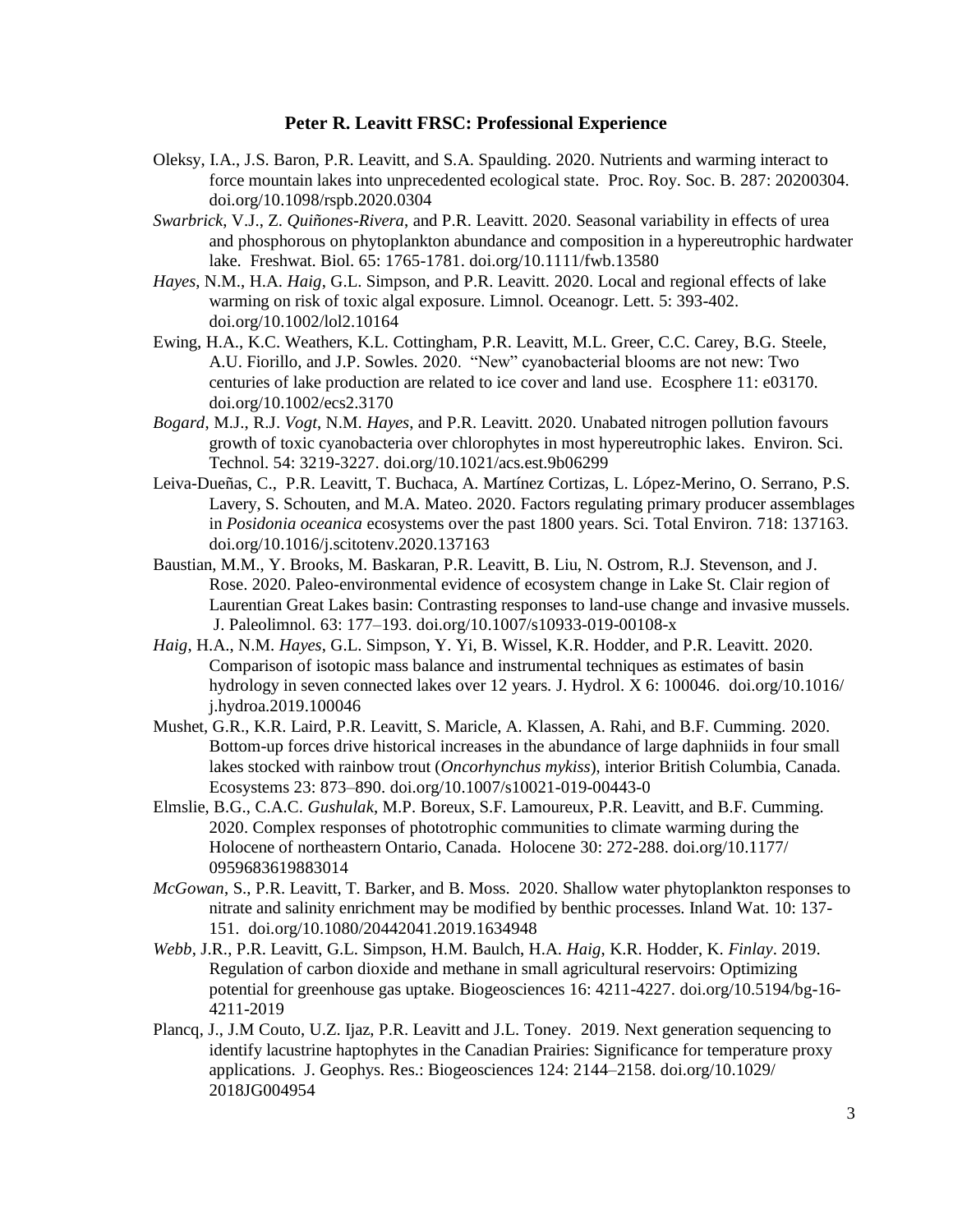**Peter R. Leavitt FRSC: Professional Experience**

Oleksy, I.A., J.S. Baron, P.R. Leavitt, and S.A. Spaulding. 2020. Nutrients and warming interact to force mountain lakes into unprecedented ecological state. Proc. Roy. Soc. B. 287: 20200304. doi.org/10.1098/rspb.2020.0304

*Swarbrick*, V.J., Z. *Quiñones-Rivera*, and P.R. Leavitt. 2020. Seasonal variability in effects of urea and phosphorous on phytoplankton abundance and composition in a hypereutrophic hardwater lake. Freshwat. Biol. 65: 1765-1781. doi.org/10.1111/fwb.13580

*Hayes*, N.M., H.A. *Haig*, G.L. Simpson, and P.R. Leavitt. 2020. Local and regional effects of lake warming on risk of toxic algal exposure. Limnol. Oceanogr. Lett. 5: 393-402. doi.org/10.1002/lol2.10164

Ewing, H.A., K.C. Weathers, K.L. Cottingham, P.R. Leavitt, M.L. Greer, C.C. Carey, B.G. Steele, A.U. Fiorillo, and J.P. Sowles. 2020. "New" cyanobacterial blooms are not new: Two centuries of lake production are related to ice cover and land use. Ecosphere 11: e03170. doi.org/10.1002/ecs2.3170

*Bogard*, M.J., R.J. *Vogt*, N.M. *Hayes*, and P.R. Leavitt. 2020. Unabated nitrogen pollution favours growth of toxic cyanobacteria over chlorophytes in most hypereutrophic lakes. Environ. Sci. Technol. 54: 3219-3227. doi.org/10.1021/acs.est.9b06299

Leiva-Dueñas, C., P.R. Leavitt, T. Buchaca, A. Martínez Cortizas, L. López-Merino, O. Serrano, P.S. Lavery, S. Schouten, and M.A. Mateo. 2020. Factors regulating primary producer assemblages in *Posidonia oceanica* ecosystems over the past 1800 years. Sci. Total Environ. 718: 137163. doi.org/10.1016/j.scitotenv.2020.137163

Baustian, M.M., Y. Brooks, M. Baskaran, P.R. Leavitt, B. Liu, N. Ostrom, R.J. Stevenson, and J. Rose. 2020. Paleo-environmental evidence of ecosystem change in Lake St. Clair region of Laurentian Great Lakes basin: Contrasting responses to land-use change and invasive mussels. J. Paleolimnol. 63: 177–193. doi.org/10.1007/s10933-019-00108-x

*Haig*, H.A., N.M. *Hayes*, G.L. Simpson, Y. Yi, B. Wissel, K.R. Hodder, and P.R. Leavitt. 2020. Comparison of isotopic mass balance and instrumental techniques as estimates of basin hydrology in seven connected lakes over 12 years. J. Hydrol. X 6: 100046. doi.org/10.1016/j.hydroa.2019.100046

Mushet, G.R., K.R. Laird, P.R. Leavitt, S. Maricle, A. Klassen, A. Rahi, and B.F. Cumming. 2020. Bottom-up forces drive historical increases in the abundance of large daphniids in four small lakes stocked with rainbow trout (*Oncorhynchus mykiss*), interior British Columbia, Canada. Ecosystems 23: 873–890. doi.org/10.1007/s10021-019-00443-0

Elmslie, B.G., C.A.C. *Gushulak*, M.P. Boreux, S.F. Lamoureux, P.R. Leavitt, and B.F. Cumming. 2020. Complex responses of phototrophic communities to climate warming during the Holocene of northeastern Ontario, Canada. Holocene 30: 272-288. doi.org/10.1177/0959683619883014

*McGowan*, S., P.R. Leavitt, T. Barker, and B. Moss. 2020. Shallow water phytoplankton responses to nitrate and salinity enrichment may be modified by benthic processes. Inland Wat. 10: 137-151. doi.org/10.1080/20442041.2019.1634948

*Webb*, J.R., P.R. Leavitt, G.L. Simpson, H.M. Baulch, H.A. *Haig*, K.R. Hodder, K. *Finlay*. 2019. Regulation of carbon dioxide and methane in small agricultural reservoirs: Optimizing potential for greenhouse gas uptake. Biogeosciences 16: 4211-4227. doi.org/10.5194/bg-16-4211-2019

Plancq, J., J.M Couto, U.Z. Ijaz, P.R. Leavitt and J.L. Toney. 2019. Next generation sequencing to identify lacustrine haptophytes in the Canadian Prairies: Significance for temperature proxy applications. J. Geophys. Res.: Biogeosciences 124: 2144–2158. doi.org/10.1029/2018JG004954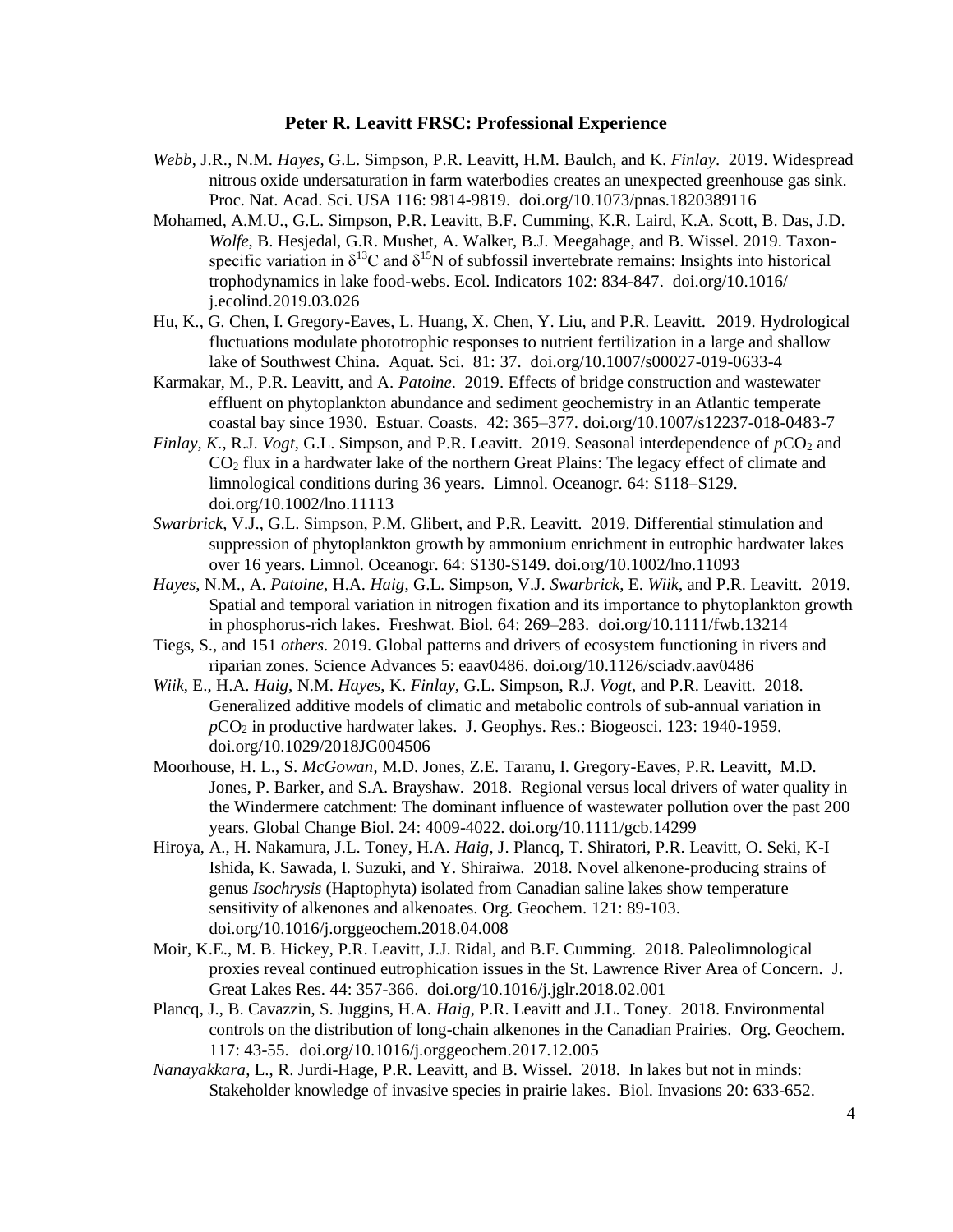**Peter R. Leavitt FRSC: Professional Experience**

*Webb*, J.R., N.M. *Hayes*, G.L. Simpson, P.R. Leavitt, H.M. Baulch, and K. *Finlay*. 2019. Widespread nitrous oxide undersaturation in farm waterbodies creates an unexpected greenhouse gas sink. Proc. Nat. Acad. Sci. USA 116: 9814-9819. doi.org/10.1073/pnas.1820389116

Mohamed, A.M.U., G.L. Simpson, P.R. Leavitt, B.F. Cumming, K.R. Laird, K.A. Scott, B. Das, J.D. *Wolfe*, B. Hesjedal, G.R. Mushet, A. Walker, B.J. Meegahage, and B. Wissel. 2019. Taxon-specific variation in $\delta^{13}C$ and $\delta^{15}N$ of subfossil invertebrate remains: Insights into historical trophodynamics in lake food-webs. Ecol. Indicators 102: 834-847. doi.org/10.1016/j.ecolind.2019.03.026

Hu, K., G. Chen, I. Gregory-Eaves, L. Huang, X. Chen, Y. Liu, and P.R. Leavitt. 2019. Hydrological fluctuations modulate phototrophic responses to nutrient fertilization in a large and shallow lake of Southwest China. Aquat. Sci. 81: 37. doi.org/10.1007/s00027-019-0633-4

Karmakar, M., P.R. Leavitt, and A. *Patoine*. 2019. Effects of bridge construction and wastewater effluent on phytoplankton abundance and sediment geochemistry in an Atlantic temperate coastal bay since 1930. Estuar. Coasts. 42: 365–377. doi.org/10.1007/s12237-018-0483-7

*Finlay, K*., R.J. *Vogt*, G.L. Simpson, and P.R. Leavitt. 2019. Seasonal interdependence of $pCO_2$ and $CO_2$ flux in a hardwater lake of the northern Great Plains: The legacy effect of climate and limnological conditions during 36 years. Limnol. Oceanogr. 64: S118–S129. doi.org/10.1002/lno.11113

*Swarbrick*, V.J., G.L. Simpson, P.M. Glibert, and P.R. Leavitt. 2019. Differential stimulation and suppression of phytoplankton growth by ammonium enrichment in eutrophic hardwater lakes over 16 years. Limnol. Oceanogr. 64: S130-S149. doi.org/10.1002/lno.11093

*Hayes*, N.M., A. *Patoine*, H.A. *Haig*, G.L. Simpson, V.J. *Swarbrick*, E. *Wiik*, and P.R. Leavitt. 2019. Spatial and temporal variation in nitrogen fixation and its importance to phytoplankton growth in phosphorus-rich lakes. Freshwat. Biol. 64: 269–283. doi.org/10.1111/fwb.13214

Tiegs, S., and 151 *others*. 2019. Global patterns and drivers of ecosystem functioning in rivers and riparian zones. Science Advances 5: eaav0486. doi.org/10.1126/sciadv.aav0486

*Wiik*, E., H.A. *Haig*, N.M. *Hayes*, K. *Finlay*, G.L. Simpson, R.J. *Vogt*, and P.R. Leavitt. 2018. Generalized additive models of climatic and metabolic controls of sub-annual variation in $pCO_2$ in productive hardwater lakes. J. Geophys. Res.: Biogeosci. 123: 1940-1959. doi.org/10.1029/2018JG004506

Moorhouse, H. L., S. *McGowan*, M.D. Jones, Z.E. Taranu, I. Gregory-Eaves, P.R. Leavitt, M.D. Jones, P. Barker, and S.A. Brayshaw. 2018. Regional versus local drivers of water quality in the Windermere catchment: The dominant influence of wastewater pollution over the past 200 years. Global Change Biol. 24: 4009-4022. doi.org/10.1111/gcb.14299

Hiroya, A., H. Nakamura, J.L. Toney, H.A. *Haig*, J. Plancq, T. Shiratori, P.R. Leavitt, O. Seki, K-I Ishida, K. Sawada, I. Suzuki, and Y. Shiraiwa. 2018. Novel alkenone-producing strains of genus *Isochrysis* (Haptophyta) isolated from Canadian saline lakes show temperature sensitivity of alkenones and alkenoates. Org. Geochem. 121: 89-103. doi.org/10.1016/j.orggeochem.2018.04.008

Moir, K.E., M. B. Hickey, P.R. Leavitt, J.J. Ridal, and B.F. Cumming. 2018. Paleolimnological proxies reveal continued eutrophication issues in the St. Lawrence River Area of Concern. J. Great Lakes Res. 44: 357-366. doi.org/10.1016/j.jglr.2018.02.001

Plancq, J., B. Cavazzin, S. Juggins, H.A. *Haig*, P.R. Leavitt and J.L. Toney. 2018. Environmental controls on the distribution of long-chain alkenones in the Canadian Prairies. Org. Geochem. 117: 43-55. doi.org/10.1016/j.orggeochem.2017.12.005

*Nanayakkara*, L., R. Jurdi-Hage, P.R. Leavitt, and B. Wissel. 2018. In lakes but not in minds: Stakeholder knowledge of invasive species in prairie lakes. Biol. Invasions 20: 633-652.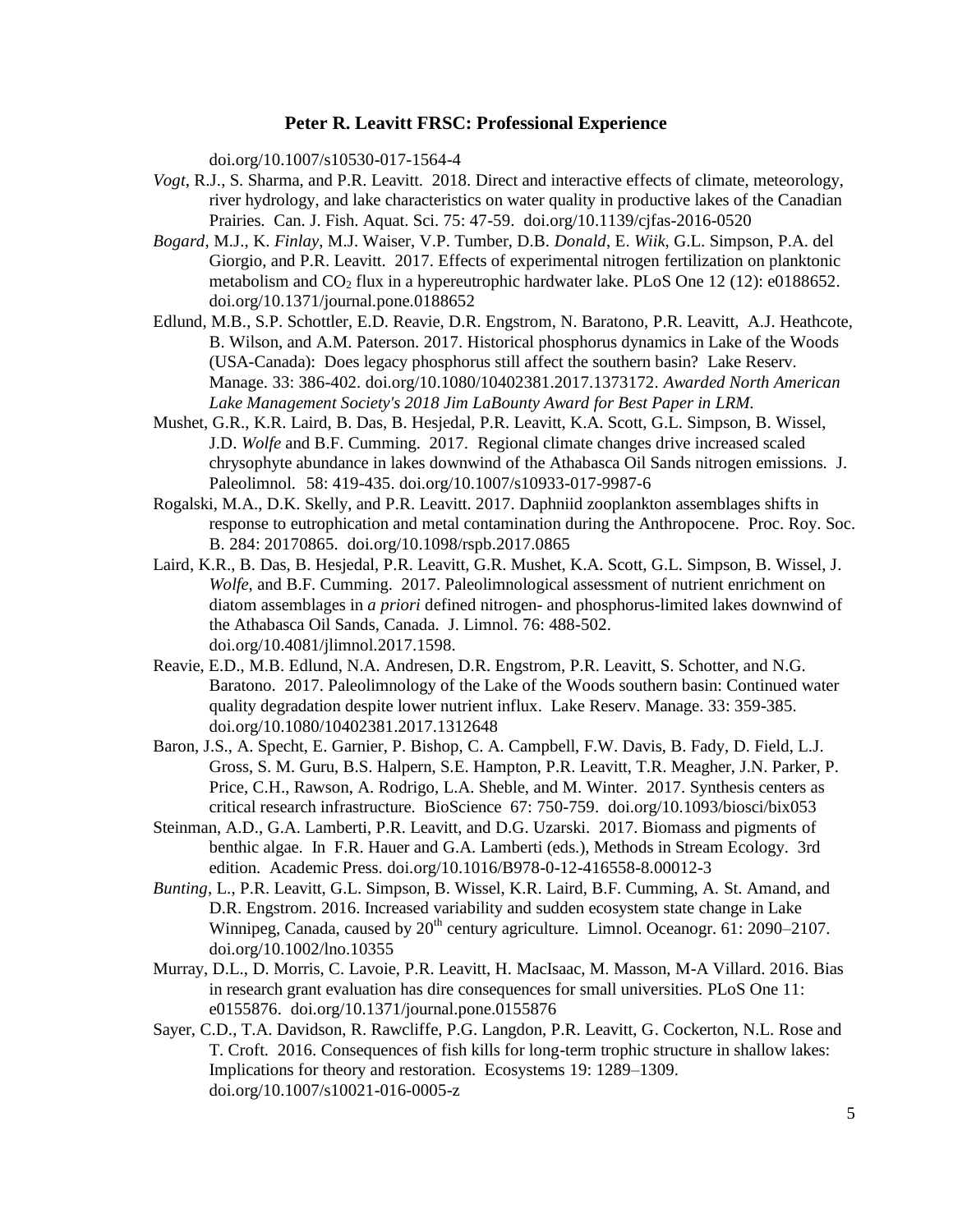doi.org/10.1007/s10530-017-1564-4

*Vogt*, R.J., S. Sharma, and P.R. Leavitt. 2018. Direct and interactive effects of climate, meteorology, river hydrology, and lake characteristics on water quality in productive lakes of the Canadian Prairies. Can. J. Fish. Aquat. Sci. 75: 47-59. doi.org/10.1139/cjfas-2016-0520

*Bogard*, M.J., K. *Finlay*, M.J. Waiser, V.P. Tumber, D.B. *Donald*, E. *Wiik*, G.L. Simpson, P.A. del Giorgio, and P.R. Leavitt. 2017. Effects of experimental nitrogen fertilization on planktonic metabolism and $CO_2$ flux in a hypereutrophic hardwater lake. PLoS One 12 (12): e0188652. doi.org/10.1371/journal.pone.0188652

Edlund, M.B., S.P. Schottler, E.D. Reavie, D.R. Engstrom, N. Baratono, P.R. Leavitt, A.J. Heathcote, B. Wilson, and A.M. Paterson. 2017. Historical phosphorus dynamics in Lake of the Woods (USA-Canada): Does legacy phosphorus still affect the southern basin? Lake Reserv. Manage. 33: 386-402. doi.org/10.1080/10402381.2017.1373172. *Awarded North American Lake Management Society's 2018 Jim LaBounty Award for Best Paper in LRM.*

Mushet, G.R., K.R. Laird, B. Das, B. Hesjedal, P.R. Leavitt, K.A. Scott, G.L. Simpson, B. Wissel, J.D. *Wolfe* and B.F. Cumming. 2017. Regional climate changes drive increased scaled chrysophyte abundance in lakes downwind of the Athabasca Oil Sands nitrogen emissions. J. Paleolimnol. 58: 419-435. doi.org/10.1007/s10933-017-9987-6

Rogalski, M.A., D.K. Skelly, and P.R. Leavitt. 2017. Daphniid zooplankton assemblages shifts in response to eutrophication and metal contamination during the Anthropocene. Proc. Roy. Soc. B. 284: 20170865. doi.org/10.1098/rspb.2017.0865

Laird, K.R., B. Das, B. Hesjedal, P.R. Leavitt, G.R. Mushet, K.A. Scott, G.L. Simpson, B. Wissel, J. *Wolfe*, and B.F. Cumming. 2017. Paleolimnological assessment of nutrient enrichment on diatom assemblages in *a priori* defined nitrogen- and phosphorus-limited lakes downwind of the Athabasca Oil Sands, Canada. J. Limnol. 76: 488-502. doi.org/10.4081/jlimnol.2017.1598.

Reavie, E.D., M.B. Edlund, N.A. Andresen, D.R. Engstrom, P.R. Leavitt, S. Schotter, and N.G. Baratono. 2017. Paleolimnology of the Lake of the Woods southern basin: Continued water quality degradation despite lower nutrient influx. Lake Reserv. Manage. 33: 359-385. doi.org/10.1080/10402381.2017.1312648

Baron, J.S., A. Specht, E. Garnier, P. Bishop, C. A. Campbell, F.W. Davis, B. Fady, D. Field, L.J. Gross, S. M. Guru, B.S. Halpern, S.E. Hampton, P.R. Leavitt, T.R. Meagher, J.N. Parker, P. Price, C.H., Rawson, A. Rodrigo, L.A. Sheble, and M. Winter. 2017. Synthesis centers as critical research infrastructure. BioScience 67: 750-759. doi.org/10.1093/biosci/bix053

Steinman, A.D., G.A. Lamberti, P.R. Leavitt, and D.G. Uzarski. 2017. Biomass and pigments of benthic algae. In F.R. Hauer and G.A. Lamberti (eds.), Methods in Stream Ecology. 3rd edition. Academic Press. doi.org/10.1016/B978-0-12-416558-8.00012-3

*Bunting*, L., P.R. Leavitt, G.L. Simpson, B. Wissel, K.R. Laird, B.F. Cumming, A. St. Amand, and D.R. Engstrom. 2016. Increased variability and sudden ecosystem state change in Lake Winnipeg, Canada, caused by 20th century agriculture. Limnol. Oceanogr. 61: 2090–2107. doi.org/10.1002/lno.10355

Murray, D.L., D. Morris, C. Lavoie, P.R. Leavitt, H. MacIsaac, M. Masson, M-A Villard. 2016. Bias in research grant evaluation has dire consequences for small universities. PLoS One 11: e0155876. doi.org/10.1371/journal.pone.0155876

Sayer, C.D., T.A. Davidson, R. Rawcliffe, P.G. Langdon, P.R. Leavitt, G. Cockerton, N.L. Rose and T. Croft. 2016. Consequences of fish kills for long-term trophic structure in shallow lakes: Implications for theory and restoration. Ecosystems 19: 1289–1309. doi.org/10.1007/s10021-016-0005-z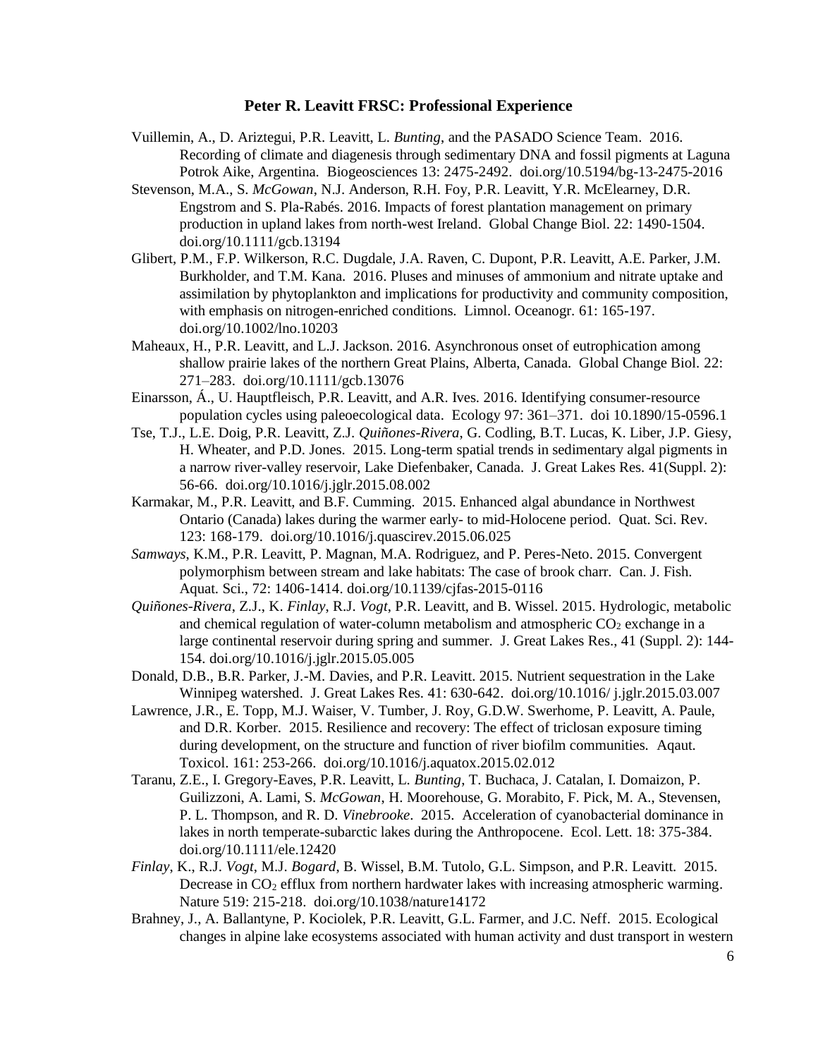**Peter R. Leavitt FRSC: Professional Experience**

Vuillemin, A., D. Ariztegui, P.R. Leavitt, L. *Bunting*, and the PASADO Science Team. 2016. Recording of climate and diagenesis through sedimentary DNA and fossil pigments at Laguna Potrok Aike, Argentina. Biogeosciences 13: 2475-2492. doi.org/10.5194/bg-13-2475-2016

Stevenson, M.A., S. *McGowan*, N.J. Anderson, R.H. Foy, P.R. Leavitt, Y.R. McElearney, D.R. Engstrom and S. Pla-Rabés. 2016. Impacts of forest plantation management on primary production in upland lakes from north-west Ireland. Global Change Biol. 22: 1490-1504. doi.org/10.1111/gcb.13194

Glibert, P.M., F.P. Wilkerson, R.C. Dugdale, J.A. Raven, C. Dupont, P.R. Leavitt, A.E. Parker, J.M. Burkholder, and T.M. Kana. 2016. Pluses and minuses of ammonium and nitrate uptake and assimilation by phytoplankton and implications for productivity and community composition, with emphasis on nitrogen-enriched conditions. Limnol. Oceanogr. 61: 165-197. doi.org/10.1002/lno.10203

Maheaux, H., P.R. Leavitt, and L.J. Jackson. 2016. Asynchronous onset of eutrophication among shallow prairie lakes of the northern Great Plains, Alberta, Canada. Global Change Biol. 22: 271–283. doi.org/10.1111/gcb.13076

Einarsson, Á., U. Hauptfleisch, P.R. Leavitt, and A.R. Ives. 2016. Identifying consumer-resource population cycles using paleoecological data. Ecology 97: 361–371. doi 10.1890/15-0596.1

Tse, T.J., L.E. Doig, P.R. Leavitt, Z.J. *Quiñones-Rivera*, G. Codling, B.T. Lucas, K. Liber, J.P. Giesy, H. Wheater, and P.D. Jones. 2015. Long-term spatial trends in sedimentary algal pigments in a narrow river-valley reservoir, Lake Diefenbaker, Canada. J. Great Lakes Res. 41(Suppl. 2): 56-66. doi.org/10.1016/j.jglr.2015.08.002

Karmakar, M., P.R. Leavitt, and B.F. Cumming. 2015. Enhanced algal abundance in Northwest Ontario (Canada) lakes during the warmer early- to mid-Holocene period. Quat. Sci. Rev. 123: 168-179. doi.org/10.1016/j.quascirev.2015.06.025

*Samways*, K.M., P.R. Leavitt, P. Magnan, M.A. Rodriguez, and P. Peres-Neto. 2015. Convergent polymorphism between stream and lake habitats: The case of brook charr. Can. J. Fish. Aquat. Sci., 72: 1406-1414. doi.org/10.1139/cjfas-2015-0116

*Quiñones-Rivera*, Z.J., K. *Finlay*, R.J. *Vogt*, P.R. Leavitt, and B. Wissel. 2015. Hydrologic, metabolic and chemical regulation of water-column metabolism and atmospheric $CO_2$ exchange in a large continental reservoir during spring and summer. J. Great Lakes Res., 41 (Suppl. 2): 144-154. doi.org/10.1016/j.jglr.2015.05.005

Donald, D.B., B.R. Parker, J.-M. Davies, and P.R. Leavitt. 2015. Nutrient sequestration in the Lake Winnipeg watershed. J. Great Lakes Res. 41: 630-642. doi.org/10.1016/ j.jglr.2015.03.007

Lawrence, J.R., E. Topp, M.J. Waiser, V. Tumber, J. Roy, G.D.W. Swerhome, P. Leavitt, A. Paule, and D.R. Korber. 2015. Resilience and recovery: The effect of triclosan exposure timing during development, on the structure and function of river biofilm communities. Aqaut. Toxicol. 161: 253-266. doi.org/10.1016/j.aquatox.2015.02.012

Taranu, Z.E., I. Gregory-Eaves, P.R. Leavitt, L. *Bunting*, T. Buchaca, J. Catalan, I. Domaizon, P. Guilizzoni, A. Lami, S. *McGowan*, H. Moorehouse, G. Morabito, F. Pick, M. A., Stevensen, P. L. Thompson, and R. D. *Vinebrooke*. 2015. Acceleration of cyanobacterial dominance in lakes in north temperate-subarctic lakes during the Anthropocene. Ecol. Lett. 18: 375-384. doi.org/10.1111/ele.12420

*Finlay*, K., R.J. *Vogt*, M.J. *Bogard*, B. Wissel, B.M. Tutolo, G.L. Simpson, and P.R. Leavitt. 2015. Decrease in $CO_2$ efflux from northern hardwater lakes with increasing atmospheric warming. Nature 519: 215-218. doi.org/10.1038/nature14172

Brahney, J., A. Ballantyne, P. Kociolek, P.R. Leavitt, G.L. Farmer, and J.C. Neff. 2015. Ecological changes in alpine lake ecosystems associated with human activity and dust transport in western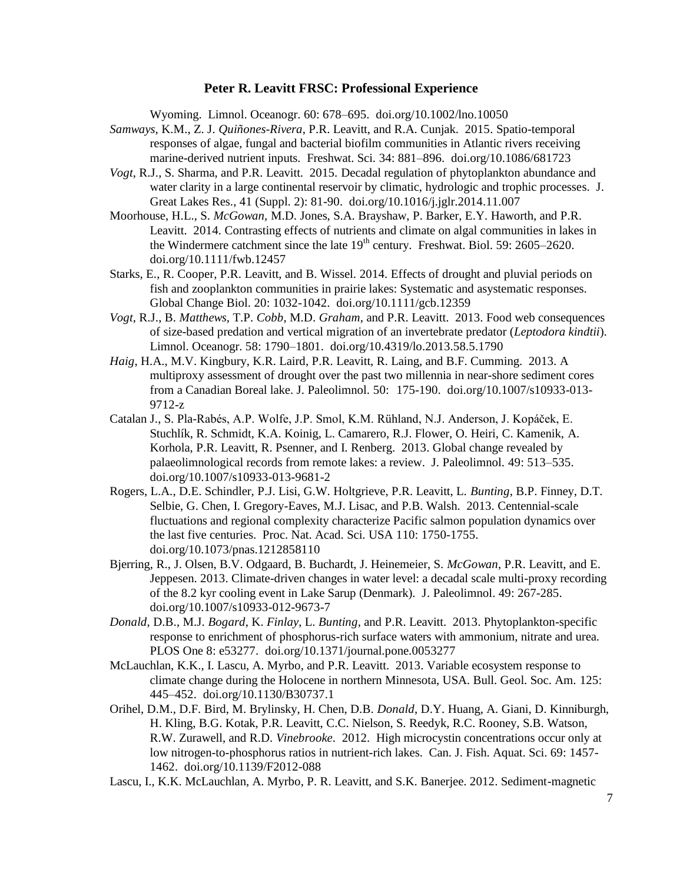Wyoming. Limnol. Oceanogr. 60: 678–695. doi.org/10.1002/lno.10050

*Samways*, K.M., Z. J. *Quiñones-Rivera*, P.R. Leavitt, and R.A. Cunjak. 2015. Spatio-temporal responses of algae, fungal and bacterial biofilm communities in Atlantic rivers receiving marine-derived nutrient inputs. Freshwat. Sci. 34: 881–896. doi.org/10.1086/681723

*Vogt*, R.J., S. Sharma, and P.R. Leavitt. 2015. Decadal regulation of phytoplankton abundance and water clarity in a large continental reservoir by climatic, hydrologic and trophic processes. J. Great Lakes Res., 41 (Suppl. 2): 81-90. doi.org/10.1016/j.jglr.2014.11.007

Moorhouse, H.L., S. *McGowan,* M.D. Jones, S.A. Brayshaw, P. Barker, E.Y. Haworth, and P.R. Leavitt. 2014. Contrasting effects of nutrients and climate on algal communities in lakes in the Windermere catchment since the late 19th century. Freshwat. Biol. 59: 2605–2620. doi.org/10.1111/fwb.12457

Starks, E., R. Cooper, P.R. Leavitt, and B. Wissel. 2014. Effects of drought and pluvial periods on fish and zooplankton communities in prairie lakes: Systematic and asystematic responses. Global Change Biol. 20: 1032-1042. doi.org/10.1111/gcb.12359

*Vogt*, R.J., B. *Matthews*, T.P. *Cobb*, M.D. *Graham*, and P.R. Leavitt. 2013. Food web consequences of size-based predation and vertical migration of an invertebrate predator (*Leptodora kindtii*). Limnol. Oceanogr. 58: 1790–1801. doi.org/10.4319/lo.2013.58.5.1790

*Haig*, H.A., M.V. Kingbury, K.R. Laird, P.R. Leavitt, R. Laing, and B.F. Cumming. 2013. A multiproxy assessment of drought over the past two millennia in near-shore sediment cores from a Canadian Boreal lake. J. Paleolimnol. 50: 175-190. doi.org/10.1007/s10933-013-9712-z

Catalan J., S. Pla-Rabés, A.P. Wolfe, J.P. Smol, K.M. Rühland, N.J. Anderson, J. Kopáček, E. Stuchlík, R. Schmidt, K.A. Koinig, L. Camarero, R.J. Flower, O. Heiri, C. Kamenik, A. Korhola, P.R. Leavitt, R. Psenner, and I. Renberg. 2013. Global change revealed by palaeolimnological records from remote lakes: a review. J. Paleolimnol. 49: 513–535. doi.org/10.1007/s10933-013-9681-2

Rogers, L.A., D.E. Schindler, P.J. Lisi, G.W. Holtgrieve, P.R. Leavitt, L. *Bunting*, B.P. Finney, D.T. Selbie, G. Chen, I. Gregory-Eaves, M.J. Lisac, and P.B. Walsh. 2013. Centennial-scale fluctuations and regional complexity characterize Pacific salmon population dynamics over the last five centuries. Proc. Nat. Acad. Sci. USA 110: 1750-1755. doi.org/10.1073/pnas.1212858110

Bjerring, R., J. Olsen, B.V. Odgaard, B. Buchardt, J. Heinemeier, S. *McGowan*, P.R. Leavitt, and E. Jeppesen. 2013. Climate-driven changes in water level: a decadal scale multi-proxy recording of the 8.2 kyr cooling event in Lake Sarup (Denmark). J. Paleolimnol. 49: 267-285. doi.org/10.1007/s10933-012-9673-7

*Donald*, D.B., M.J. *Bogard*, K. *Finlay*, L. *Bunting*, and P.R. Leavitt. 2013. Phytoplankton-specific response to enrichment of phosphorus-rich surface waters with ammonium, nitrate and urea. PLOS One 8: e53277. doi.org/10.1371/journal.pone.0053277

McLauchlan, K.K., I. Lascu, A. Myrbo, and P.R. Leavitt. 2013. Variable ecosystem response to climate change during the Holocene in northern Minnesota, USA. Bull. Geol. Soc. Am. 125: 445–452. doi.org/10.1130/B30737.1

Orihel, D.M., D.F. Bird, M. Brylinsky, H. Chen, D.B. *Donald*, D.Y. Huang, A. Giani, D. Kinniburgh, H. Kling, B.G. Kotak, P.R. Leavitt, C.C. Nielson, S. Reedyk, R.C. Rooney, S.B. Watson, R.W. Zurawell, and R.D. *Vinebrooke*. 2012. High microcystin concentrations occur only at low nitrogen-to-phosphorus ratios in nutrient-rich lakes. Can. J. Fish. Aquat. Sci. 69: 1457-1462. doi.org/10.1139/F2012-088

Lascu, I., K.K. McLauchlan, A. Myrbo, P. R. Leavitt, and S.K. Banerjee. 2012. Sediment-magnetic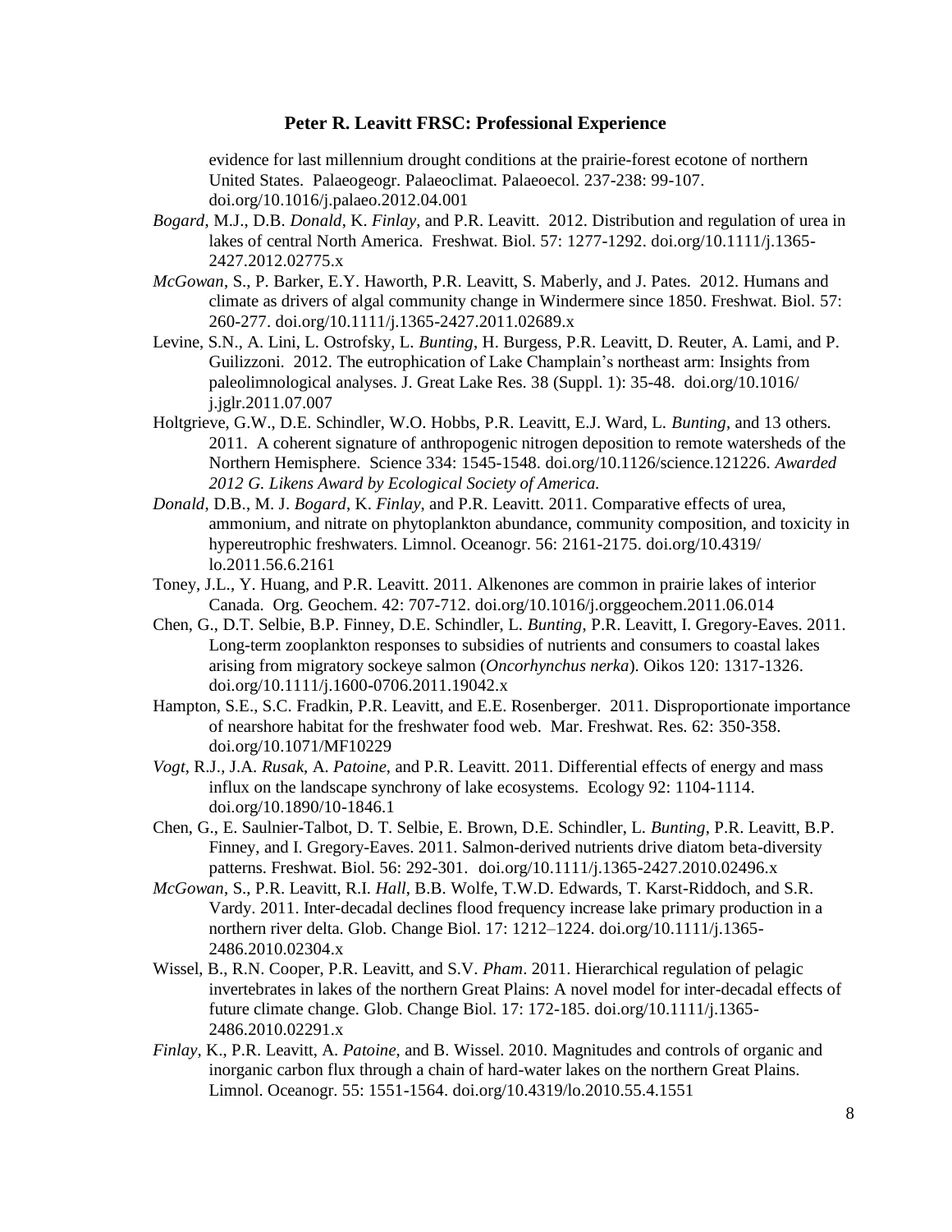evidence for last millennium drought conditions at the prairie-forest ecotone of northern United States. Palaeogeogr. Palaeoclimat. Palaeoecol. 237-238: 99-107. doi.org/10.1016/j.palaeo.2012.04.001

*Bogard*, M.J., D.B. *Donald*, K. *Finlay*, and P.R. Leavitt. 2012. Distribution and regulation of urea in lakes of central North America. Freshwat. Biol. 57: 1277-1292. doi.org/10.1111/j.1365-2427.2012.02775.x

*McGowan*, S., P. Barker, E.Y. Haworth, P.R. Leavitt, S. Maberly, and J. Pates. 2012. Humans and climate as drivers of algal community change in Windermere since 1850. Freshwat. Biol. 57: 260-277. doi.org/10.1111/j.1365-2427.2011.02689.x

Levine, S.N., A. Lini, L. Ostrofsky, L. *Bunting*, H. Burgess, P.R. Leavitt, D. Reuter, A. Lami, and P. Guilizzoni. 2012. The eutrophication of Lake Champlain's northeast arm: Insights from paleolimnological analyses. J. Great Lake Res. 38 (Suppl. 1): 35-48. doi.org/10.1016/ j.jglr.2011.07.007

Holtgrieve, G.W., D.E. Schindler, W.O. Hobbs, P.R. Leavitt, E.J. Ward, L. *Bunting*, and 13 others. 2011. A coherent signature of anthropogenic nitrogen deposition to remote watersheds of the Northern Hemisphere. Science 334: 1545-1548. doi.org/10.1126/science.121226. *Awarded 2012 G. Likens Award by Ecological Society of America.*

*Donald*, D.B., M. J. *Bogard*, K. *Finlay*, and P.R. Leavitt. 2011. Comparative effects of urea, ammonium, and nitrate on phytoplankton abundance, community composition, and toxicity in hypereutrophic freshwaters. Limnol. Oceanogr. 56: 2161-2175. doi.org/10.4319/ lo.2011.56.6.2161

Toney, J.L., Y. Huang, and P.R. Leavitt. 2011. Alkenones are common in prairie lakes of interior Canada. Org. Geochem. 42: 707-712. doi.org/10.1016/j.orggeochem.2011.06.014

Chen, G., D.T. Selbie, B.P. Finney, D.E. Schindler, L. *Bunting*, P.R. Leavitt, I. Gregory-Eaves. 2011. Long-term zooplankton responses to subsidies of nutrients and consumers to coastal lakes arising from migratory sockeye salmon (*Oncorhynchus nerka*). Oikos 120: 1317-1326. doi.org/10.1111/j.1600-0706.2011.19042.x

Hampton, S.E., S.C. Fradkin, P.R. Leavitt, and E.E. Rosenberger. 2011. Disproportionate importance of nearshore habitat for the freshwater food web. Mar. Freshwat. Res. 62: 350-358. doi.org/10.1071/MF10229

*Vogt*, R.J., J.A. *Rusak*, A. *Patoine*, and P.R. Leavitt. 2011. Differential effects of energy and mass influx on the landscape synchrony of lake ecosystems. Ecology 92: 1104-1114. doi.org/10.1890/10-1846.1

Chen, G., E. Saulnier-Talbot, D. T. Selbie, E. Brown, D.E. Schindler, L. *Bunting*, P.R. Leavitt, B.P. Finney, and I. Gregory-Eaves. 2011. Salmon-derived nutrients drive diatom beta-diversity patterns. Freshwat. Biol. 56: 292-301. doi.org/10.1111/j.1365-2427.2010.02496.x

*McGowan*, S., P.R. Leavitt, R.I. *Hall*, B.B. Wolfe, T.W.D. Edwards, T. Karst-Riddoch, and S.R. Vardy. 2011. Inter-decadal declines flood frequency increase lake primary production in a northern river delta. Glob. Change Biol. 17: 1212–1224. doi.org/10.1111/j.1365-2486.2010.02304.x

Wissel, B., R.N. Cooper, P.R. Leavitt, and S.V. *Pham*. 2011. Hierarchical regulation of pelagic invertebrates in lakes of the northern Great Plains: A novel model for inter-decadal effects of future climate change. Glob. Change Biol. 17: 172-185. doi.org/10.1111/j.1365-2486.2010.02291.x

*Finlay*, K., P.R. Leavitt, A. *Patoine*, and B. Wissel. 2010. Magnitudes and controls of organic and inorganic carbon flux through a chain of hard-water lakes on the northern Great Plains. Limnol. Oceanogr. 55: 1551-1564. doi.org/10.4319/lo.2010.55.4.1551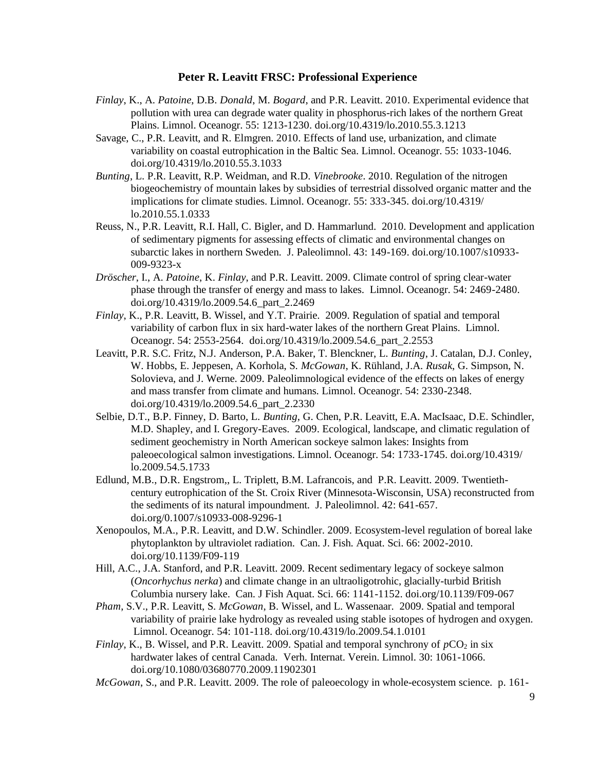**Peter R. Leavitt FRSC: Professional Experience**

*Finlay*, K., A. *Patoine*, D.B. *Donald*, M. *Bogard*, and P.R. Leavitt. 2010. Experimental evidence that pollution with urea can degrade water quality in phosphorus-rich lakes of the northern Great Plains. Limnol. Oceanogr. 55: 1213-1230. doi.org/10.4319/lo.2010.55.3.1213

Savage, C., P.R. Leavitt, and R. Elmgren. 2010. Effects of land use, urbanization, and climate variability on coastal eutrophication in the Baltic Sea. Limnol. Oceanogr. 55: 1033-1046. doi.org/10.4319/lo.2010.55.3.1033

*Bunting*, L. P.R. Leavitt, R.P. Weidman, and R.D. *Vinebrooke*. 2010. Regulation of the nitrogen biogeochemistry of mountain lakes by subsidies of terrestrial dissolved organic matter and the implications for climate studies. Limnol. Oceanogr. 55: 333-345. doi.org/10.4319/lo.2010.55.1.0333

Reuss, N., P.R. Leavitt, R.I. Hall, C. Bigler, and D. Hammarlund. 2010. Development and application of sedimentary pigments for assessing effects of climatic and environmental changes on subarctic lakes in northern Sweden. J. Paleolimnol. 43: 149-169. doi.org/10.1007/s10933-009-9323-x

*Dröscher*, I., A. *Patoine*, K. *Finlay*, and P.R. Leavitt. 2009. Climate control of spring clear-water phase through the transfer of energy and mass to lakes. Limnol. Oceanogr. 54: 2469-2480. doi.org/10.4319/lo.2009.54.6_part_2.2469

*Finlay*, K., P.R. Leavitt, B. Wissel, and Y.T. Prairie. 2009. Regulation of spatial and temporal variability of carbon flux in six hard-water lakes of the northern Great Plains. Limnol. Oceanogr. 54: 2553-2564. doi.org/10.4319/lo.2009.54.6_part_2.2553

Leavitt, P.R. S.C. Fritz, N.J. Anderson, P.A. Baker, T. Blenckner, L. *Bunting*, J. Catalan, D.J. Conley, W. Hobbs, E. Jeppesen, A. Korhola, S. *McGowan*, K. Rühland, J.A. *Rusak*, G. Simpson, N. Solovieva, and J. Werne. 2009. Paleolimnological evidence of the effects on lakes of energy and mass transfer from climate and humans. Limnol. Oceanogr. 54: 2330-2348. doi.org/10.4319/lo.2009.54.6_part_2.2330

Selbie, D.T., B.P. Finney, D. Barto, L. *Bunting*, G. Chen, P.R. Leavitt, E.A. MacIsaac, D.E. Schindler, M.D. Shapley, and I. Gregory-Eaves. 2009. Ecological, landscape, and climatic regulation of sediment geochemistry in North American sockeye salmon lakes: Insights from paleoecological salmon investigations. Limnol. Oceanogr. 54: 1733-1745. doi.org/10.4319/lo.2009.54.5.1733

Edlund, M.B., D.R. Engstrom,, L. Triplett, B.M. Lafrancois, and P.R. Leavitt. 2009. Twentieth-century eutrophication of the St. Croix River (Minnesota-Wisconsin, USA) reconstructed from the sediments of its natural impoundment. J. Paleolimnol. 42: 641-657. doi.org/0.1007/s10933-008-9296-1

Xenopoulos, M.A., P.R. Leavitt, and D.W. Schindler. 2009. Ecosystem-level regulation of boreal lake phytoplankton by ultraviolet radiation. Can. J. Fish. Aquat. Sci. 66: 2002-2010. doi.org/10.1139/F09-119

Hill, A.C., J.A. Stanford, and P.R. Leavitt. 2009. Recent sedimentary legacy of sockeye salmon (*Oncorhynchus nerka*) and climate change in an ultraoligotrohic, glacially-turbid British Columbia nursery lake. Can. J Fish Aquat. Sci. 66: 1141-1152. doi.org/10.1139/F09-067

*Pham*, S.V., P.R. Leavitt, S. *McGowan*, B. Wissel, and L. Wassenaar. 2009. Spatial and temporal variability of prairie lake hydrology as revealed using stable isotopes of hydrogen and oxygen. Limnol. Oceanogr. 54: 101-118. doi.org/10.4319/lo.2009.54.1.0101

*Finlay*, K., B. Wissel, and P.R. Leavitt. 2009. Spatial and temporal synchrony of $pCO_2$ in six hardwater lakes of central Canada. Verh. Internat. Verein. Limnol. 30: 1061-1066. doi.org/10.1080/03680770.2009.11902301

*McGowan*, S., and P.R. Leavitt. 2009. The role of paleoecology in whole-ecosystem science. p. 161-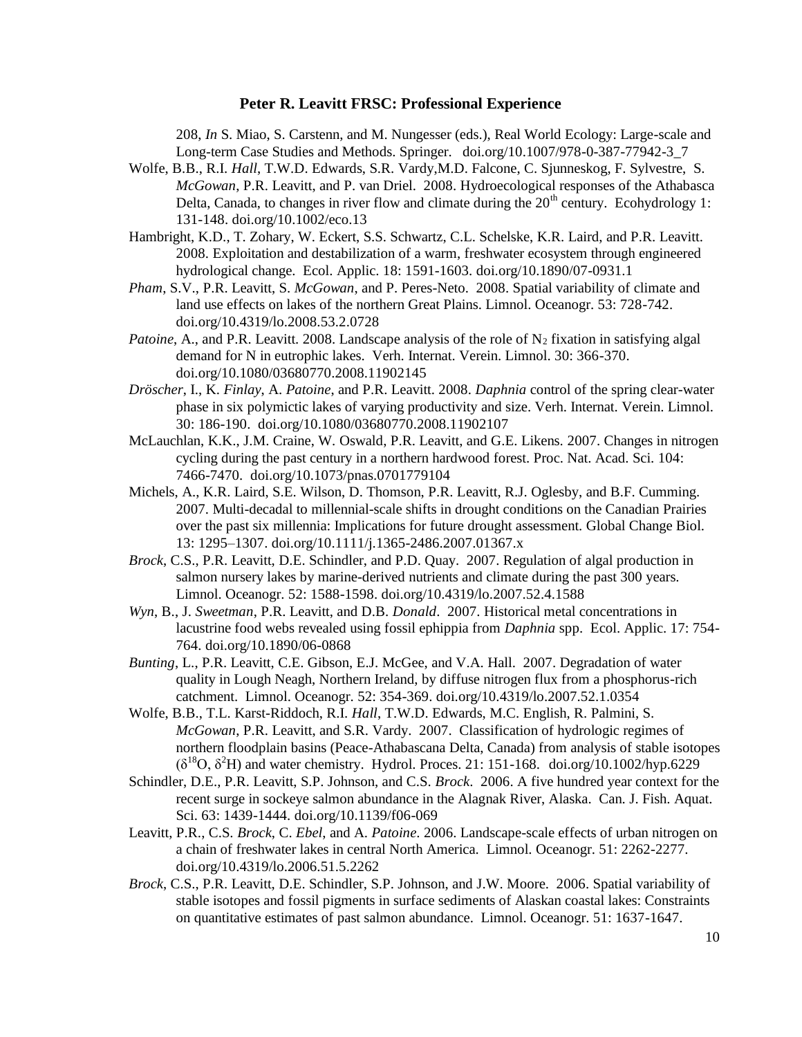208, *In* S. Miao, S. Carstenn, and M. Nungesser (eds.), Real World Ecology: Large-scale and Long-term Case Studies and Methods. Springer. doi.org/10.1007/978-0-387-77942-3_7

Wolfe, B.B., R.I. *Hall*, T.W.D. Edwards, S.R. Vardy,M.D. Falcone, C. Sjunneskog, F. Sylvestre, S. *McGowan*, P.R. Leavitt, and P. van Driel. 2008. Hydroecological responses of the Athabasca Delta, Canada, to changes in river flow and climate during the 20$^{th}$ century. Ecohydrology 1: 131-148. doi.org/10.1002/eco.13

Hambright, K.D., T. Zohary, W. Eckert, S.S. Schwartz, C.L. Schelske, K.R. Laird, and P.R. Leavitt. 2008. Exploitation and destabilization of a warm, freshwater ecosystem through engineered hydrological change. Ecol. Applic. 18: 1591-1603. doi.org/10.1890/07-0931.1

*Pham*, S.V., P.R. Leavitt, S. *McGowan*, and P. Peres-Neto. 2008. Spatial variability of climate and land use effects on lakes of the northern Great Plains. Limnol. Oceanogr. 53: 728-742. doi.org/10.4319/lo.2008.53.2.0728

*Patoine*, A., and P.R. Leavitt. 2008. Landscape analysis of the role of $N_2$ fixation in satisfying algal demand for N in eutrophic lakes. Verh. Internat. Verein. Limnol. 30: 366-370. doi.org/10.1080/03680770.2008.11902145

*Dröscher*, I., K. *Finlay*, A. *Patoine*, and P.R. Leavitt. 2008. *Daphnia* control of the spring clear-water phase in six polymictic lakes of varying productivity and size. Verh. Internat. Verein. Limnol. 30: 186-190. doi.org/10.1080/03680770.2008.11902107

McLauchlan, K.K., J.M. Craine, W. Oswald, P.R. Leavitt, and G.E. Likens. 2007. Changes in nitrogen cycling during the past century in a northern hardwood forest. Proc. Nat. Acad. Sci. 104: 7466-7470. doi.org/10.1073/pnas.0701779104

Michels, A., K.R. Laird, S.E. Wilson, D. Thomson, P.R. Leavitt, R.J. Oglesby, and B.F. Cumming. 2007. Multi-decadal to millennial-scale shifts in drought conditions on the Canadian Prairies over the past six millennia: Implications for future drought assessment. Global Change Biol. 13: 1295–1307. doi.org/10.1111/j.1365-2486.2007.01367.x

*Brock*, C.S., P.R. Leavitt, D.E. Schindler, and P.D. Quay. 2007. Regulation of algal production in salmon nursery lakes by marine-derived nutrients and climate during the past 300 years. Limnol. Oceanogr. 52: 1588-1598. doi.org/10.4319/lo.2007.52.4.1588

*Wyn*, B., J. *Sweetman*, P.R. Leavitt, and D.B. *Donald*. 2007. Historical metal concentrations in lacustrine food webs revealed using fossil ephippia from *Daphnia* spp. Ecol. Applic. 17: 754-764. doi.org/10.1890/06-0868

*Bunting*, L., P.R. Leavitt, C.E. Gibson, E.J. McGee, and V.A. Hall. 2007. Degradation of water quality in Lough Neagh, Northern Ireland, by diffuse nitrogen flux from a phosphorus-rich catchment. Limnol. Oceanogr. 52: 354-369. doi.org/10.4319/lo.2007.52.1.0354

Wolfe, B.B., T.L. Karst-Riddoch, R.I. *Hall*, T.W.D. Edwards, M.C. English, R. Palmini, S. *McGowan*, P.R. Leavitt, and S.R. Vardy. 2007. Classification of hydrologic regimes of northern floodplain basins (Peace-Athabascana Delta, Canada) from analysis of stable isotopes ($\delta^{18}O$, $\delta^{2}H$) and water chemistry. Hydrol. Proces. 21: 151-168. doi.org/10.1002/hyp.6229

Schindler, D.E., P.R. Leavitt, S.P. Johnson, and C.S. *Brock*. 2006. A five hundred year context for the recent surge in sockeye salmon abundance in the Alagnak River, Alaska. Can. J. Fish. Aquat. Sci. 63: 1439-1444. doi.org/10.1139/f06-069

Leavitt, P.R., C.S. *Brock*, C. *Ebel*, and A. *Patoine*. 2006. Landscape-scale effects of urban nitrogen on a chain of freshwater lakes in central North America. Limnol. Oceanogr. 51: 2262-2277. doi.org/10.4319/lo.2006.51.5.2262

*Brock*, C.S., P.R. Leavitt, D.E. Schindler, S.P. Johnson, and J.W. Moore. 2006. Spatial variability of stable isotopes and fossil pigments in surface sediments of Alaskan coastal lakes: Constraints on quantitative estimates of past salmon abundance. Limnol. Oceanogr. 51: 1637-1647.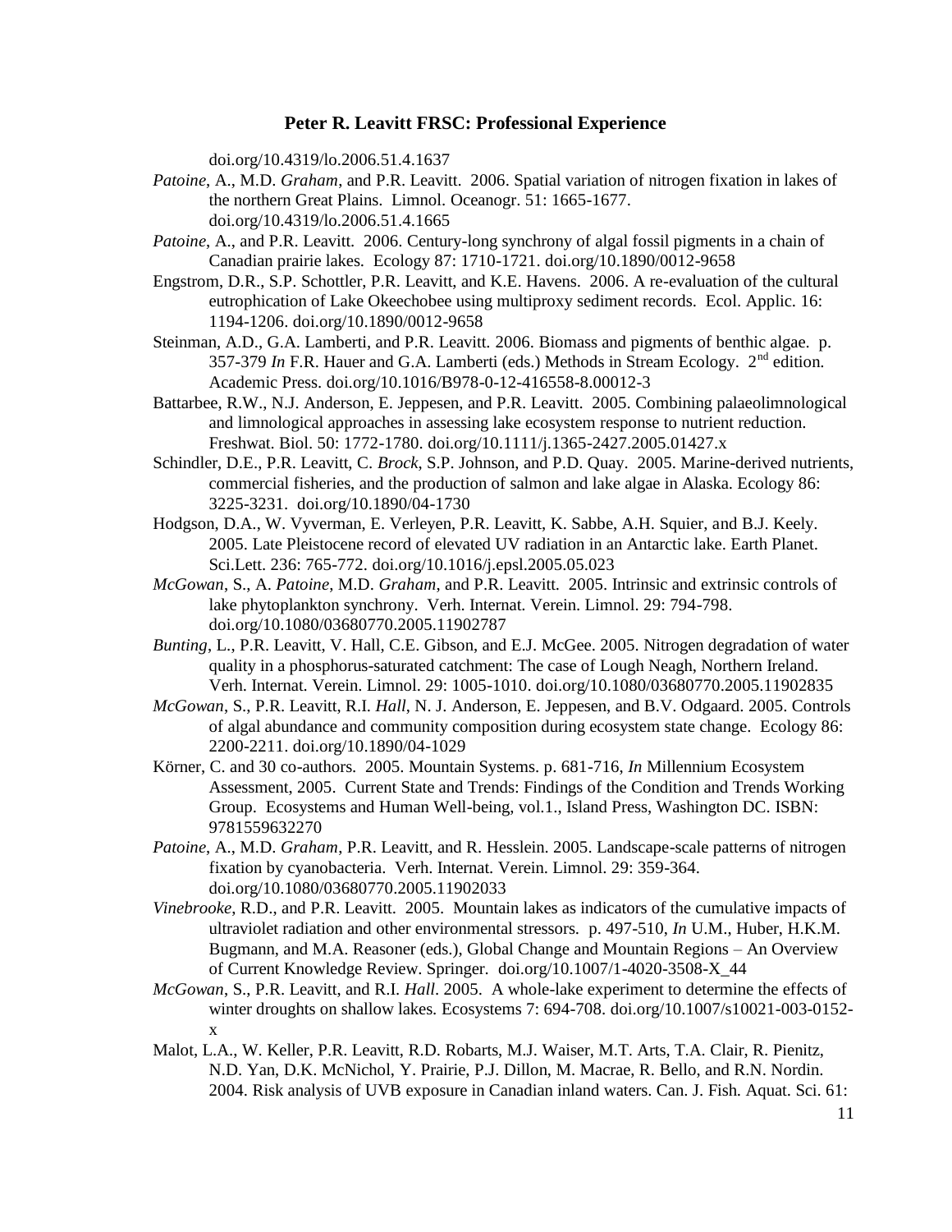doi.org/10.4319/lo.2006.51.4.1637

*Patoine*, A., M.D. *Graham*, and P.R. Leavitt. 2006. Spatial variation of nitrogen fixation in lakes of the northern Great Plains. Limnol. Oceanogr. 51: 1665-1677. doi.org/10.4319/lo.2006.51.4.1665

*Patoine*, A., and P.R. Leavitt. 2006. Century-long synchrony of algal fossil pigments in a chain of Canadian prairie lakes. Ecology 87: 1710-1721. doi.org/10.1890/0012-9658

Engstrom, D.R., S.P. Schottler, P.R. Leavitt, and K.E. Havens. 2006. A re-evaluation of the cultural eutrophication of Lake Okeechobee using multiproxy sediment records. Ecol. Applic. 16: 1194-1206. doi.org/10.1890/0012-9658

Steinman, A.D., G.A. Lamberti, and P.R. Leavitt. 2006. Biomass and pigments of benthic algae. p. 357-379 *In* F.R. Hauer and G.A. Lamberti (eds.) Methods in Stream Ecology. 2nd edition. Academic Press. doi.org/10.1016/B978-0-12-416558-8.00012-3

Battarbee, R.W., N.J. Anderson, E. Jeppesen, and P.R. Leavitt. 2005. Combining palaeolimnological and limnological approaches in assessing lake ecosystem response to nutrient reduction. Freshwat. Biol. 50: 1772-1780. doi.org/10.1111/j.1365-2427.2005.01427.x

Schindler, D.E., P.R. Leavitt, C. *Brock*, S.P. Johnson, and P.D. Quay. 2005. Marine-derived nutrients, commercial fisheries, and the production of salmon and lake algae in Alaska. Ecology 86: 3225-3231. doi.org/10.1890/04-1730

Hodgson, D.A., W. Vyverman, E. Verleyen, P.R. Leavitt, K. Sabbe, A.H. Squier, and B.J. Keely. 2005. Late Pleistocene record of elevated UV radiation in an Antarctic lake. Earth Planet. Sci.Lett. 236: 765-772. doi.org/10.1016/j.epsl.2005.05.023

*McGowan*, S., A. *Patoine*, M.D. *Graham*, and P.R. Leavitt. 2005. Intrinsic and extrinsic controls of lake phytoplankton synchrony. Verh. Internat. Verein. Limnol. 29: 794-798. doi.org/10.1080/03680770.2005.11902787

*Bunting*, L., P.R. Leavitt, V. Hall, C.E. Gibson, and E.J. McGee. 2005. Nitrogen degradation of water quality in a phosphorus-saturated catchment: The case of Lough Neagh, Northern Ireland. Verh. Internat. Verein. Limnol. 29: 1005-1010. doi.org/10.1080/03680770.2005.11902835

*McGowan*, S., P.R. Leavitt, R.I. *Hall*, N. J. Anderson, E. Jeppesen, and B.V. Odgaard. 2005. Controls of algal abundance and community composition during ecosystem state change. Ecology 86: 2200-2211. doi.org/10.1890/04-1029

Körner, C. and 30 co-authors. 2005. Mountain Systems. p. 681-716, *In* Millennium Ecosystem Assessment, 2005. Current State and Trends: Findings of the Condition and Trends Working Group. Ecosystems and Human Well-being, vol.1., Island Press, Washington DC. ISBN: 9781559632270

*Patoine*, A., M.D. *Graham*, P.R. Leavitt, and R. Hesslein. 2005. Landscape-scale patterns of nitrogen fixation by cyanobacteria. Verh. Internat. Verein. Limnol. 29: 359-364. doi.org/10.1080/03680770.2005.11902033

*Vinebrooke*, R.D., and P.R. Leavitt. 2005. Mountain lakes as indicators of the cumulative impacts of ultraviolet radiation and other environmental stressors. p. 497-510, *In* U.M., Huber, H.K.M. Bugmann, and M.A. Reasoner (eds.), Global Change and Mountain Regions – An Overview of Current Knowledge Review. Springer. doi.org/10.1007/1-4020-3508-X_44

*McGowan*, S., P.R. Leavitt, and R.I. *Hall*. 2005. A whole-lake experiment to determine the effects of winter droughts on shallow lakes. Ecosystems 7: 694-708. doi.org/10.1007/s10021-003-0152-x

Malot, L.A., W. Keller, P.R. Leavitt, R.D. Robarts, M.J. Waiser, M.T. Arts, T.A. Clair, R. Pienitz, N.D. Yan, D.K. McNichol, Y. Prairie, P.J. Dillon, M. Macrae, R. Bello, and R.N. Nordin. 2004. Risk analysis of UVB exposure in Canadian inland waters. Can. J. Fish. Aquat. Sci. 61: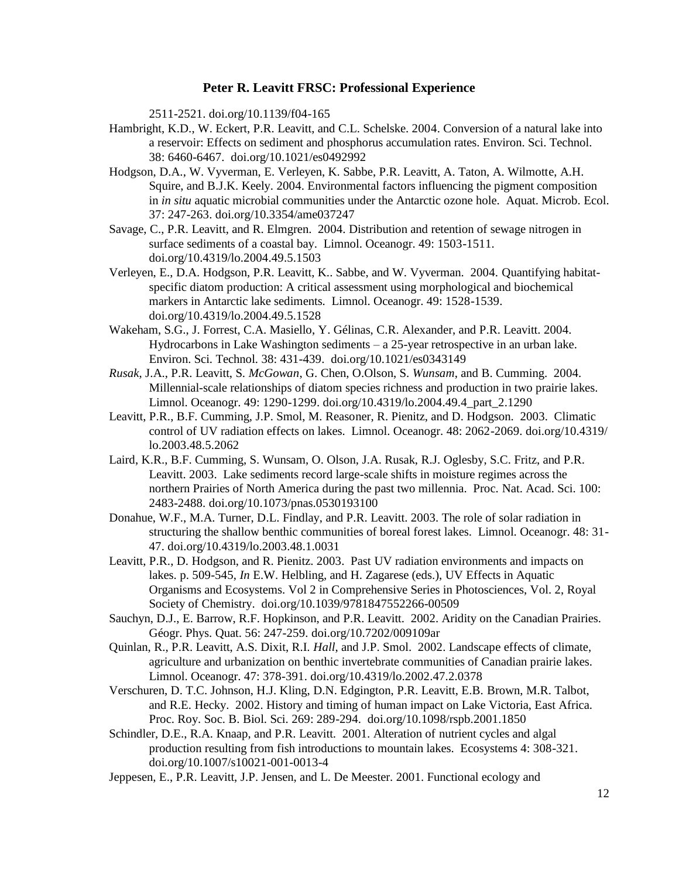2511-2521. doi.org/10.1139/f04-165

Hambright, K.D., W. Eckert, P.R. Leavitt, and C.L. Schelske. 2004. Conversion of a natural lake into a reservoir: Effects on sediment and phosphorus accumulation rates. Environ. Sci. Technol. 38: 6460-6467. doi.org/10.1021/es0492992

Hodgson, D.A., W. Vyverman, E. Verleyen, K. Sabbe, P.R. Leavitt, A. Taton, A. Wilmotte, A.H. Squire, and B.J.K. Keely. 2004. Environmental factors influencing the pigment composition in *in situ* aquatic microbial communities under the Antarctic ozone hole. Aquat. Microb. Ecol. 37: 247-263. doi.org/10.3354/ame037247

Savage, C., P.R. Leavitt, and R. Elmgren. 2004. Distribution and retention of sewage nitrogen in surface sediments of a coastal bay. Limnol. Oceanogr. 49: 1503-1511. doi.org/10.4319/lo.2004.49.5.1503

Verleyen, E., D.A. Hodgson, P.R. Leavitt, K.. Sabbe, and W. Vyverman. 2004. Quantifying habitat-specific diatom production: A critical assessment using morphological and biochemical markers in Antarctic lake sediments. Limnol. Oceanogr. 49: 1528-1539. doi.org/10.4319/lo.2004.49.5.1528

Wakeham, S.G., J. Forrest, C.A. Masiello, Y. Gélinas, C.R. Alexander, and P.R. Leavitt. 2004. Hydrocarbons in Lake Washington sediments – a 25-year retrospective in an urban lake. Environ. Sci. Technol. 38: 431-439. doi.org/10.1021/es0343149

*Rusak*, J.A., P.R. Leavitt, S. *McGowan*, G. Chen, O.Olson, S. *Wunsam*, and B. Cumming. 2004. Millennial-scale relationships of diatom species richness and production in two prairie lakes. Limnol. Oceanogr. 49: 1290-1299. doi.org/10.4319/lo.2004.49.4_part_2.1290

Leavitt, P.R., B.F. Cumming, J.P. Smol, M. Reasoner, R. Pienitz, and D. Hodgson. 2003. Climatic control of UV radiation effects on lakes. Limnol. Oceanogr. 48: 2062-2069. doi.org/10.4319/lo.2003.48.5.2062

Laird, K.R., B.F. Cumming, S. Wunsam, O. Olson, J.A. Rusak, R.J. Oglesby, S.C. Fritz, and P.R. Leavitt. 2003. Lake sediments record large-scale shifts in moisture regimes across the northern Prairies of North America during the past two millennia. Proc. Nat. Acad. Sci. 100: 2483-2488. doi.org/10.1073/pnas.0530193100

Donahue, W.F., M.A. Turner, D.L. Findlay, and P.R. Leavitt. 2003. The role of solar radiation in structuring the shallow benthic communities of boreal forest lakes. Limnol. Oceanogr. 48: 31-47. doi.org/10.4319/lo.2003.48.1.0031

Leavitt, P.R., D. Hodgson, and R. Pienitz. 2003. Past UV radiation environments and impacts on lakes. p. 509-545, *In* E.W. Helbling, and H. Zagarese (eds.), UV Effects in Aquatic Organisms and Ecosystems. Vol 2 in Comprehensive Series in Photosciences, Vol. 2, Royal Society of Chemistry. doi.org/10.1039/9781847552266-00509

Sauchyn, D.J., E. Barrow, R.F. Hopkinson, and P.R. Leavitt. 2002. Aridity on the Canadian Prairies. Géogr. Phys. Quat. 56: 247-259. doi.org/10.7202/009109ar

Quinlan, R., P.R. Leavitt, A.S. Dixit, R.I. *Hall*, and J.P. Smol. 2002. Landscape effects of climate, agriculture and urbanization on benthic invertebrate communities of Canadian prairie lakes. Limnol. Oceanogr. 47: 378-391. doi.org/10.4319/lo.2002.47.2.0378

Verschuren, D. T.C. Johnson, H.J. Kling, D.N. Edgington, P.R. Leavitt, E.B. Brown, M.R. Talbot, and R.E. Hecky. 2002. History and timing of human impact on Lake Victoria, East Africa. Proc. Roy. Soc. B. Biol. Sci. 269: 289-294. doi.org/10.1098/rspb.2001.1850

Schindler, D.E., R.A. Knaap, and P.R. Leavitt. 2001. Alteration of nutrient cycles and algal production resulting from fish introductions to mountain lakes. Ecosystems 4: 308-321. doi.org/10.1007/s10021-001-0013-4

Jeppesen, E., P.R. Leavitt, J.P. Jensen, and L. De Meester. 2001. Functional ecology and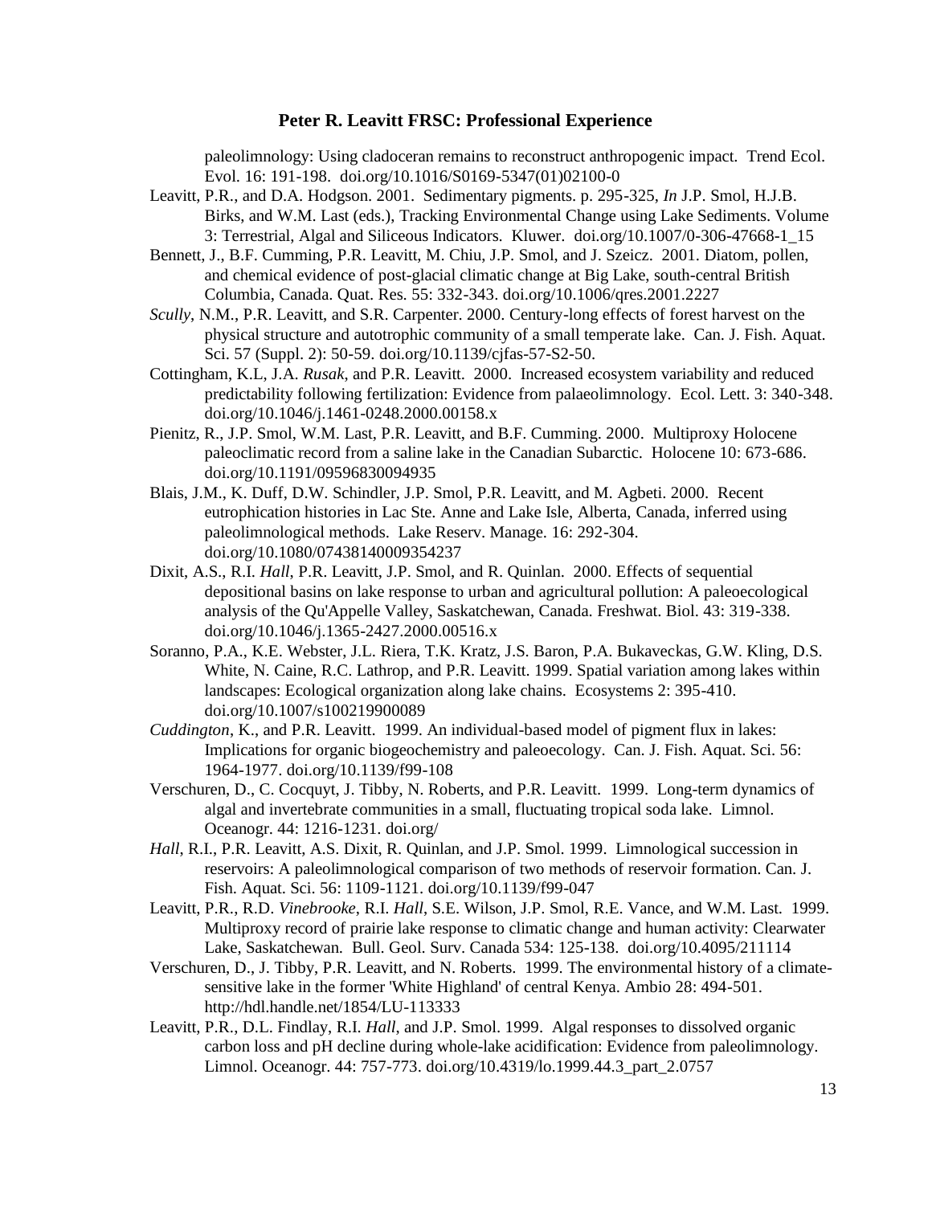paleolimnology: Using cladoceran remains to reconstruct anthropogenic impact. Trend Ecol. Evol. 16: 191-198. doi.org/10.1016/S0169-5347(01)02100-0

Leavitt, P.R., and D.A. Hodgson. 2001. Sedimentary pigments. p. 295-325, *In* J.P. Smol, H.J.B. Birks, and W.M. Last (eds.), Tracking Environmental Change using Lake Sediments. Volume 3: Terrestrial, Algal and Siliceous Indicators. Kluwer. doi.org/10.1007/0-306-47668-1_15

Bennett, J., B.F. Cumming, P.R. Leavitt, M. Chiu, J.P. Smol, and J. Szeicz. 2001. Diatom, pollen, and chemical evidence of post-glacial climatic change at Big Lake, south-central British Columbia, Canada. Quat. Res. 55: 332-343. doi.org/10.1006/qres.2001.2227

*Scully*, N.M., P.R. Leavitt, and S.R. Carpenter. 2000. Century-long effects of forest harvest on the physical structure and autotrophic community of a small temperate lake. Can. J. Fish. Aquat. Sci. 57 (Suppl. 2): 50-59. doi.org/10.1139/cjfas-57-S2-50.

Cottingham, K.L, J.A. *Rusak*, and P.R. Leavitt. 2000. Increased ecosystem variability and reduced predictability following fertilization: Evidence from palaeolimnology. Ecol. Lett. 3: 340-348. doi.org/10.1046/j.1461-0248.2000.00158.x

Pienitz, R., J.P. Smol, W.M. Last, P.R. Leavitt, and B.F. Cumming. 2000. Multiproxy Holocene paleoclimatic record from a saline lake in the Canadian Subarctic. Holocene 10: 673-686. doi.org/10.1191/09596830094935

Blais, J.M., K. Duff, D.W. Schindler, J.P. Smol, P.R. Leavitt, and M. Agbeti. 2000. Recent eutrophication histories in Lac Ste. Anne and Lake Isle, Alberta, Canada, inferred using paleolimnological methods. Lake Reserv. Manage. 16: 292-304. doi.org/10.1080/07438140009354237

Dixit, A.S., R.I. *Hall*, P.R. Leavitt, J.P. Smol, and R. Quinlan. 2000. Effects of sequential depositional basins on lake response to urban and agricultural pollution: A paleoecological analysis of the Qu'Appelle Valley, Saskatchewan, Canada. Freshwat. Biol. 43: 319-338. doi.org/10.1046/j.1365-2427.2000.00516.x

Soranno, P.A., K.E. Webster, J.L. Riera, T.K. Kratz, J.S. Baron, P.A. Bukaveckas, G.W. Kling, D.S. White, N. Caine, R.C. Lathrop, and P.R. Leavitt. 1999. Spatial variation among lakes within landscapes: Ecological organization along lake chains. Ecosystems 2: 395-410. doi.org/10.1007/s100219900089

*Cuddington*, K., and P.R. Leavitt. 1999. An individual-based model of pigment flux in lakes: Implications for organic biogeochemistry and paleoecology. Can. J. Fish. Aquat. Sci. 56: 1964-1977. doi.org/10.1139/f99-108

Verschuren, D., C. Cocquyt, J. Tibby, N. Roberts, and P.R. Leavitt. 1999. Long-term dynamics of algal and invertebrate communities in a small, fluctuating tropical soda lake. Limnol. Oceanogr. 44: 1216-1231. doi.org/

*Hall*, R.I., P.R. Leavitt, A.S. Dixit, R. Quinlan, and J.P. Smol. 1999. Limnological succession in reservoirs: A paleolimnological comparison of two methods of reservoir formation. Can. J. Fish. Aquat. Sci. 56: 1109-1121. doi.org/10.1139/f99-047

Leavitt, P.R., R.D. *Vinebrooke*, R.I. *Hall*, S.E. Wilson, J.P. Smol, R.E. Vance, and W.M. Last. 1999. Multiproxy record of prairie lake response to climatic change and human activity: Clearwater Lake, Saskatchewan. Bull. Geol. Surv. Canada 534: 125-138. doi.org/10.4095/211114

Verschuren, D., J. Tibby, P.R. Leavitt, and N. Roberts. 1999. The environmental history of a climate-sensitive lake in the former 'White Highland' of central Kenya. Ambio 28: 494-501. http://hdl.handle.net/1854/LU-113333

Leavitt, P.R., D.L. Findlay, R.I. *Hall*, and J.P. Smol. 1999. Algal responses to dissolved organic carbon loss and pH decline during whole-lake acidification: Evidence from paleolimnology. Limnol. Oceanogr. 44: 757-773. doi.org/10.4319/lo.1999.44.3_part_2.0757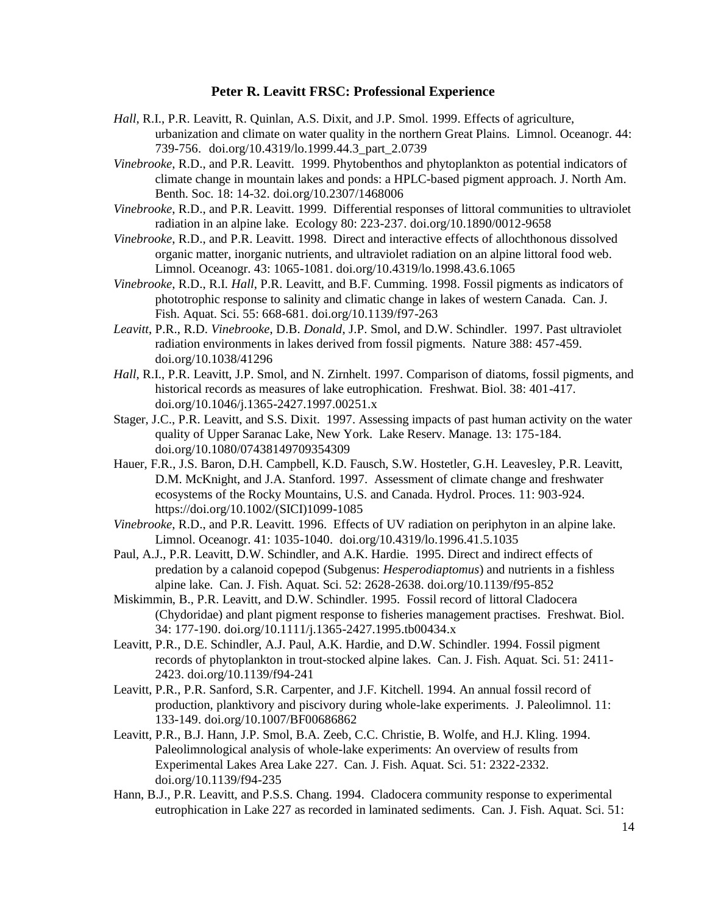**Peter R. Leavitt FRSC: Professional Experience**

*Hall*, R.I., P.R. Leavitt, R. Quinlan, A.S. Dixit, and J.P. Smol. 1999. Effects of agriculture, urbanization and climate on water quality in the northern Great Plains. Limnol. Oceanogr. 44: 739-756. doi.org/10.4319/lo.1999.44.3_part_2.0739

*Vinebrooke*, R.D., and P.R. Leavitt. 1999. Phytobenthos and phytoplankton as potential indicators of climate change in mountain lakes and ponds: a HPLC-based pigment approach. J. North Am. Benth. Soc. 18: 14-32. doi.org/10.2307/1468006

*Vinebrooke*, R.D., and P.R. Leavitt. 1999. Differential responses of littoral communities to ultraviolet radiation in an alpine lake. Ecology 80: 223-237. doi.org/10.1890/0012-9658

*Vinebrooke*, R.D., and P.R. Leavitt. 1998. Direct and interactive effects of allochthonous dissolved organic matter, inorganic nutrients, and ultraviolet radiation on an alpine littoral food web. Limnol. Oceanogr. 43: 1065-1081. doi.org/10.4319/lo.1998.43.6.1065

*Vinebrooke*, R.D., R.I. *Hall*, P.R. Leavitt, and B.F. Cumming. 1998. Fossil pigments as indicators of phototrophic response to salinity and climatic change in lakes of western Canada. Can. J. Fish. Aquat. Sci. 55: 668-681. doi.org/10.1139/f97-263

*Leavitt*, P.R., R.D. *Vinebrooke*, D.B. *Donald*, J.P. Smol, and D.W. Schindler. 1997. Past ultraviolet radiation environments in lakes derived from fossil pigments. Nature 388: 457-459. doi.org/10.1038/41296

*Hall*, R.I., P.R. Leavitt, J.P. Smol, and N. Zirnhelt. 1997. Comparison of diatoms, fossil pigments, and historical records as measures of lake eutrophication. Freshwat. Biol. 38: 401-417. doi.org/10.1046/j.1365-2427.1997.00251.x

Stager, J.C., P.R. Leavitt, and S.S. Dixit. 1997. Assessing impacts of past human activity on the water quality of Upper Saranac Lake, New York. Lake Reserv. Manage. 13: 175-184. doi.org/10.1080/07438149709354309

Hauer, F.R., J.S. Baron, D.H. Campbell, K.D. Fausch, S.W. Hostetler, G.H. Leavesley, P.R. Leavitt, D.M. McKnight, and J.A. Stanford. 1997. Assessment of climate change and freshwater ecosystems of the Rocky Mountains, U.S. and Canada. Hydrol. Proces. 11: 903-924. https://doi.org/10.1002/(SICI)1099-1085

*Vinebrooke*, R.D., and P.R. Leavitt. 1996. Effects of UV radiation on periphyton in an alpine lake. Limnol. Oceanogr. 41: 1035-1040. doi.org/10.4319/lo.1996.41.5.1035

Paul, A.J., P.R. Leavitt, D.W. Schindler, and A.K. Hardie. 1995. Direct and indirect effects of predation by a calanoid copepod (Subgenus: *Hesperodiaptomus*) and nutrients in a fishless alpine lake. Can. J. Fish. Aquat. Sci. 52: 2628-2638. doi.org/10.1139/f95-852

Miskimmin, B., P.R. Leavitt, and D.W. Schindler. 1995. Fossil record of littoral Cladocera (Chydoridae) and plant pigment response to fisheries management practises. Freshwat. Biol. 34: 177-190. doi.org/10.1111/j.1365-2427.1995.tb00434.x

Leavitt, P.R., D.E. Schindler, A.J. Paul, A.K. Hardie, and D.W. Schindler. 1994. Fossil pigment records of phytoplankton in trout-stocked alpine lakes. Can. J. Fish. Aquat. Sci. 51: 2411-2423. doi.org/10.1139/f94-241

Leavitt, P.R., P.R. Sanford, S.R. Carpenter, and J.F. Kitchell. 1994. An annual fossil record of production, planktivory and piscivory during whole-lake experiments. J. Paleolimnol. 11: 133-149. doi.org/10.1007/BF00686862

Leavitt, P.R., B.J. Hann, J.P. Smol, B.A. Zeeb, C.C. Christie, B. Wolfe, and H.J. Kling. 1994. Paleolimnological analysis of whole-lake experiments: An overview of results from Experimental Lakes Area Lake 227. Can. J. Fish. Aquat. Sci. 51: 2322-2332. doi.org/10.1139/f94-235

Hann, B.J., P.R. Leavitt, and P.S.S. Chang. 1994. Cladocera community response to experimental eutrophication in Lake 227 as recorded in laminated sediments. Can. J. Fish. Aquat. Sci. 51: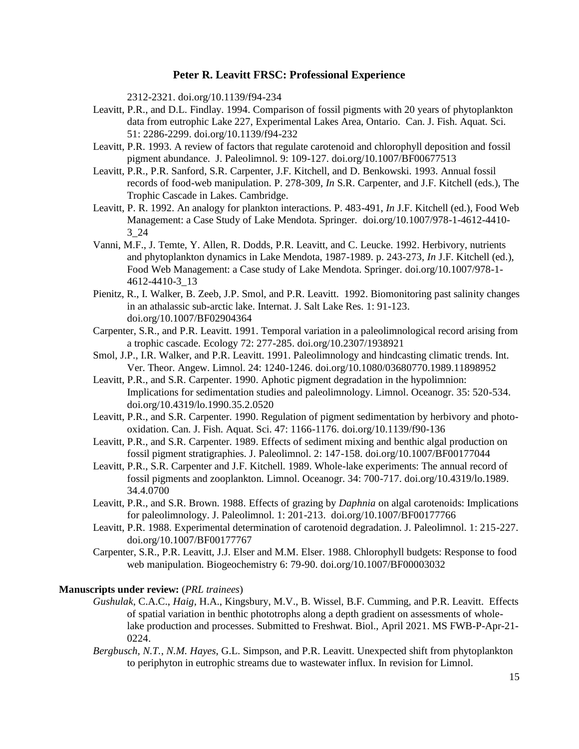2312-2321. doi.org/10.1139/f94-234

Leavitt, P.R., and D.L. Findlay. 1994. Comparison of fossil pigments with 20 years of phytoplankton data from eutrophic Lake 227, Experimental Lakes Area, Ontario. Can. J. Fish. Aquat. Sci. 51: 2286-2299. doi.org/10.1139/f94-232

Leavitt, P.R. 1993. A review of factors that regulate carotenoid and chlorophyll deposition and fossil pigment abundance. J. Paleolimnol. 9: 109-127. doi.org/10.1007/BF00677513

Leavitt, P.R., P.R. Sanford, S.R. Carpenter, J.F. Kitchell, and D. Benkowski. 1993. Annual fossil records of food-web manipulation. P. 278-309, *In* S.R. Carpenter, and J.F. Kitchell (eds.), The Trophic Cascade in Lakes. Cambridge.

Leavitt, P. R. 1992. An analogy for plankton interactions. P. 483-491, *In* J.F. Kitchell (ed.), Food Web Management: a Case Study of Lake Mendota. Springer. doi.org/10.1007/978-1-4612-4410-3_24

Vanni, M.F., J. Temte, Y. Allen, R. Dodds, P.R. Leavitt, and C. Leucke. 1992. Herbivory, nutrients and phytoplankton dynamics in Lake Mendota, 1987-1989. p. 243-273, *In* J.F. Kitchell (ed.), Food Web Management: a Case study of Lake Mendota. Springer. doi.org/10.1007/978-1-4612-4410-3_13

Pienitz, R., I. Walker, B. Zeeb, J.P. Smol, and P.R. Leavitt. 1992. Biomonitoring past salinity changes in an athalassic sub-arctic lake. Internat. J. Salt Lake Res. 1: 91-123. doi.org/10.1007/BF02904364

Carpenter, S.R., and P.R. Leavitt. 1991. Temporal variation in a paleolimnological record arising from a trophic cascade. Ecology 72: 277-285. doi.org/10.2307/1938921

Smol, J.P., I.R. Walker, and P.R. Leavitt. 1991. Paleolimnology and hindcasting climatic trends. Int. Ver. Theor. Angew. Limnol. 24: 1240-1246. doi.org/10.1080/03680770.1989.11898952

Leavitt, P.R., and S.R. Carpenter. 1990. Aphotic pigment degradation in the hypolimnion: Implications for sedimentation studies and paleolimnology. Limnol. Oceanogr. 35: 520-534. doi.org/10.4319/lo.1990.35.2.0520

Leavitt, P.R., and S.R. Carpenter. 1990. Regulation of pigment sedimentation by herbivory and photo-oxidation. Can. J. Fish. Aquat. Sci. 47: 1166-1176. doi.org/10.1139/f90-136

Leavitt, P.R., and S.R. Carpenter. 1989. Effects of sediment mixing and benthic algal production on fossil pigment stratigraphies. J. Paleolimnol. 2: 147-158. doi.org/10.1007/BF00177044

Leavitt, P.R., S.R. Carpenter and J.F. Kitchell. 1989. Whole-lake experiments: The annual record of fossil pigments and zooplankton. Limnol. Oceanogr. 34: 700-717. doi.org/10.4319/lo.1989.34.4.0700

Leavitt, P.R., and S.R. Brown. 1988. Effects of grazing by *Daphnia* on algal carotenoids: Implications for paleolimnology. J. Paleolimnol. 1: 201-213. doi.org/10.1007/BF00177766

Leavitt, P.R. 1988. Experimental determination of carotenoid degradation. J. Paleolimnol. 1: 215-227. doi.org/10.1007/BF00177767

Carpenter, S.R., P.R. Leavitt, J.J. Elser and M.M. Elser. 1988. Chlorophyll budgets: Response to food web manipulation. Biogeochemistry 6: 79-90. doi.org/10.1007/BF00003032

**Manuscripts under review:** (*PRL trainees*)

*Gushulak*, C.A.C., *Haig*, H.A., Kingsbury, M.V., B. Wissel, B.F. Cumming, and P.R. Leavitt. Effects of spatial variation in benthic phototrophs along a depth gradient on assessments of whole-lake production and processes. Submitted to Freshwat. Biol., April 2021. MS FWB-P-Apr-21-0224.

*Bergbusch, N.T.*, *N.M. Hayes*, G.L. Simpson, and P.R. Leavitt. Unexpected shift from phytoplankton to periphyton in eutrophic streams due to wastewater influx. In revision for Limnol.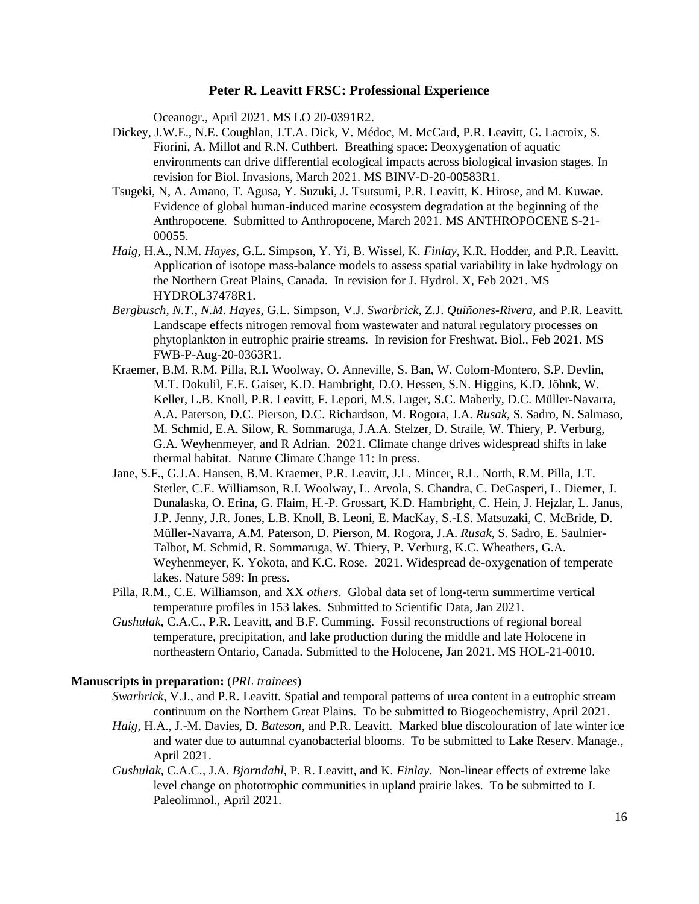Oceanogr., April 2021. MS LO 20-0391R2.

Dickey, J.W.E., N.E. Coughlan, J.T.A. Dick, V. Médoc, M. McCard, P.R. Leavitt, G. Lacroix, S. Fiorini, A. Millot and R.N. Cuthbert. Breathing space: Deoxygenation of aquatic environments can drive differential ecological impacts across biological invasion stages. In revision for Biol. Invasions, March 2021. MS BINV-D-20-00583R1.

Tsugeki, N, A. Amano, T. Agusa, Y. Suzuki, J. Tsutsumi, P.R. Leavitt, K. Hirose, and M. Kuwae. Evidence of global human-induced marine ecosystem degradation at the beginning of the Anthropocene. Submitted to Anthropocene, March 2021. MS ANTHROPOCENE S-21-00055.

*Haig*, H.A., N.M. *Hayes*, G.L. Simpson, Y. Yi, B. Wissel, K. *Finlay*, K.R. Hodder, and P.R. Leavitt. Application of isotope mass-balance models to assess spatial variability in lake hydrology on the Northern Great Plains, Canada. In revision for J. Hydrol. X, Feb 2021. MS HYDROL37478R1.

*Bergbusch, N.T.*, *N.M. Hayes*, G.L. Simpson, V.J. *Swarbrick*, Z.J. *Quiñones-Rivera*, and P.R. Leavitt. Landscape effects nitrogen removal from wastewater and natural regulatory processes on phytoplankton in eutrophic prairie streams. In revision for Freshwat. Biol., Feb 2021. MS FWB-P-Aug-20-0363R1.

Kraemer, B.M. R.M. Pilla, R.I. Woolway, O. Anneville, S. Ban, W. Colom-Montero, S.P. Devlin, M.T. Dokulil, E.E. Gaiser, K.D. Hambright, D.O. Hessen, S.N. Higgins, K.D. Jöhnk, W. Keller, L.B. Knoll, P.R. Leavitt, F. Lepori, M.S. Luger, S.C. Maberly, D.C. Müller-Navarra, A.A. Paterson, D.C. Pierson, D.C. Richardson, M. Rogora, J.A. *Rusak*, S. Sadro, N. Salmaso, M. Schmid, E.A. Silow, R. Sommaruga, J.A.A. Stelzer, D. Straile, W. Thiery, P. Verburg, G.A. Weyhenmeyer, and R Adrian. 2021. Climate change drives widespread shifts in lake thermal habitat. Nature Climate Change 11: In press.

Jane, S.F., G.J.A. Hansen, B.M. Kraemer, P.R. Leavitt, J.L. Mincer, R.L. North, R.M. Pilla, J.T. Stetler, C.E. Williamson, R.I. Woolway, L. Arvola, S. Chandra, C. DeGasperi, L. Diemer, J. Dunalaska, O. Erina, G. Flaim, H.-P. Grossart, K.D. Hambright, C. Hein, J. Hejzlar, L. Janus, J.P. Jenny, J.R. Jones, L.B. Knoll, B. Leoni, E. MacKay, S.-I.S. Matsuzaki, C. McBride, D. Müller-Navarra, A.M. Paterson, D. Pierson, M. Rogora, J.A. *Rusak*, S. Sadro, E. Saulnier-Talbot, M. Schmid, R. Sommaruga, W. Thiery, P. Verburg, K.C. Wheathers, G.A. Weyhenmeyer, K. Yokota, and K.C. Rose. 2021. Widespread de-oxygenation of temperate lakes. Nature 589: In press.

Pilla, R.M., C.E. Williamson, and XX *others*. Global data set of long-term summertime vertical temperature profiles in 153 lakes. Submitted to Scientific Data, Jan 2021.

*Gushulak*, C.A.C., P.R. Leavitt, and B.F. Cumming. Fossil reconstructions of regional boreal temperature, precipitation, and lake production during the middle and late Holocene in northeastern Ontario, Canada. Submitted to the Holocene, Jan 2021. MS HOL-21-0010.

**Manuscripts in preparation:** (*PRL trainees*)

*Swarbrick*, V.J., and P.R. Leavitt. Spatial and temporal patterns of urea content in a eutrophic stream continuum on the Northern Great Plains. To be submitted to Biogeochemistry, April 2021.

*Haig*, H.A., J.-M. Davies, D. *Bateson*, and P.R. Leavitt. Marked blue discolouration of late winter ice and water due to autumnal cyanobacterial blooms. To be submitted to Lake Reserv. Manage., April 2021.

*Gushulak*, C.A.C., J.A. *Bjorndahl*, P. R. Leavitt, and K. *Finlay*. Non-linear effects of extreme lake level change on phototrophic communities in upland prairie lakes. To be submitted to J. Paleolimnol., April 2021.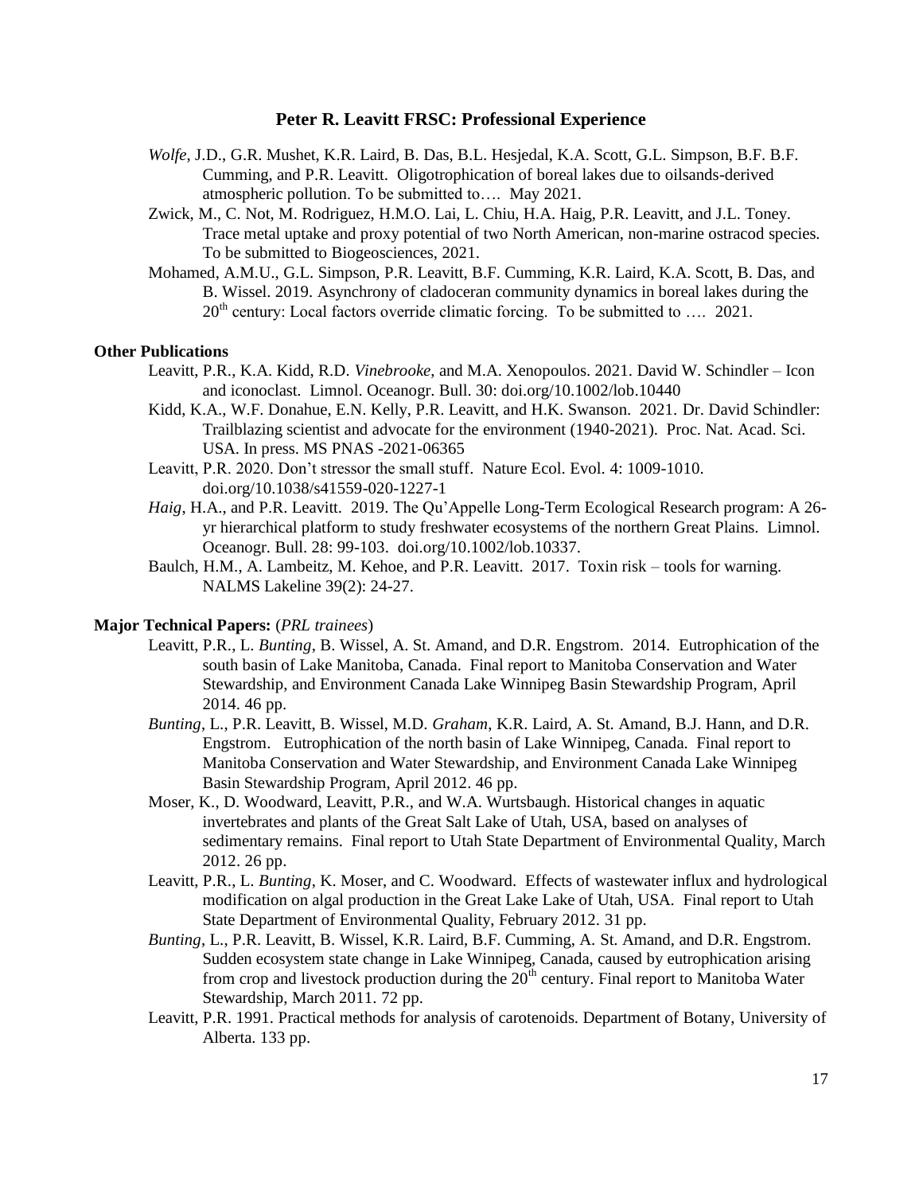## Peter R. Leavitt FRSC: Professional Experience

*Wolfe*, J.D., G.R. Mushet, K.R. Laird, B. Das, B.L. Hesjedal, K.A. Scott, G.L. Simpson, B.F. B.F. Cumming, and P.R. Leavitt. Oligotrophication of boreal lakes due to oilsands-derived atmospheric pollution. To be submitted to…. May 2021.

Zwick, M., C. Not, M. Rodriguez, H.M.O. Lai, L. Chiu, H.A. Haig, P.R. Leavitt, and J.L. Toney. Trace metal uptake and proxy potential of two North American, non-marine ostracod species. To be submitted to Biogeosciences, 2021.

Mohamed, A.M.U., G.L. Simpson, P.R. Leavitt, B.F. Cumming, K.R. Laird, K.A. Scott, B. Das, and B. Wissel. 2019. Asynchrony of cladoceran community dynamics in boreal lakes during the 20th century: Local factors override climatic forcing. To be submitted to …. 2021.

### Other Publications

Leavitt, P.R., K.A. Kidd, R.D. *Vinebrooke*, and M.A. Xenopoulos. 2021. David W. Schindler – Icon and iconoclast. Limnol. Oceanogr. Bull. 30: doi.org/10.1002/lob.10440

Kidd, K.A., W.F. Donahue, E.N. Kelly, P.R. Leavitt, and H.K. Swanson. 2021. Dr. David Schindler: Trailblazing scientist and advocate for the environment (1940-2021). Proc. Nat. Acad. Sci. USA. In press. MS PNAS -2021-06365

Leavitt, P.R. 2020. Don't stressor the small stuff. Nature Ecol. Evol. 4: 1009-1010. doi.org/10.1038/s41559-020-1227-1

*Haig*, H.A., and P.R. Leavitt. 2019. The Qu'Appelle Long-Term Ecological Research program: A 26-yr hierarchical platform to study freshwater ecosystems of the northern Great Plains. Limnol. Oceanogr. Bull. 28: 99-103. doi.org/10.1002/lob.10337.

Baulch, H.M., A. Lambeitz, M. Kehoe, and P.R. Leavitt. 2017. Toxin risk – tools for warning. NALMS Lakeline 39(2): 24-27.

### Major Technical Papers: (*PRL trainees*)

Leavitt, P.R., L. *Bunting*, B. Wissel, A. St. Amand, and D.R. Engstrom. 2014. Eutrophication of the south basin of Lake Manitoba, Canada. Final report to Manitoba Conservation and Water Stewardship, and Environment Canada Lake Winnipeg Basin Stewardship Program, April 2014. 46 pp.

*Bunting*, L., P.R. Leavitt, B. Wissel, M.D. *Graham*, K.R. Laird, A. St. Amand, B.J. Hann, and D.R. Engstrom. Eutrophication of the north basin of Lake Winnipeg, Canada. Final report to Manitoba Conservation and Water Stewardship, and Environment Canada Lake Winnipeg Basin Stewardship Program, April 2012. 46 pp.

Moser, K., D. Woodward, Leavitt, P.R., and W.A. Wurtsbaugh. Historical changes in aquatic invertebrates and plants of the Great Salt Lake of Utah, USA, based on analyses of sedimentary remains. Final report to Utah State Department of Environmental Quality, March 2012. 26 pp.

Leavitt, P.R., L. *Bunting*, K. Moser, and C. Woodward. Effects of wastewater influx and hydrological modification on algal production in the Great Lake Lake of Utah, USA. Final report to Utah State Department of Environmental Quality, February 2012. 31 pp.

*Bunting*, L., P.R. Leavitt, B. Wissel, K.R. Laird, B.F. Cumming, A. St. Amand, and D.R. Engstrom. Sudden ecosystem state change in Lake Winnipeg, Canada, caused by eutrophication arising from crop and livestock production during the 20th century. Final report to Manitoba Water Stewardship, March 2011. 72 pp.

Leavitt, P.R. 1991. Practical methods for analysis of carotenoids. Department of Botany, University of Alberta. 133 pp.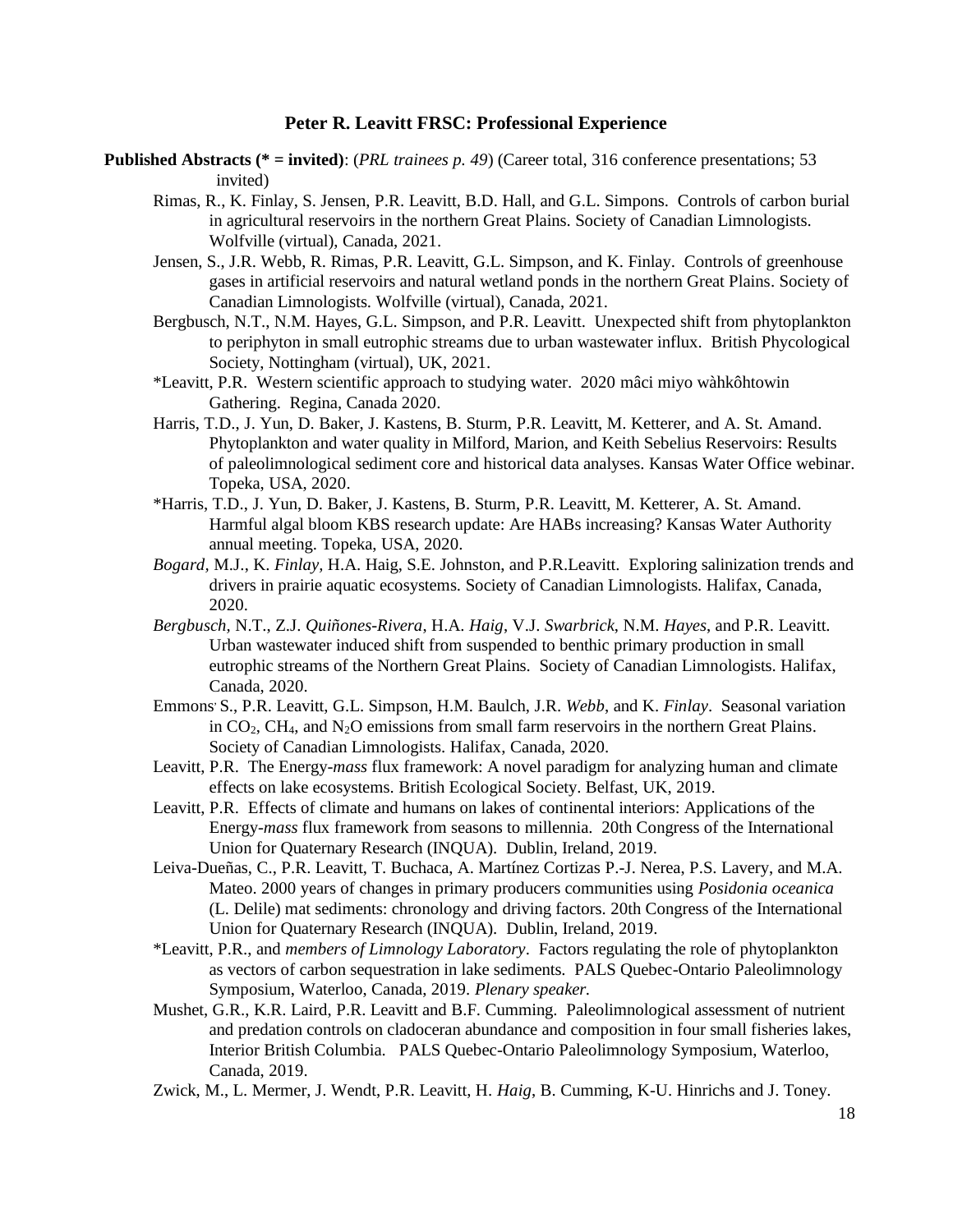**Peter R. Leavitt FRSC: Professional Experience**

**Published Abstracts (* = invited)**: (*PRL trainees p. 49*) (Career total, 316 conference presentations; 53 invited)

Rimas, R., K. Finlay, S. Jensen, P.R. Leavitt, B.D. Hall, and G.L. Simpons. Controls of carbon burial in agricultural reservoirs in the northern Great Plains. Society of Canadian Limnologists. Wolfville (virtual), Canada, 2021.

Jensen, S., J.R. Webb, R. Rimas, P.R. Leavitt, G.L. Simpson, and K. Finlay. Controls of greenhouse gases in artificial reservoirs and natural wetland ponds in the northern Great Plains. Society of Canadian Limnologists. Wolfville (virtual), Canada, 2021.

Bergbusch, N.T., N.M. Hayes, G.L. Simpson, and P.R. Leavitt. Unexpected shift from phytoplankton to periphyton in small eutrophic streams due to urban wastewater influx. British Phycological Society, Nottingham (virtual), UK, 2021.

*Leavitt, P.R. Western scientific approach to studying water. 2020 mâci miyo wàhkôhtowin Gathering. Regina, Canada 2020.

Harris, T.D., J. Yun, D. Baker, J. Kastens, B. Sturm, P.R. Leavitt, M. Ketterer, and A. St. Amand. Phytoplankton and water quality in Milford, Marion, and Keith Sebelius Reservoirs: Results of paleolimnological sediment core and historical data analyses. Kansas Water Office webinar. Topeka, USA, 2020.

*Harris, T.D., J. Yun, D. Baker, J. Kastens, B. Sturm, P.R. Leavitt, M. Ketterer, A. St. Amand. Harmful algal bloom KBS research update: Are HABs increasing? Kansas Water Authority annual meeting. Topeka, USA, 2020.

*Bogard*, M.J., K. *Finlay*, H.A. Haig, S.E. Johnston, and P.R.Leavitt. Exploring salinization trends and drivers in prairie aquatic ecosystems. Society of Canadian Limnologists. Halifax, Canada, 2020.

*Bergbusch*, N.T., Z.J. *Quiñones-Rivera*, H.A. *Haig*, V.J. *Swarbrick*, N.M. *Hayes*, and P.R. Leavitt. Urban wastewater induced shift from suspended to benthic primary production in small eutrophic streams of the Northern Great Plains. Society of Canadian Limnologists. Halifax, Canada, 2020.

Emmons, S., P.R. Leavitt, G.L. Simpson, H.M. Baulch, J.R. *Webb*, and K. *Finlay*. Seasonal variation in $CO_2$, $CH_4$, and $N_2O$ emissions from small farm reservoirs in the northern Great Plains. Society of Canadian Limnologists. Halifax, Canada, 2020.

Leavitt, P.R. The Energy-*mass* flux framework: A novel paradigm for analyzing human and climate effects on lake ecosystems. British Ecological Society. Belfast, UK, 2019.

Leavitt, P.R. Effects of climate and humans on lakes of continental interiors: Applications of the Energy-*mass* flux framework from seasons to millennia. 20th Congress of the International Union for Quaternary Research (INQUA). Dublin, Ireland, 2019.

Leiva-Dueñas, C., P.R. Leavitt, T. Buchaca, A. Martínez Cortizas P.-J. Nerea, P.S. Lavery, and M.A. Mateo. 2000 years of changes in primary producers communities using *Posidonia oceanica* (L. Delile) mat sediments: chronology and driving factors. 20th Congress of the International Union for Quaternary Research (INQUA). Dublin, Ireland, 2019.

*Leavitt, P.R., and *members of Limnology Laboratory*. Factors regulating the role of phytoplankton as vectors of carbon sequestration in lake sediments. PALS Quebec-Ontario Paleolimnology Symposium, Waterloo, Canada, 2019. *Plenary speaker.*

Mushet, G.R., K.R. Laird, P.R. Leavitt and B.F. Cumming. Paleolimnological assessment of nutrient and predation controls on cladoceran abundance and composition in four small fisheries lakes, Interior British Columbia. PALS Quebec-Ontario Paleolimnology Symposium, Waterloo, Canada, 2019.

Zwick, M., L. Mermer, J. Wendt, P.R. Leavitt, H. *Haig*, B. Cumming, K-U. Hinrichs and J. Toney.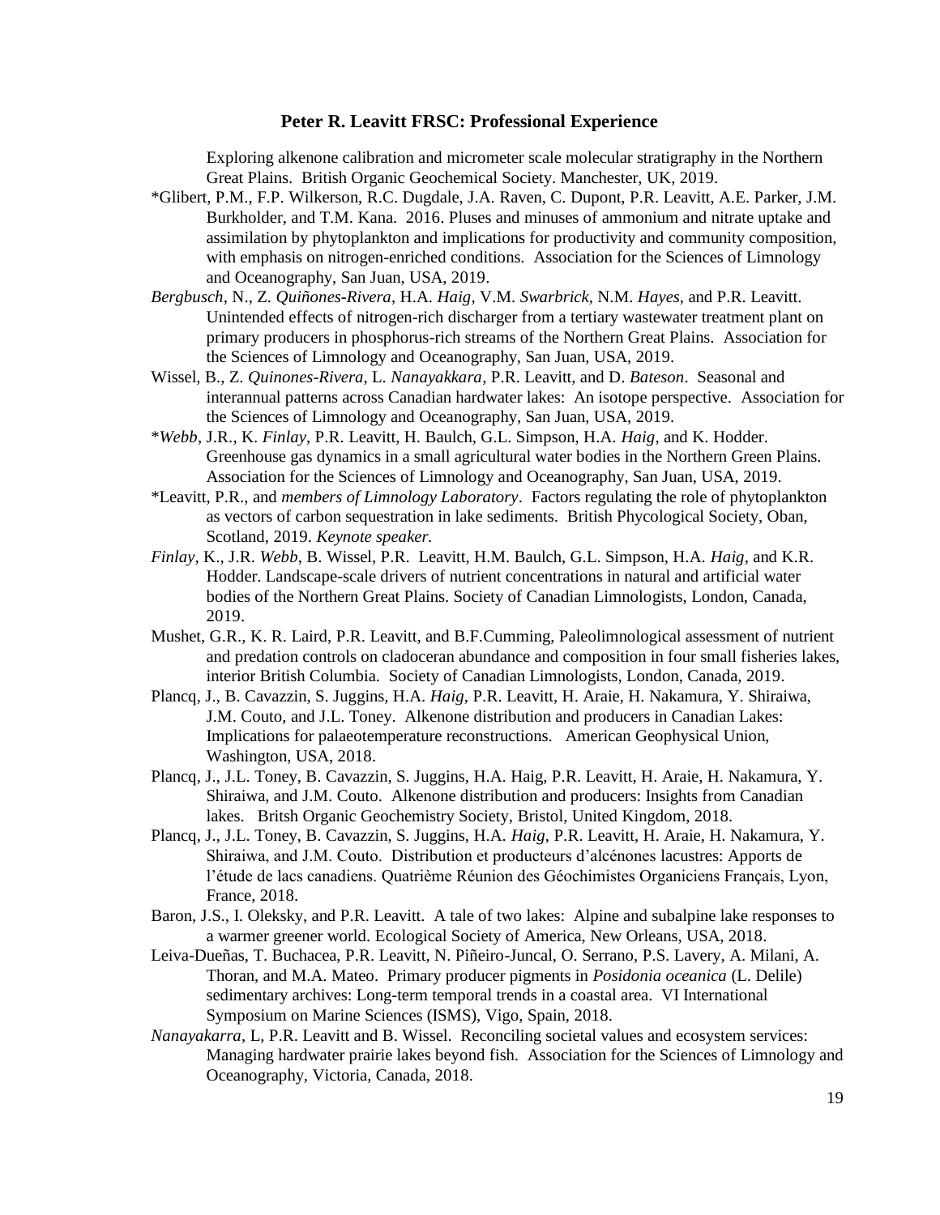Exploring alkenone calibration and micrometer scale molecular stratigraphy in the Northern Great Plains. British Organic Geochemical Society. Manchester, UK, 2019.

*Glibert, P.M., F.P. Wilkerson, R.C. Dugdale, J.A. Raven, C. Dupont, P.R. Leavitt, A.E. Parker, J.M. Burkholder, and T.M. Kana. 2016. Pluses and minuses of ammonium and nitrate uptake and assimilation by phytoplankton and implications for productivity and community composition, with emphasis on nitrogen-enriched conditions. Association for the Sciences of Limnology and Oceanography, San Juan, USA, 2019.

*Bergbusch*, N., Z. *Quiñones-Rivera*, H.A. *Haig*, V.M. *Swarbrick*, N.M. *Hayes*, and P.R. Leavitt. Unintended effects of nitrogen-rich discharger from a tertiary wastewater treatment plant on primary producers in phosphorus-rich streams of the Northern Great Plains. Association for the Sciences of Limnology and Oceanography, San Juan, USA, 2019.

Wissel, B., Z. *Quinones-Rivera*, L. *Nanayakkara*, P.R. Leavitt, and D. *Bateson*. Seasonal and interannual patterns across Canadian hardwater lakes: An isotope perspective. Association for the Sciences of Limnology and Oceanography, San Juan, USA, 2019.

**Webb*, J.R., K. *Finlay*, P.R. Leavitt, H. Baulch, G.L. Simpson, H.A. *Haig*, and K. Hodder. Greenhouse gas dynamics in a small agricultural water bodies in the Northern Green Plains. Association for the Sciences of Limnology and Oceanography, San Juan, USA, 2019.

*Leavitt, P.R., and *members of Limnology Laboratory*. Factors regulating the role of phytoplankton as vectors of carbon sequestration in lake sediments. British Phycological Society, Oban, Scotland, 2019. *Keynote speaker.*

*Finlay*, K., J.R. *Webb*, B. Wissel, P.R. Leavitt, H.M. Baulch, G.L. Simpson, H.A. *Haig*, and K.R. Hodder. Landscape-scale drivers of nutrient concentrations in natural and artificial water bodies of the Northern Great Plains. Society of Canadian Limnologists, London, Canada, 2019.

Mushet, G.R., K. R. Laird, P.R. Leavitt, and B.F.Cumming, Paleolimnological assessment of nutrient and predation controls on cladoceran abundance and composition in four small fisheries lakes, interior British Columbia. Society of Canadian Limnologists, London, Canada, 2019.

Plancq, J., B. Cavazzin, S. Juggins, H.A. *Haig*, P.R. Leavitt, H. Araie, H. Nakamura, Y. Shiraiwa, J.M. Couto, and J.L. Toney. Alkenone distribution and producers in Canadian Lakes: Implications for palaeotemperature reconstructions. American Geophysical Union, Washington, USA, 2018.

Plancq, J., J.L. Toney, B. Cavazzin, S. Juggins, H.A. Haig, P.R. Leavitt, H. Araie, H. Nakamura, Y. Shiraiwa, and J.M. Couto. Alkenone distribution and producers: Insights from Canadian lakes. Britsh Organic Geochemistry Society, Bristol, United Kingdom, 2018.

Plancq, J., J.L. Toney, B. Cavazzin, S. Juggins, H.A. *Haig*, P.R. Leavitt, H. Araie, H. Nakamura, Y. Shiraiwa, and J.M. Couto. Distribution et producteurs d'alcénones lacustres: Apports de l'étude de lacs canadiens. Quatrième Réunion des Géochimistes Organiciens Français, Lyon, France, 2018.

Baron, J.S., I. Oleksky, and P.R. Leavitt. A tale of two lakes: Alpine and subalpine lake responses to a warmer greener world. Ecological Society of America, New Orleans, USA, 2018.

Leiva-Dueñas, T. Buchacea, P.R. Leavitt, N. Piñeiro-Juncal, O. Serrano, P.S. Lavery, A. Milani, A. Thoran, and M.A. Mateo. Primary producer pigments in *Posidonia oceanica* (L. Delile) sedimentary archives: Long-term temporal trends in a coastal area. VI International Symposium on Marine Sciences (ISMS), Vigo, Spain, 2018.

*Nanayakarra*, L, P.R. Leavitt and B. Wissel. Reconciling societal values and ecosystem services: Managing hardwater prairie lakes beyond fish. Association for the Sciences of Limnology and Oceanography, Victoria, Canada, 2018.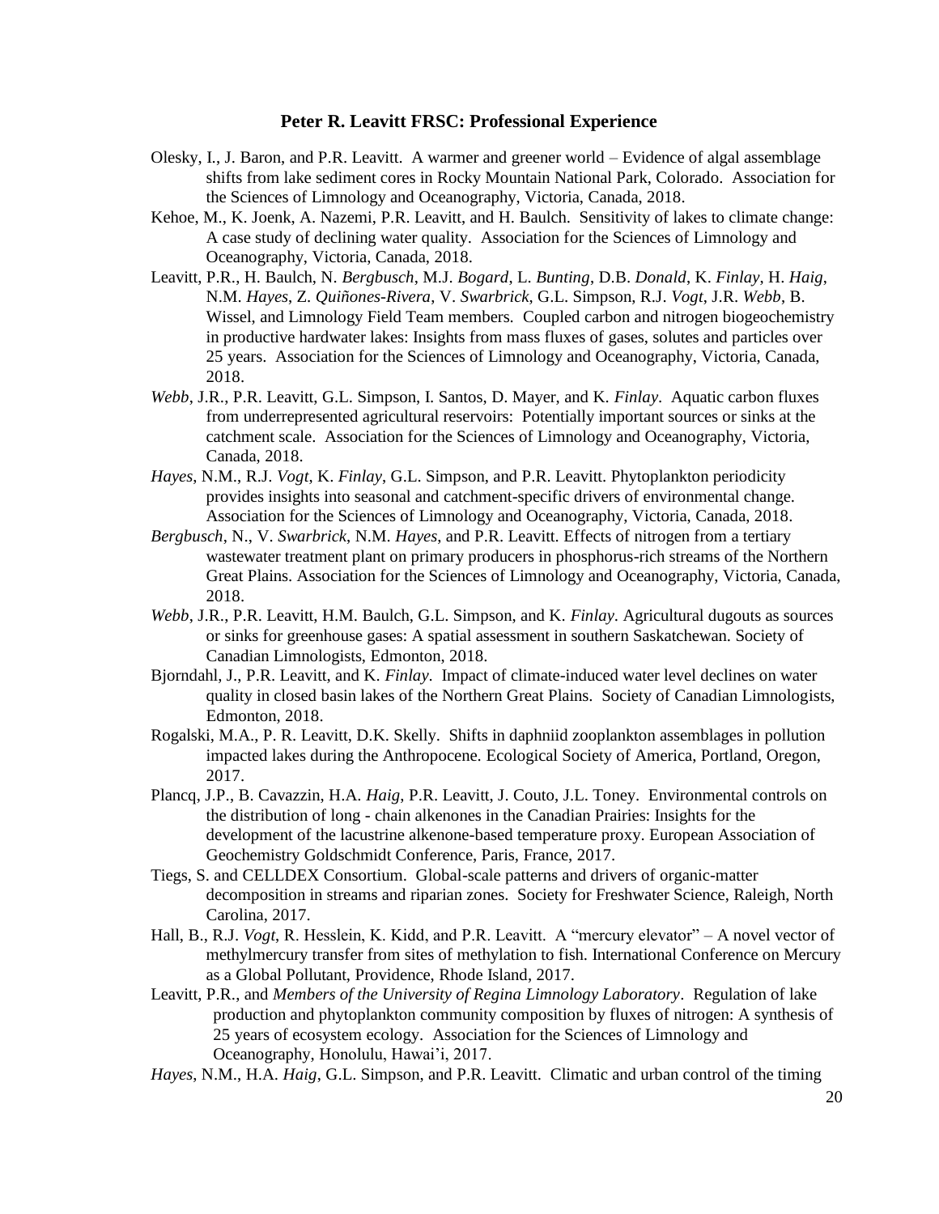**Peter R. Leavitt FRSC: Professional Experience**

Olesky, I., J. Baron, and P.R. Leavitt. A warmer and greener world – Evidence of algal assemblage shifts from lake sediment cores in Rocky Mountain National Park, Colorado. Association for the Sciences of Limnology and Oceanography, Victoria, Canada, 2018.

Kehoe, M., K. Joenk, A. Nazemi, P.R. Leavitt, and H. Baulch. Sensitivity of lakes to climate change: A case study of declining water quality. Association for the Sciences of Limnology and Oceanography, Victoria, Canada, 2018.

Leavitt, P.R., H. Baulch, N. *Bergbusch*, M.J. *Bogard*, L. *Bunting*, D.B. *Donald*, K. *Finlay*, H. *Haig*, N.M. *Hayes*, Z. *Quiñones-Rivera*, V. *Swarbrick*, G.L. Simpson, R.J. *Vogt*, J.R. *Webb*, B. Wissel, and Limnology Field Team members. Coupled carbon and nitrogen biogeochemistry in productive hardwater lakes: Insights from mass fluxes of gases, solutes and particles over 25 years. Association for the Sciences of Limnology and Oceanography, Victoria, Canada, 2018.

*Webb*, J.R., P.R. Leavitt, G.L. Simpson, I. Santos, D. Mayer, and K. *Finlay*. Aquatic carbon fluxes from underrepresented agricultural reservoirs: Potentially important sources or sinks at the catchment scale. Association for the Sciences of Limnology and Oceanography, Victoria, Canada, 2018.

*Hayes*, N.M., R.J. *Vogt*, K. *Finlay*, G.L. Simpson, and P.R. Leavitt. Phytoplankton periodicity provides insights into seasonal and catchment-specific drivers of environmental change. Association for the Sciences of Limnology and Oceanography, Victoria, Canada, 2018.

*Bergbusch*, N., V. *Swarbrick*, N.M. *Hayes*, and P.R. Leavitt. Effects of nitrogen from a tertiary wastewater treatment plant on primary producers in phosphorus-rich streams of the Northern Great Plains. Association for the Sciences of Limnology and Oceanography, Victoria, Canada, 2018.

*Webb*, J.R., P.R. Leavitt, H.M. Baulch, G.L. Simpson, and K. *Finlay*. Agricultural dugouts as sources or sinks for greenhouse gases: A spatial assessment in southern Saskatchewan. Society of Canadian Limnologists, Edmonton, 2018.

Bjorndahl, J., P.R. Leavitt, and K. *Finlay*. Impact of climate-induced water level declines on water quality in closed basin lakes of the Northern Great Plains. Society of Canadian Limnologists, Edmonton, 2018.

Rogalski, M.A., P. R. Leavitt, D.K. Skelly. Shifts in daphniid zooplankton assemblages in pollution impacted lakes during the Anthropocene. Ecological Society of America, Portland, Oregon, 2017.

Plancq, J.P., B. Cavazzin, H.A. *Haig*, P.R. Leavitt, J. Couto, J.L. Toney. Environmental controls on the distribution of long - chain alkenones in the Canadian Prairies: Insights for the development of the lacustrine alkenone-based temperature proxy. European Association of Geochemistry Goldschmidt Conference, Paris, France, 2017.

Tiegs, S. and CELLDEX Consortium. Global-scale patterns and drivers of organic-matter decomposition in streams and riparian zones. Society for Freshwater Science, Raleigh, North Carolina, 2017.

Hall, B., R.J. *Vogt*, R. Hesslein, K. Kidd, and P.R. Leavitt. A "mercury elevator" – A novel vector of methylmercury transfer from sites of methylation to fish. International Conference on Mercury as a Global Pollutant, Providence, Rhode Island, 2017.

Leavitt, P.R., and *Members of the University of Regina Limnology Laboratory*. Regulation of lake production and phytoplankton community composition by fluxes of nitrogen: A synthesis of 25 years of ecosystem ecology. Association for the Sciences of Limnology and Oceanography, Honolulu, Hawai'i, 2017.

*Hayes*, N.M., H.A. *Haig*, G.L. Simpson, and P.R. Leavitt. Climatic and urban control of the timing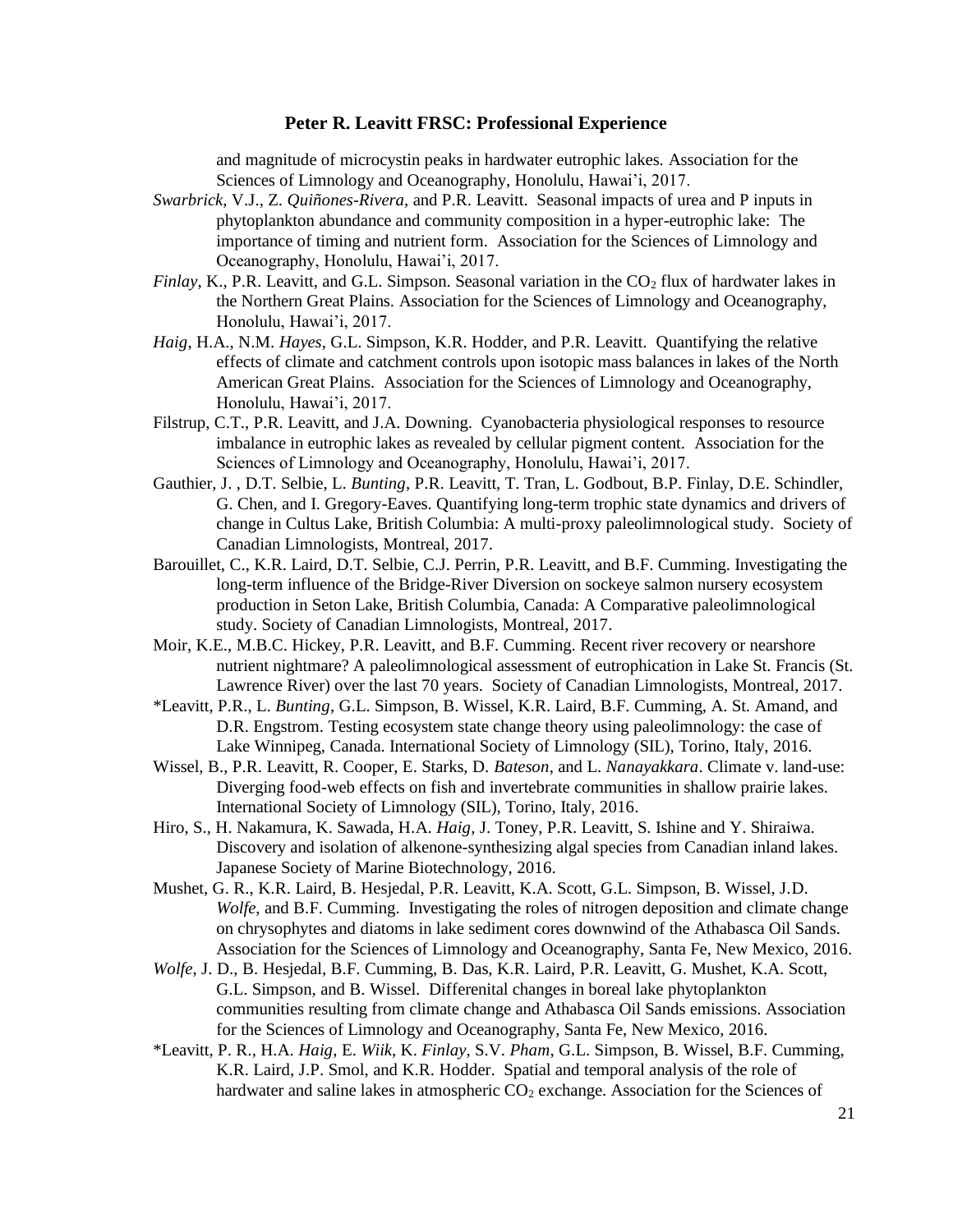and magnitude of microcystin peaks in hardwater eutrophic lakes. Association for the Sciences of Limnology and Oceanography, Honolulu, Hawai'i, 2017.

*Swarbrick*, V.J., Z. *Quiñones-Rivera*, and P.R. Leavitt. Seasonal impacts of urea and P inputs in phytoplankton abundance and community composition in a hyper-eutrophic lake: The importance of timing and nutrient form. Association for the Sciences of Limnology and Oceanography, Honolulu, Hawai'i, 2017.

*Finlay*, K., P.R. Leavitt, and G.L. Simpson. Seasonal variation in the $CO_2$ flux of hardwater lakes in the Northern Great Plains. Association for the Sciences of Limnology and Oceanography, Honolulu, Hawai'i, 2017.

*Haig*, H.A., N.M. *Hayes*, G.L. Simpson, K.R. Hodder, and P.R. Leavitt. Quantifying the relative effects of climate and catchment controls upon isotopic mass balances in lakes of the North American Great Plains. Association for the Sciences of Limnology and Oceanography, Honolulu, Hawai'i, 2017.

Filstrup, C.T., P.R. Leavitt, and J.A. Downing. Cyanobacteria physiological responses to resource imbalance in eutrophic lakes as revealed by cellular pigment content. Association for the Sciences of Limnology and Oceanography, Honolulu, Hawai'i, 2017.

Gauthier, J. , D.T. Selbie, L. *Bunting*, P.R. Leavitt, T. Tran, L. Godbout, B.P. Finlay, D.E. Schindler, G. Chen, and I. Gregory-Eaves. Quantifying long-term trophic state dynamics and drivers of change in Cultus Lake, British Columbia: A multi-proxy paleolimnological study. Society of Canadian Limnologists, Montreal, 2017.

Barouillet, C., K.R. Laird, D.T. Selbie, C.J. Perrin, P.R. Leavitt, and B.F. Cumming. Investigating the long-term influence of the Bridge-River Diversion on sockeye salmon nursery ecosystem production in Seton Lake, British Columbia, Canada: A Comparative paleolimnological study. Society of Canadian Limnologists, Montreal, 2017.

Moir, K.E., M.B.C. Hickey, P.R. Leavitt, and B.F. Cumming. Recent river recovery or nearshore nutrient nightmare? A paleolimnological assessment of eutrophication in Lake St. Francis (St. Lawrence River) over the last 70 years. Society of Canadian Limnologists, Montreal, 2017.

*Leavitt, P.R., L. *Bunting*, G.L. Simpson, B. Wissel, K.R. Laird, B.F. Cumming, A. St. Amand, and D.R. Engstrom. Testing ecosystem state change theory using paleolimnology: the case of Lake Winnipeg, Canada. International Society of Limnology (SIL), Torino, Italy, 2016.

Wissel, B., P.R. Leavitt, R. Cooper, E. Starks, D. *Bateson*, and L. *Nanayakkara*. Climate v. land-use: Diverging food-web effects on fish and invertebrate communities in shallow prairie lakes. International Society of Limnology (SIL), Torino, Italy, 2016.

Hiro, S., H. Nakamura, K. Sawada, H.A. *Haig*, J. Toney, P.R. Leavitt, S. Ishine and Y. Shiraiwa. Discovery and isolation of alkenone-synthesizing algal species from Canadian inland lakes. Japanese Society of Marine Biotechnology, 2016.

Mushet, G. R., K.R. Laird, B. Hesjedal, P.R. Leavitt, K.A. Scott, G.L. Simpson, B. Wissel, J.D. *Wolfe*, and B.F. Cumming. Investigating the roles of nitrogen deposition and climate change on chrysophytes and diatoms in lake sediment cores downwind of the Athabasca Oil Sands. Association for the Sciences of Limnology and Oceanography, Santa Fe, New Mexico, 2016.

*Wolfe*, J. D., B. Hesjedal, B.F. Cumming, B. Das, K.R. Laird, P.R. Leavitt, G. Mushet, K.A. Scott, G.L. Simpson, and B. Wissel. Differenital changes in boreal lake phytoplankton communities resulting from climate change and Athabasca Oil Sands emissions. Association for the Sciences of Limnology and Oceanography, Santa Fe, New Mexico, 2016.

*Leavitt, P. R., H.A. *Haig*, E. *Wiik*, K. *Finlay*, S.V. *Pham*, G.L. Simpson, B. Wissel, B.F. Cumming, K.R. Laird, J.P. Smol, and K.R. Hodder. Spatial and temporal analysis of the role of hardwater and saline lakes in atmospheric $CO_2$ exchange. Association for the Sciences of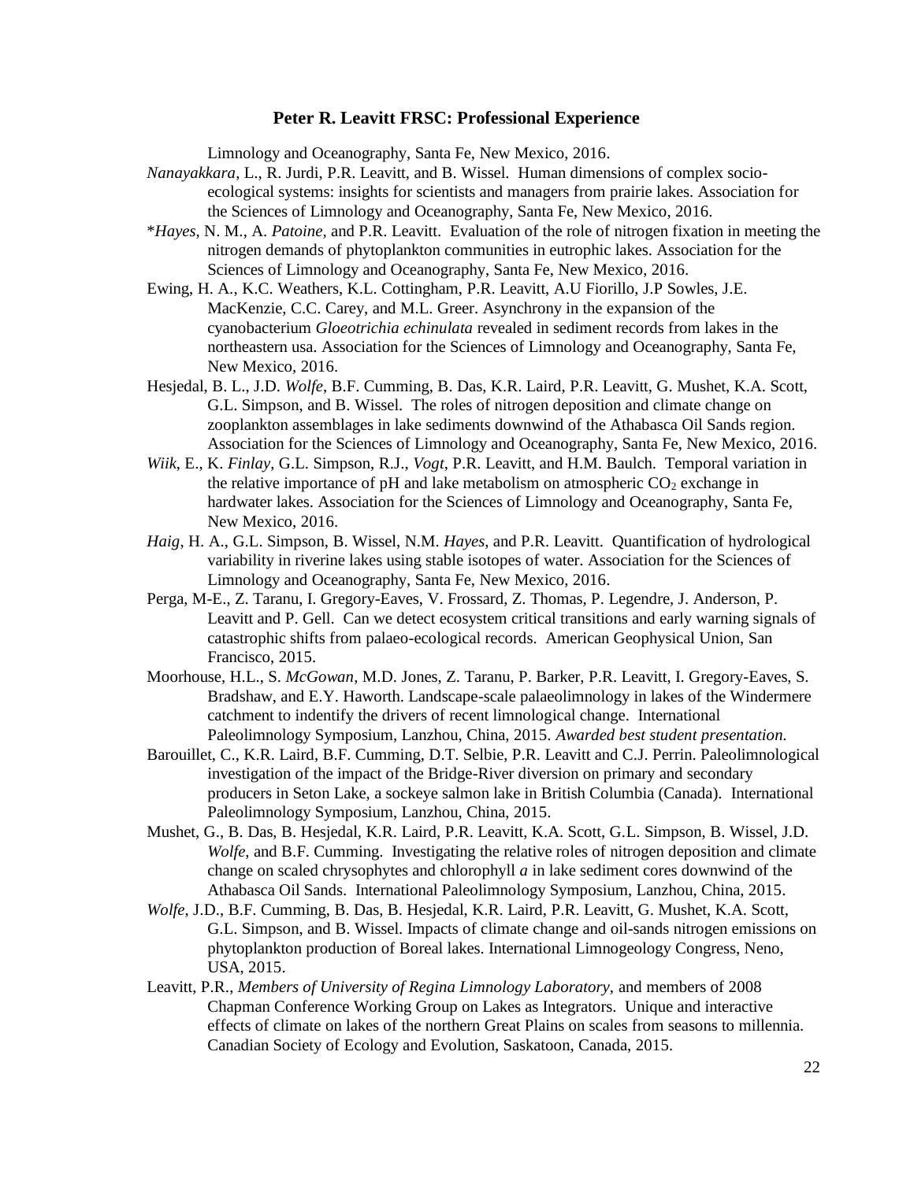Limnology and Oceanography, Santa Fe, New Mexico, 2016.

*Nanayakkara*, L., R. Jurdi, P.R. Leavitt, and B. Wissel. Human dimensions of complex socio-ecological systems: insights for scientists and managers from prairie lakes. Association for the Sciences of Limnology and Oceanography, Santa Fe, New Mexico, 2016.

\**Hayes*, N. M., A. *Patoine*, and P.R. Leavitt. Evaluation of the role of nitrogen fixation in meeting the nitrogen demands of phytoplankton communities in eutrophic lakes. Association for the Sciences of Limnology and Oceanography, Santa Fe, New Mexico, 2016.

Ewing, H. A., K.C. Weathers, K.L. Cottingham, P.R. Leavitt, A.U Fiorillo, J.P Sowles, J.E. MacKenzie, C.C. Carey, and M.L. Greer. Asynchrony in the expansion of the cyanobacterium *Gloeotrichia echinulata* revealed in sediment records from lakes in the northeastern usa. Association for the Sciences of Limnology and Oceanography, Santa Fe, New Mexico, 2016.

Hesjedal, B. L., J.D. *Wolfe*, B.F. Cumming, B. Das, K.R. Laird, P.R. Leavitt, G. Mushet, K.A. Scott, G.L. Simpson, and B. Wissel. The roles of nitrogen deposition and climate change on zooplankton assemblages in lake sediments downwind of the Athabasca Oil Sands region. Association for the Sciences of Limnology and Oceanography, Santa Fe, New Mexico, 2016.

*Wiik*, E., K. *Finlay*, G.L. Simpson, R.J., *Vogt*, P.R. Leavitt, and H.M. Baulch. Temporal variation in the relative importance of pH and lake metabolism on atmospheric $CO_2$ exchange in hardwater lakes. Association for the Sciences of Limnology and Oceanography, Santa Fe, New Mexico, 2016.

*Haig*, H. A., G.L. Simpson, B. Wissel, N.M. *Hayes*, and P.R. Leavitt. Quantification of hydrological variability in riverine lakes using stable isotopes of water. Association for the Sciences of Limnology and Oceanography, Santa Fe, New Mexico, 2016.

Perga, M-E., Z. Taranu, I. Gregory-Eaves, V. Frossard, Z. Thomas, P. Legendre, J. Anderson, P. Leavitt and P. Gell. Can we detect ecosystem critical transitions and early warning signals of catastrophic shifts from palaeo-ecological records. American Geophysical Union, San Francisco, 2015.

Moorhouse, H.L., S. *McGowan*, M.D. Jones, Z. Taranu, P. Barker, P.R. Leavitt, I. Gregory-Eaves, S. Bradshaw, and E.Y. Haworth. Landscape-scale palaeolimnology in lakes of the Windermere catchment to indentify the drivers of recent limnological change. International Paleolimnology Symposium, Lanzhou, China, 2015. *Awarded best student presentation.*

Barouillet, C., K.R. Laird, B.F. Cumming, D.T. Selbie, P.R. Leavitt and C.J. Perrin. Paleolimnological investigation of the impact of the Bridge-River diversion on primary and secondary producers in Seton Lake, a sockeye salmon lake in British Columbia (Canada). International Paleolimnology Symposium, Lanzhou, China, 2015.

Mushet, G., B. Das, B. Hesjedal, K.R. Laird, P.R. Leavitt, K.A. Scott, G.L. Simpson, B. Wissel, J.D. *Wolfe*, and B.F. Cumming. Investigating the relative roles of nitrogen deposition and climate change on scaled chrysophytes and chlorophyll *a* in lake sediment cores downwind of the Athabasca Oil Sands. International Paleolimnology Symposium, Lanzhou, China, 2015.

*Wolfe*, J.D., B.F. Cumming, B. Das, B. Hesjedal, K.R. Laird, P.R. Leavitt, G. Mushet, K.A. Scott, G.L. Simpson, and B. Wissel. Impacts of climate change and oil-sands nitrogen emissions on phytoplankton production of Boreal lakes. International Limnogeology Congress, Neno, USA, 2015.

Leavitt, P.R., *Members of University of Regina Limnology Laboratory*, and members of 2008 Chapman Conference Working Group on Lakes as Integrators. Unique and interactive effects of climate on lakes of the northern Great Plains on scales from seasons to millennia. Canadian Society of Ecology and Evolution, Saskatoon, Canada, 2015.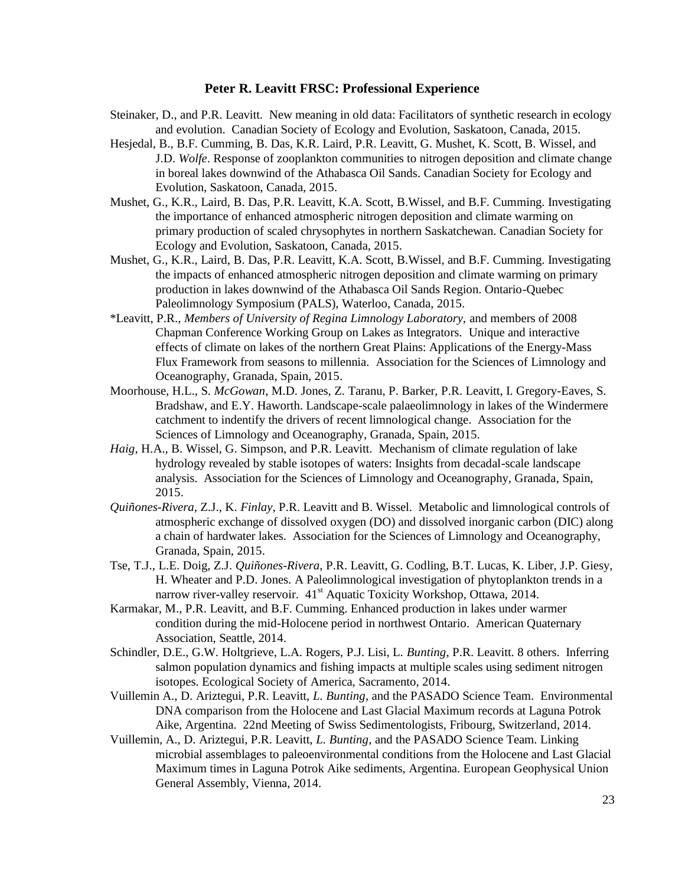**Peter R. Leavitt FRSC: Professional Experience**

Steinaker, D., and P.R. Leavitt. New meaning in old data: Facilitators of synthetic research in ecology and evolution. Canadian Society of Ecology and Evolution, Saskatoon, Canada, 2015.

Hesjedal, B., B.F. Cumming, B. Das, K.R. Laird, P.R. Leavitt, G. Mushet, K. Scott, B. Wissel, and J.D. *Wolfe*. Response of zooplankton communities to nitrogen deposition and climate change in boreal lakes downwind of the Athabasca Oil Sands. Canadian Society for Ecology and Evolution, Saskatoon, Canada, 2015.

Mushet, G., K.R., Laird, B. Das, P.R. Leavitt, K.A. Scott, B.Wissel, and B.F. Cumming. Investigating the importance of enhanced atmospheric nitrogen deposition and climate warming on primary production of scaled chrysophytes in northern Saskatchewan. Canadian Society for Ecology and Evolution, Saskatoon, Canada, 2015.

Mushet, G., K.R., Laird, B. Das, P.R. Leavitt, K.A. Scott, B.Wissel, and B.F. Cumming. Investigating the impacts of enhanced atmospheric nitrogen deposition and climate warming on primary production in lakes downwind of the Athabasca Oil Sands Region. Ontario-Quebec Paleolimnology Symposium (PALS), Waterloo, Canada, 2015.

*Leavitt, P.R., *Members of University of Regina Limnology Laboratory*, and members of 2008 Chapman Conference Working Group on Lakes as Integrators. Unique and interactive effects of climate on lakes of the northern Great Plains: Applications of the Energy-Mass Flux Framework from seasons to millennia. Association for the Sciences of Limnology and Oceanography, Granada, Spain, 2015.

Moorhouse, H.L., S. *McGowan*, M.D. Jones, Z. Taranu, P. Barker, P.R. Leavitt, I. Gregory-Eaves, S. Bradshaw, and E.Y. Haworth. Landscape-scale palaeolimnology in lakes of the Windermere catchment to indentify the drivers of recent limnological change. Association for the Sciences of Limnology and Oceanography, Granada, Spain, 2015.

*Haig*, H.A., B. Wissel, G. Simpson, and P.R. Leavitt. Mechanism of climate regulation of lake hydrology revealed by stable isotopes of waters: Insights from decadal-scale landscape analysis. Association for the Sciences of Limnology and Oceanography, Granada, Spain, 2015.

*Quiñones-Rivera*, Z.J., K. *Finlay*, P.R. Leavitt and B. Wissel. Metabolic and limnological controls of atmospheric exchange of dissolved oxygen (DO) and dissolved inorganic carbon (DIC) along a chain of hardwater lakes. Association for the Sciences of Limnology and Oceanography, Granada, Spain, 2015.

Tse, T.J., L.E. Doig, Z.J. *Quiñones-Rivera*, P.R. Leavitt, G. Codling, B.T. Lucas, K. Liber, J.P. Giesy, H. Wheater and P.D. Jones. A Paleolimnological investigation of phytoplankton trends in a narrow river-valley reservoir. 41st Aquatic Toxicity Workshop, Ottawa, 2014.

Karmakar, M., P.R. Leavitt, and B.F. Cumming. Enhanced production in lakes under warmer condition during the mid-Holocene period in northwest Ontario. American Quaternary Association, Seattle, 2014.

Schindler, D.E., G.W. Holtgrieve, L.A. Rogers, P.J. Lisi, L. *Bunting*, P.R. Leavitt. 8 others. Inferring salmon population dynamics and fishing impacts at multiple scales using sediment nitrogen isotopes. Ecological Society of America, Sacramento, 2014.

Vuillemin A., D. Ariztegui, P.R. Leavitt, *L. Bunting*, and the PASADO Science Team. Environmental DNA comparison from the Holocene and Last Glacial Maximum records at Laguna Potrok Aike, Argentina. 22nd Meeting of Swiss Sedimentologists, Fribourg, Switzerland, 2014.

Vuillemin, A., D. Ariztegui, P.R. Leavitt, *L. Bunting*, and the PASADO Science Team. Linking microbial assemblages to paleoenvironmental conditions from the Holocene and Last Glacial Maximum times in Laguna Potrok Aike sediments, Argentina. European Geophysical Union General Assembly, Vienna, 2014.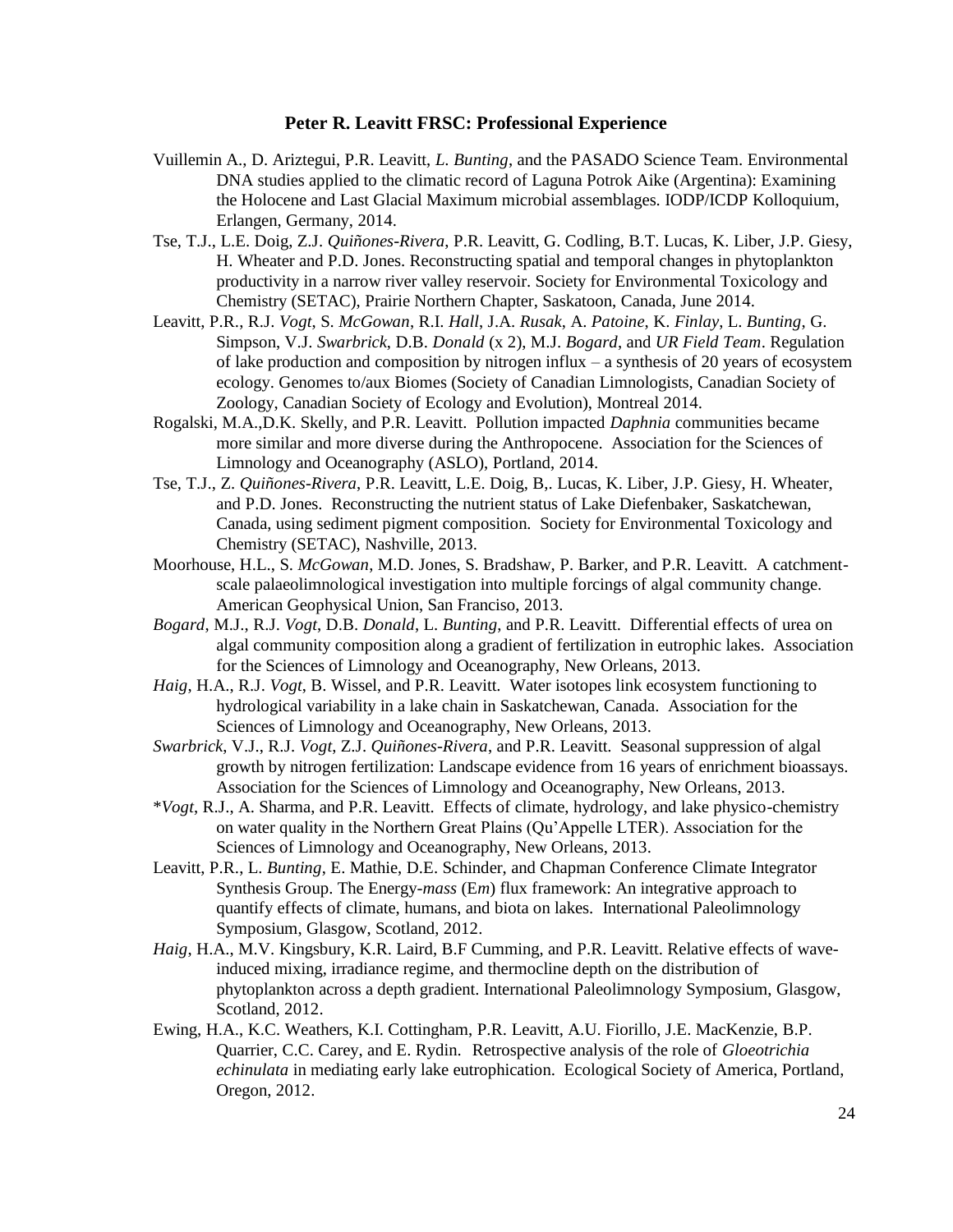**Peter R. Leavitt FRSC: Professional Experience**

Vuillemin A., D. Ariztegui, P.R. Leavitt, *L. Bunting*, and the PASADO Science Team. Environmental DNA studies applied to the climatic record of Laguna Potrok Aike (Argentina): Examining the Holocene and Last Glacial Maximum microbial assemblages. IODP/ICDP Kolloquium, Erlangen, Germany, 2014.

Tse, T.J., L.E. Doig, Z.J. *Quiñones-Rivera*, P.R. Leavitt, G. Codling, B.T. Lucas, K. Liber, J.P. Giesy, H. Wheater and P.D. Jones. Reconstructing spatial and temporal changes in phytoplankton productivity in a narrow river valley reservoir. Society for Environmental Toxicology and Chemistry (SETAC), Prairie Northern Chapter, Saskatoon, Canada, June 2014.

Leavitt, P.R., R.J. *Vogt*, S. *McGowan*, R.I. *Hall*, J.A. *Rusak*, A. *Patoine*, K. *Finlay*, L. *Bunting*, G. Simpson, V.J. *Swarbrick*, D.B. *Donald* (x 2), M.J. *Bogard*, and *UR Field Team*. Regulation of lake production and composition by nitrogen influx – a synthesis of 20 years of ecosystem ecology. Genomes to/aux Biomes (Society of Canadian Limnologists, Canadian Society of Zoology, Canadian Society of Ecology and Evolution), Montreal 2014.

Rogalski, M.A.,D.K. Skelly, and P.R. Leavitt. Pollution impacted *Daphnia* communities became more similar and more diverse during the Anthropocene. Association for the Sciences of Limnology and Oceanography (ASLO), Portland, 2014.

Tse, T.J., Z. *Quiñones-Rivera*, P.R. Leavitt, L.E. Doig, B,. Lucas, K. Liber, J.P. Giesy, H. Wheater, and P.D. Jones. Reconstructing the nutrient status of Lake Diefenbaker, Saskatchewan, Canada, using sediment pigment composition. Society for Environmental Toxicology and Chemistry (SETAC), Nashville, 2013.

Moorhouse, H.L., S. *McGowan*, M.D. Jones, S. Bradshaw, P. Barker, and P.R. Leavitt. A catchment-scale palaeolimnological investigation into multiple forcings of algal community change. American Geophysical Union, San Franciso, 2013.

*Bogard*, M.J., R.J. *Vogt*, D.B. *Donald*, L. *Bunting*, and P.R. Leavitt. Differential effects of urea on algal community composition along a gradient of fertilization in eutrophic lakes. Association for the Sciences of Limnology and Oceanography, New Orleans, 2013.

*Haig*, H.A., R.J. *Vogt*, B. Wissel, and P.R. Leavitt. Water isotopes link ecosystem functioning to hydrological variability in a lake chain in Saskatchewan, Canada. Association for the Sciences of Limnology and Oceanography, New Orleans, 2013.

*Swarbrick*, V.J., R.J. *Vogt*, Z.J. *Quiñones-Rivera*, and P.R. Leavitt. Seasonal suppression of algal growth by nitrogen fertilization: Landscape evidence from 16 years of enrichment bioassays. Association for the Sciences of Limnology and Oceanography, New Orleans, 2013.

*\*Vogt*, R.J., A. Sharma, and P.R. Leavitt. Effects of climate, hydrology, and lake physico-chemistry on water quality in the Northern Great Plains (Qu'Appelle LTER). Association for the Sciences of Limnology and Oceanography, New Orleans, 2013.

Leavitt, P.R., L. *Bunting*, E. Mathie, D.E. Schinder, and Chapman Conference Climate Integrator Synthesis Group. The Energy-*mass* (E*m*) flux framework: An integrative approach to quantify effects of climate, humans, and biota on lakes. International Paleolimnology Symposium, Glasgow, Scotland, 2012.

*Haig*, H.A., M.V. Kingsbury, K.R. Laird, B.F Cumming, and P.R. Leavitt. Relative effects of wave-induced mixing, irradiance regime, and thermocline depth on the distribution of phytoplankton across a depth gradient. International Paleolimnology Symposium, Glasgow, Scotland, 2012.

Ewing, H.A., K.C. Weathers, K.I. Cottingham, P.R. Leavitt, A.U. Fiorillo, J.E. MacKenzie, B.P. Quarrier, C.C. Carey, and E. Rydin. Retrospective analysis of the role of *Gloeotrichia echinulata* in mediating early lake eutrophication. Ecological Society of America, Portland, Oregon, 2012.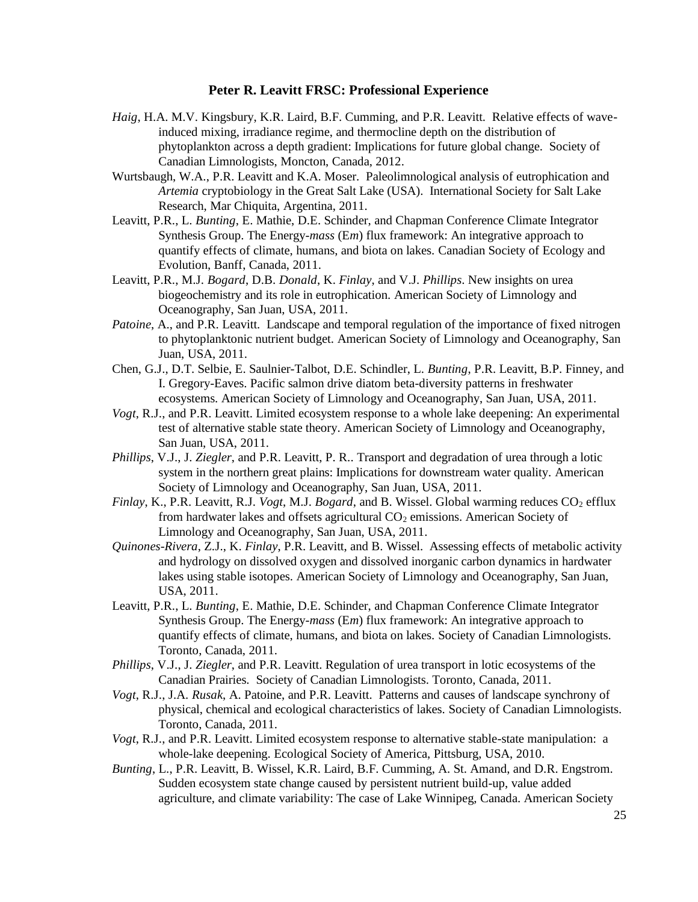**Peter R. Leavitt FRSC: Professional Experience**

*Haig*, H.A. M.V. Kingsbury, K.R. Laird, B.F. Cumming, and P.R. Leavitt. Relative effects of wave-induced mixing, irradiance regime, and thermocline depth on the distribution of phytoplankton across a depth gradient: Implications for future global change. Society of Canadian Limnologists, Moncton, Canada, 2012.

Wurtsbaugh, W.A., P.R. Leavitt and K.A. Moser. Paleolimnological analysis of eutrophication and *Artemia* cryptobiology in the Great Salt Lake (USA). International Society for Salt Lake Research, Mar Chiquita, Argentina, 2011.

Leavitt, P.R., L. *Bunting*, E. Mathie, D.E. Schinder, and Chapman Conference Climate Integrator Synthesis Group. The Energy-*mass* (E*m*) flux framework: An integrative approach to quantify effects of climate, humans, and biota on lakes. Canadian Society of Ecology and Evolution, Banff, Canada, 2011.

Leavitt, P.R., M.J. *Bogard*, D.B. *Donald*, K. *Finlay*, and V.J. *Phillips*. New insights on urea biogeochemistry and its role in eutrophication. American Society of Limnology and Oceanography, San Juan, USA, 2011.

*Patoine*, A., and P.R. Leavitt. Landscape and temporal regulation of the importance of fixed nitrogen to phytoplanktonic nutrient budget. American Society of Limnology and Oceanography, San Juan, USA, 2011.

Chen, G.J., D.T. Selbie, E. Saulnier-Talbot, D.E. Schindler, L. *Bunting*, P.R. Leavitt, B.P. Finney, and I. Gregory-Eaves. Pacific salmon drive diatom beta-diversity patterns in freshwater ecosystems. American Society of Limnology and Oceanography, San Juan, USA, 2011.

*Vogt*, R.J., and P.R. Leavitt. Limited ecosystem response to a whole lake deepening: An experimental test of alternative stable state theory. American Society of Limnology and Oceanography, San Juan, USA, 2011.

*Phillips*, V.J., J. *Ziegler*, and P.R. Leavitt, P. R.. Transport and degradation of urea through a lotic system in the northern great plains: Implications for downstream water quality. American Society of Limnology and Oceanography, San Juan, USA, 2011.

*Finlay*, K., P.R. Leavitt, R.J. *Vogt*, M.J. *Bogard*, and B. Wissel. Global warming reduces $CO_2$ efflux from hardwater lakes and offsets agricultural $CO_2$ emissions. American Society of Limnology and Oceanography, San Juan, USA, 2011.

*Quinones-Rivera*, Z.J., K. *Finlay*, P.R. Leavitt, and B. Wissel. Assessing effects of metabolic activity and hydrology on dissolved oxygen and dissolved inorganic carbon dynamics in hardwater lakes using stable isotopes. American Society of Limnology and Oceanography, San Juan, USA, 2011.

Leavitt, P.R., L. *Bunting*, E. Mathie, D.E. Schinder, and Chapman Conference Climate Integrator Synthesis Group. The Energy-*mass* (E*m*) flux framework: An integrative approach to quantify effects of climate, humans, and biota on lakes. Society of Canadian Limnologists. Toronto, Canada, 2011.

*Phillips*, V.J., J. *Ziegler*, and P.R. Leavitt. Regulation of urea transport in lotic ecosystems of the Canadian Prairies. Society of Canadian Limnologists. Toronto, Canada, 2011.

*Vogt*, R.J., J.A. *Rusak*, A. Patoine, and P.R. Leavitt. Patterns and causes of landscape synchrony of physical, chemical and ecological characteristics of lakes. Society of Canadian Limnologists. Toronto, Canada, 2011.

*Vogt*, R.J., and P.R. Leavitt. Limited ecosystem response to alternative stable-state manipulation: a whole-lake deepening. Ecological Society of America, Pittsburg, USA, 2010.

*Bunting*, L., P.R. Leavitt, B. Wissel, K.R. Laird, B.F. Cumming, A. St. Amand, and D.R. Engstrom. Sudden ecosystem state change caused by persistent nutrient build-up, value added agriculture, and climate variability: The case of Lake Winnipeg, Canada. American Society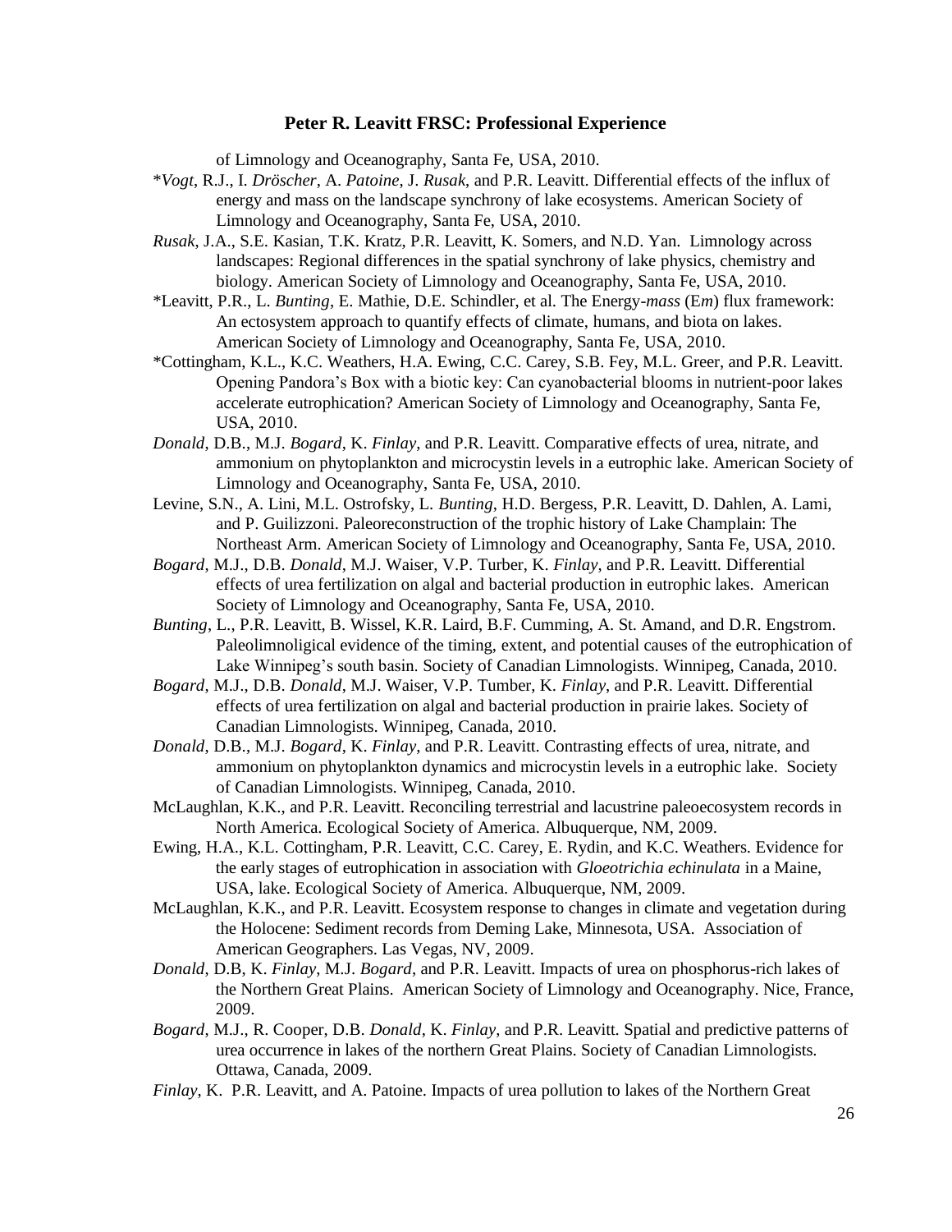of Limnology and Oceanography, Santa Fe, USA, 2010.

*_Vogt_, R.J., I. _Dröscher_, A. _Patoine_, J. _Rusak_, and P.R. Leavitt. Differential effects of the influx of energy and mass on the landscape synchrony of lake ecosystems. American Society of Limnology and Oceanography, Santa Fe, USA, 2010.

_Rusak_, J.A., S.E. Kasian, T.K. Kratz, P.R. Leavitt, K. Somers, and N.D. Yan. Limnology across landscapes: Regional differences in the spatial synchrony of lake physics, chemistry and biology. American Society of Limnology and Oceanography, Santa Fe, USA, 2010.

*Leavitt, P.R., L. _Bunting_, E. Mathie, D.E. Schindler, et al. The Energy-_mass_ (E_m_) flux framework: An ectosystem approach to quantify effects of climate, humans, and biota on lakes. American Society of Limnology and Oceanography, Santa Fe, USA, 2010.

*Cottingham, K.L., K.C. Weathers, H.A. Ewing, C.C. Carey, S.B. Fey, M.L. Greer, and P.R. Leavitt. Opening Pandora's Box with a biotic key: Can cyanobacterial blooms in nutrient-poor lakes accelerate eutrophication? American Society of Limnology and Oceanography, Santa Fe, USA, 2010.

_Donald_, D.B., M.J. _Bogard_, K. _Finlay_, and P.R. Leavitt. Comparative effects of urea, nitrate, and ammonium on phytoplankton and microcystin levels in a eutrophic lake. American Society of Limnology and Oceanography, Santa Fe, USA, 2010.

Levine, S.N., A. Lini, M.L. Ostrofsky, L. _Bunting_, H.D. Bergess, P.R. Leavitt, D. Dahlen, A. Lami, and P. Guilizzoni. Paleoreconstruction of the trophic history of Lake Champlain: The Northeast Arm. American Society of Limnology and Oceanography, Santa Fe, USA, 2010.

_Bogard_, M.J., D.B. _Donald_, M.J. Waiser, V.P. Turber, K. _Finlay_, and P.R. Leavitt. Differential effects of urea fertilization on algal and bacterial production in eutrophic lakes. American Society of Limnology and Oceanography, Santa Fe, USA, 2010.

_Bunting_, L., P.R. Leavitt, B. Wissel, K.R. Laird, B.F. Cumming, A. St. Amand, and D.R. Engstrom. Paleolimnoligical evidence of the timing, extent, and potential causes of the eutrophication of Lake Winnipeg's south basin. Society of Canadian Limnologists. Winnipeg, Canada, 2010.

_Bogard_, M.J., D.B. _Donald_, M.J. Waiser, V.P. Tumber, K. _Finlay_, and P.R. Leavitt. Differential effects of urea fertilization on algal and bacterial production in prairie lakes. Society of Canadian Limnologists. Winnipeg, Canada, 2010.

_Donald_, D.B., M.J. _Bogard_, K. _Finlay_, and P.R. Leavitt. Contrasting effects of urea, nitrate, and ammonium on phytoplankton dynamics and microcystin levels in a eutrophic lake. Society of Canadian Limnologists. Winnipeg, Canada, 2010.

McLaughlan, K.K., and P.R. Leavitt. Reconciling terrestrial and lacustrine paleoecosystem records in North America. Ecological Society of America. Albuquerque, NM, 2009.

Ewing, H.A., K.L. Cottingham, P.R. Leavitt, C.C. Carey, E. Rydin, and K.C. Weathers. Evidence for the early stages of eutrophication in association with _Gloeotrichia echinulata_ in a Maine, USA, lake. Ecological Society of America. Albuquerque, NM, 2009.

McLaughlan, K.K., and P.R. Leavitt. Ecosystem response to changes in climate and vegetation during the Holocene: Sediment records from Deming Lake, Minnesota, USA. Association of American Geographers. Las Vegas, NV, 2009.

_Donald_, D.B, K. _Finlay_, M.J. _Bogard_, and P.R. Leavitt. Impacts of urea on phosphorus-rich lakes of the Northern Great Plains. American Society of Limnology and Oceanography. Nice, France, 2009.

_Bogard_, M.J., R. Cooper, D.B. _Donald_, K. _Finlay_, and P.R. Leavitt. Spatial and predictive patterns of urea occurrence in lakes of the northern Great Plains. Society of Canadian Limnologists. Ottawa, Canada, 2009.

_Finlay_, K. P.R. Leavitt, and A. Patoine. Impacts of urea pollution to lakes of the Northern Great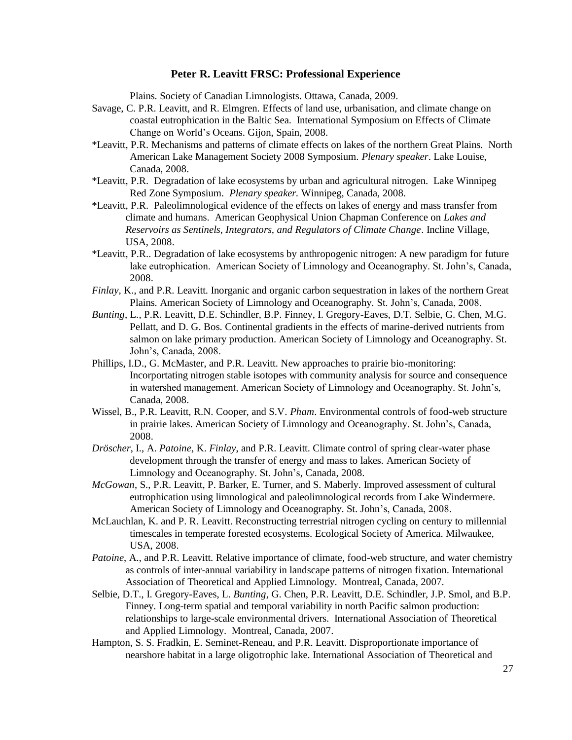Plains. Society of Canadian Limnologists. Ottawa, Canada, 2009.

Savage, C. P.R. Leavitt, and R. Elmgren. Effects of land use, urbanisation, and climate change on coastal eutrophication in the Baltic Sea. International Symposium on Effects of Climate Change on World's Oceans. Gijon, Spain, 2008.

*Leavitt, P.R. Mechanisms and patterns of climate effects on lakes of the northern Great Plains. North American Lake Management Society 2008 Symposium. *Plenary speaker*. Lake Louise, Canada, 2008.

*Leavitt, P.R. Degradation of lake ecosystems by urban and agricultural nitrogen. Lake Winnipeg Red Zone Symposium. *Plenary speaker.* Winnipeg, Canada, 2008.

*Leavitt, P.R. Paleolimnological evidence of the effects on lakes of energy and mass transfer from climate and humans. American Geophysical Union Chapman Conference on *Lakes and Reservoirs as Sentinels, Integrators, and Regulators of Climate Change*. Incline Village, USA, 2008.

*Leavitt, P.R.. Degradation of lake ecosystems by anthropogenic nitrogen: A new paradigm for future lake eutrophication. American Society of Limnology and Oceanography. St. John's, Canada, 2008.

*Finlay*, K., and P.R. Leavitt. Inorganic and organic carbon sequestration in lakes of the northern Great Plains. American Society of Limnology and Oceanography. St. John's, Canada, 2008.

*Bunting*, L., P.R. Leavitt, D.E. Schindler, B.P. Finney, I. Gregory-Eaves, D.T. Selbie, G. Chen, M.G. Pellatt, and D. G. Bos. Continental gradients in the effects of marine-derived nutrients from salmon on lake primary production. American Society of Limnology and Oceanography. St. John's, Canada, 2008.

Phillips, I.D., G. McMaster, and P.R. Leavitt. New approaches to prairie bio-monitoring: Incorportating nitrogen stable isotopes with community analysis for source and consequence in watershed management. American Society of Limnology and Oceanography. St. John's, Canada, 2008.

Wissel, B., P.R. Leavitt, R.N. Cooper, and S.V. *Pham*. Environmental controls of food-web structure in prairie lakes. American Society of Limnology and Oceanography. St. John's, Canada, 2008.

*Dröscher*, I., A. *Patoine*, K. *Finlay*, and P.R. Leavitt. Climate control of spring clear-water phase development through the transfer of energy and mass to lakes. American Society of Limnology and Oceanography. St. John's, Canada, 2008.

*McGowan*, S., P.R. Leavitt, P. Barker, E. Turner, and S. Maberly. Improved assessment of cultural eutrophication using limnological and paleolimnological records from Lake Windermere. American Society of Limnology and Oceanography. St. John's, Canada, 2008.

McLauchlan, K. and P. R. Leavitt. Reconstructing terrestrial nitrogen cycling on century to millennial timescales in temperate forested ecosystems. Ecological Society of America. Milwaukee, USA, 2008.

*Patoine*, A., and P.R. Leavitt. Relative importance of climate, food-web structure, and water chemistry as controls of inter-annual variability in landscape patterns of nitrogen fixation. International Association of Theoretical and Applied Limnology. Montreal, Canada, 2007.

Selbie, D.T., I. Gregory-Eaves, L. *Bunting*, G. Chen, P.R. Leavitt, D.E. Schindler, J.P. Smol, and B.P. Finney. Long-term spatial and temporal variability in north Pacific salmon production: relationships to large-scale environmental drivers. International Association of Theoretical and Applied Limnology. Montreal, Canada, 2007.

Hampton, S. S. Fradkin, E. Seminet-Reneau, and P.R. Leavitt. Disproportionate importance of nearshore habitat in a large oligotrophic lake. International Association of Theoretical and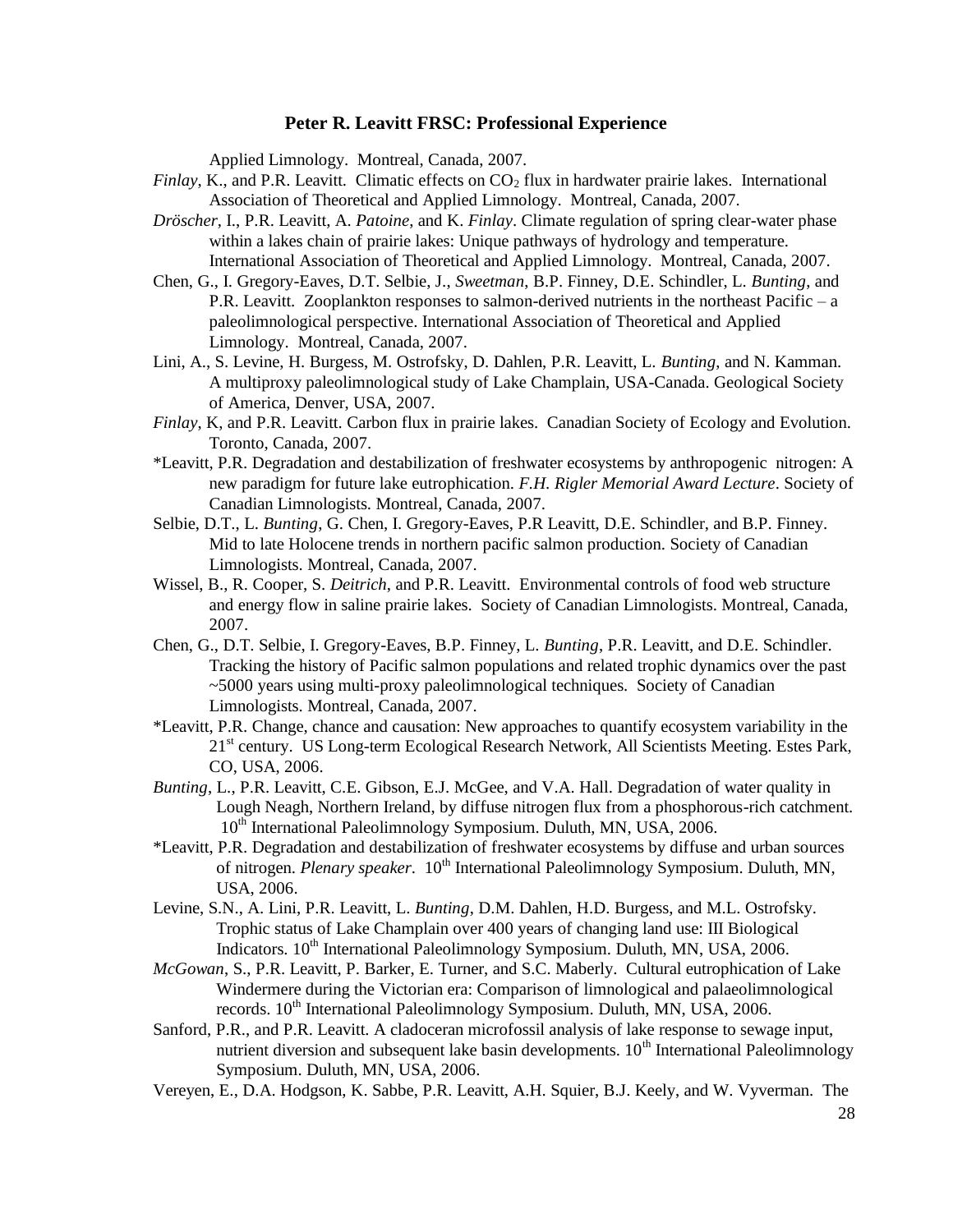Applied Limnology. Montreal, Canada, 2007.

*Finlay*, K., and P.R. Leavitt. Climatic effects on $CO_2$ flux in hardwater prairie lakes. International Association of Theoretical and Applied Limnology. Montreal, Canada, 2007.

*Dröscher*, I., P.R. Leavitt, A. *Patoine*, and K. *Finlay*. Climate regulation of spring clear-water phase within a lakes chain of prairie lakes: Unique pathways of hydrology and temperature. International Association of Theoretical and Applied Limnology. Montreal, Canada, 2007.

Chen, G., I. Gregory-Eaves, D.T. Selbie, J., *Sweetman*, B.P. Finney, D.E. Schindler, L. *Bunting*, and P.R. Leavitt. Zooplankton responses to salmon-derived nutrients in the northeast Pacific – a paleolimnological perspective. International Association of Theoretical and Applied Limnology. Montreal, Canada, 2007.

Lini, A., S. Levine, H. Burgess, M. Ostrofsky, D. Dahlen, P.R. Leavitt, L. *Bunting*, and N. Kamman. A multiproxy paleolimnological study of Lake Champlain, USA-Canada. Geological Society of America, Denver, USA, 2007.

*Finlay*, K, and P.R. Leavitt. Carbon flux in prairie lakes. Canadian Society of Ecology and Evolution. Toronto, Canada, 2007.

*Leavitt, P.R. Degradation and destabilization of freshwater ecosystems by anthropogenic nitrogen: A new paradigm for future lake eutrophication. *F.H. Rigler Memorial Award Lecture*. Society of Canadian Limnologists. Montreal, Canada, 2007.

Selbie, D.T., L. *Bunting*, G. Chen, I. Gregory-Eaves, P.R Leavitt, D.E. Schindler, and B.P. Finney. Mid to late Holocene trends in northern pacific salmon production. Society of Canadian Limnologists. Montreal, Canada, 2007.

Wissel, B., R. Cooper, S. *Deitrich*, and P.R. Leavitt. Environmental controls of food web structure and energy flow in saline prairie lakes. Society of Canadian Limnologists. Montreal, Canada, 2007.

Chen, G., D.T. Selbie, I. Gregory-Eaves, B.P. Finney, L. *Bunting*, P.R. Leavitt, and D.E. Schindler. Tracking the history of Pacific salmon populations and related trophic dynamics over the past ~5000 years using multi-proxy paleolimnological techniques. Society of Canadian Limnologists. Montreal, Canada, 2007.

*Leavitt, P.R. Change, chance and causation: New approaches to quantify ecosystem variability in the 21st century. US Long-term Ecological Research Network, All Scientists Meeting. Estes Park, CO, USA, 2006.

*Bunting*, L., P.R. Leavitt, C.E. Gibson, E.J. McGee, and V.A. Hall. Degradation of water quality in Lough Neagh, Northern Ireland, by diffuse nitrogen flux from a phosphorous-rich catchment. 10th International Paleolimnology Symposium. Duluth, MN, USA, 2006.

*Leavitt, P.R. Degradation and destabilization of freshwater ecosystems by diffuse and urban sources of nitrogen. *Plenary speaker*. 10th International Paleolimnology Symposium. Duluth, MN, USA, 2006.

Levine, S.N., A. Lini, P.R. Leavitt, L. *Bunting*, D.M. Dahlen, H.D. Burgess, and M.L. Ostrofsky. Trophic status of Lake Champlain over 400 years of changing land use: III Biological Indicators. 10th International Paleolimnology Symposium. Duluth, MN, USA, 2006.

*McGowan*, S., P.R. Leavitt, P. Barker, E. Turner, and S.C. Maberly. Cultural eutrophication of Lake Windermere during the Victorian era: Comparison of limnological and palaeolimnological records. 10th International Paleolimnology Symposium. Duluth, MN, USA, 2006.

Sanford, P.R., and P.R. Leavitt. A cladoceran microfossil analysis of lake response to sewage input, nutrient diversion and subsequent lake basin developments. 10th International Paleolimnology Symposium. Duluth, MN, USA, 2006.

Vereyen, E., D.A. Hodgson, K. Sabbe, P.R. Leavitt, A.H. Squier, B.J. Keely, and W. Vyverman. The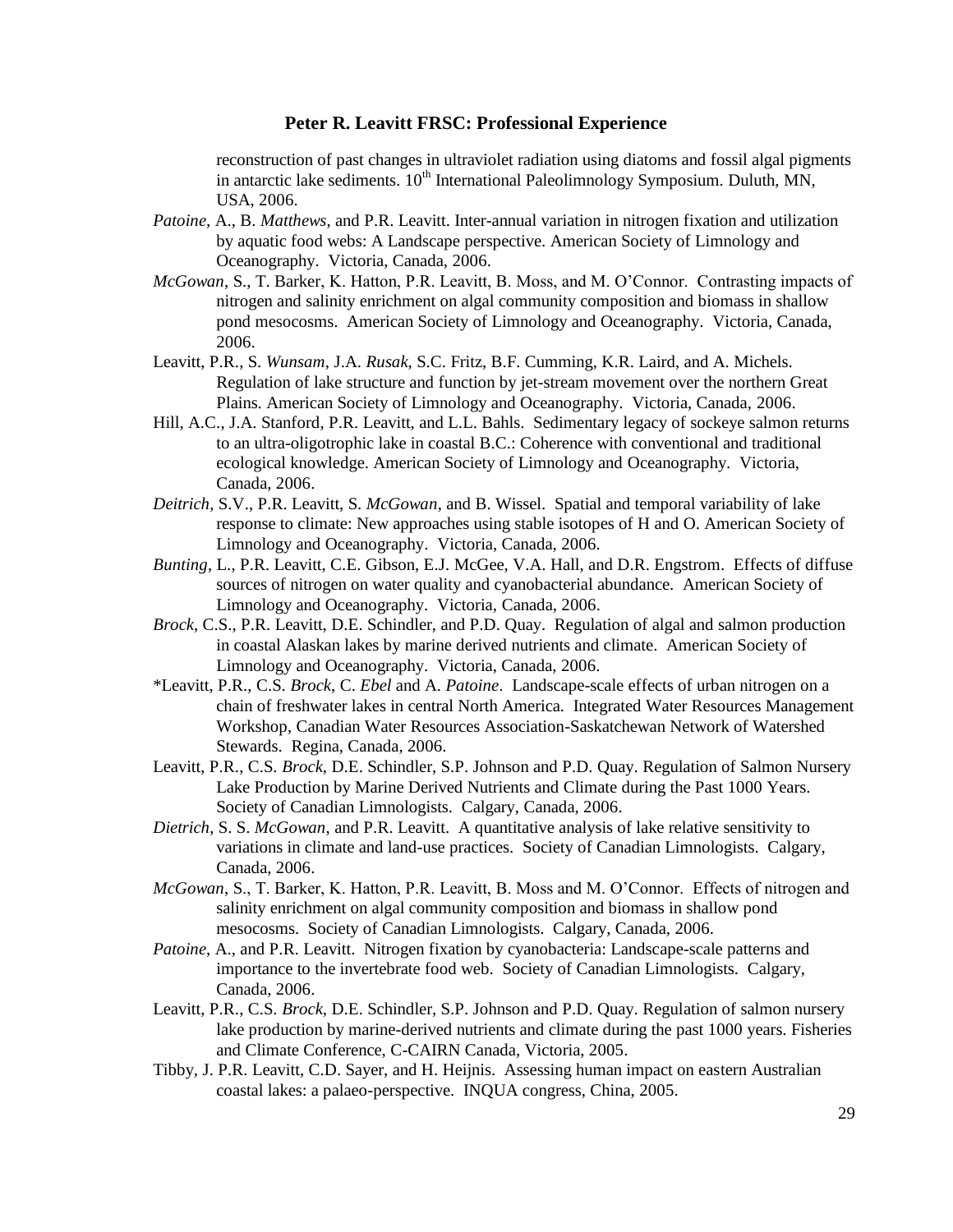reconstruction of past changes in ultraviolet radiation using diatoms and fossil algal pigments in antarctic lake sediments. 10th International Paleolimnology Symposium. Duluth, MN, USA, 2006.

*Patoine*, A., B. *Matthews*, and P.R. Leavitt. Inter-annual variation in nitrogen fixation and utilization by aquatic food webs: A Landscape perspective. American Society of Limnology and Oceanography. Victoria, Canada, 2006.

*McGowan*, S., T. Barker, K. Hatton, P.R. Leavitt, B. Moss, and M. O'Connor. Contrasting impacts of nitrogen and salinity enrichment on algal community composition and biomass in shallow pond mesocosms. American Society of Limnology and Oceanography. Victoria, Canada, 2006.

Leavitt, P.R., S. *Wunsam*, J.A. *Rusak*, S.C. Fritz, B.F. Cumming, K.R. Laird, and A. Michels. Regulation of lake structure and function by jet-stream movement over the northern Great Plains. American Society of Limnology and Oceanography. Victoria, Canada, 2006.

Hill, A.C., J.A. Stanford, P.R. Leavitt, and L.L. Bahls. Sedimentary legacy of sockeye salmon returns to an ultra-oligotrophic lake in coastal B.C.: Coherence with conventional and traditional ecological knowledge. American Society of Limnology and Oceanography. Victoria, Canada, 2006.

*Deitrich*, S.V., P.R. Leavitt, S. *McGowan*, and B. Wissel. Spatial and temporal variability of lake response to climate: New approaches using stable isotopes of H and O. American Society of Limnology and Oceanography. Victoria, Canada, 2006.

*Bunting*, L., P.R. Leavitt, C.E. Gibson, E.J. McGee, V.A. Hall, and D.R. Engstrom. Effects of diffuse sources of nitrogen on water quality and cyanobacterial abundance. American Society of Limnology and Oceanography. Victoria, Canada, 2006.

*Brock*, C.S., P.R. Leavitt, D.E. Schindler, and P.D. Quay. Regulation of algal and salmon production in coastal Alaskan lakes by marine derived nutrients and climate. American Society of Limnology and Oceanography. Victoria, Canada, 2006.

*Leavitt, P.R., C.S. *Brock*, C. *Ebel* and A. *Patoine*. Landscape-scale effects of urban nitrogen on a chain of freshwater lakes in central North America. Integrated Water Resources Management Workshop, Canadian Water Resources Association-Saskatchewan Network of Watershed Stewards. Regina, Canada, 2006.

Leavitt, P.R., C.S. *Brock*, D.E. Schindler, S.P. Johnson and P.D. Quay. Regulation of Salmon Nursery Lake Production by Marine Derived Nutrients and Climate during the Past 1000 Years. Society of Canadian Limnologists. Calgary, Canada, 2006.

*Dietrich*, S. S. *McGowan*, and P.R. Leavitt. A quantitative analysis of lake relative sensitivity to variations in climate and land-use practices. Society of Canadian Limnologists. Calgary, Canada, 2006.

*McGowan*, S., T. Barker, K. Hatton, P.R. Leavitt, B. Moss and M. O'Connor. Effects of nitrogen and salinity enrichment on algal community composition and biomass in shallow pond mesocosms. Society of Canadian Limnologists. Calgary, Canada, 2006.

*Patoine*, A., and P.R. Leavitt. Nitrogen fixation by cyanobacteria: Landscape-scale patterns and importance to the invertebrate food web. Society of Canadian Limnologists. Calgary, Canada, 2006.

Leavitt, P.R., C.S. *Brock*, D.E. Schindler, S.P. Johnson and P.D. Quay. Regulation of salmon nursery lake production by marine-derived nutrients and climate during the past 1000 years. Fisheries and Climate Conference, C-CAIRN Canada, Victoria, 2005.

Tibby, J. P.R. Leavitt, C.D. Sayer, and H. Heijnis. Assessing human impact on eastern Australian coastal lakes: a palaeo-perspective. INQUA congress, China, 2005.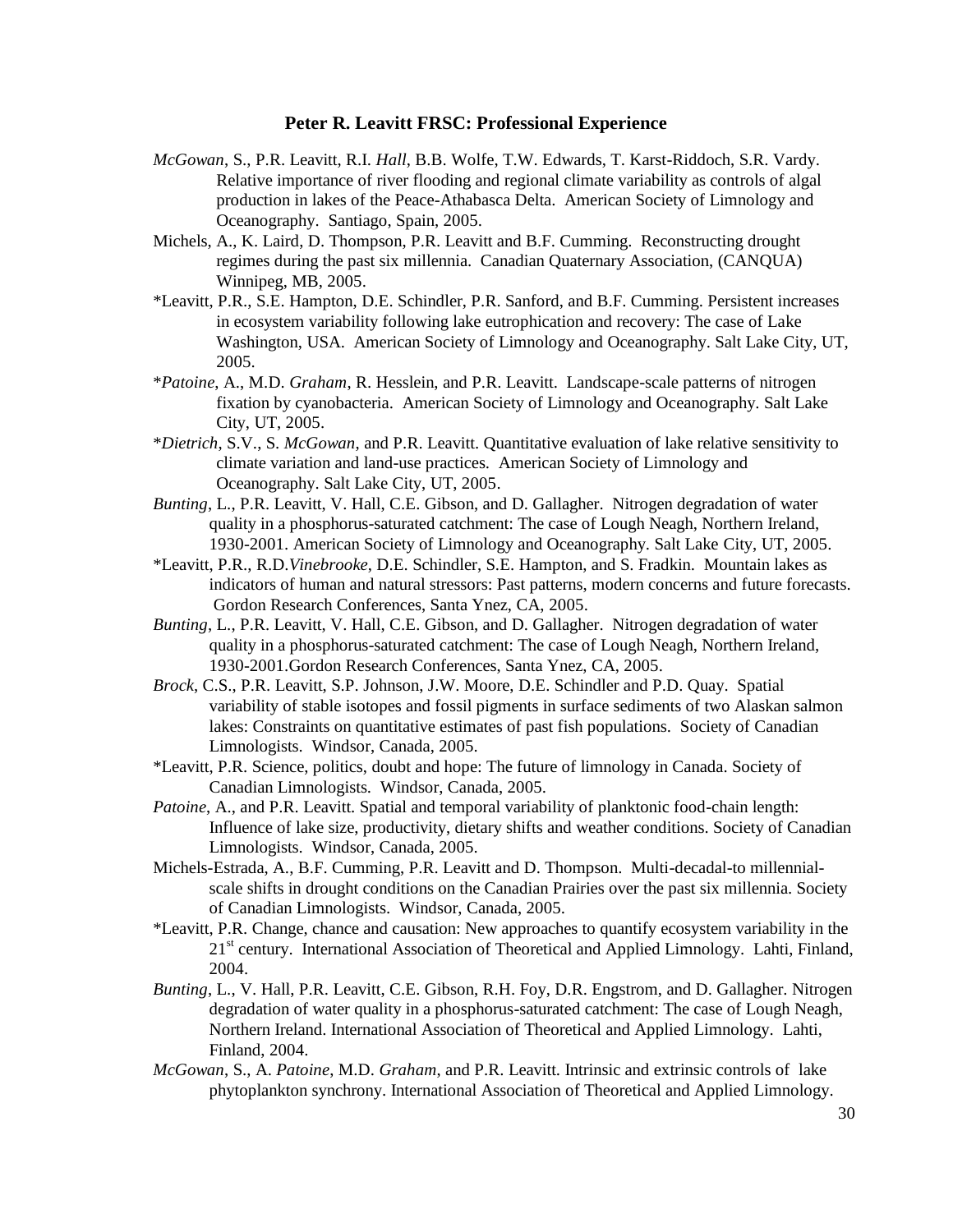### Peter R. Leavitt FRSC: Professional Experience

*McGowan*, S., P.R. Leavitt, R.I. *Hall*, B.B. Wolfe, T.W. Edwards, T. Karst-Riddoch, S.R. Vardy. Relative importance of river flooding and regional climate variability as controls of algal production in lakes of the Peace-Athabasca Delta. American Society of Limnology and Oceanography. Santiago, Spain, 2005.

Michels, A., K. Laird, D. Thompson, P.R. Leavitt and B.F. Cumming. Reconstructing drought regimes during the past six millennia. Canadian Quaternary Association, (CANQUA) Winnipeg, MB, 2005.

*Leavitt, P.R., S.E. Hampton, D.E. Schindler, P.R. Sanford, and B.F. Cumming. Persistent increases in ecosystem variability following lake eutrophication and recovery: The case of Lake Washington, USA. American Society of Limnology and Oceanography. Salt Lake City, UT, 2005.

**Patoine*, A., M.D. *Graham*, R. Hesslein, and P.R. Leavitt. Landscape-scale patterns of nitrogen fixation by cyanobacteria. American Society of Limnology and Oceanography. Salt Lake City, UT, 2005.

**Dietrich*, S.V., S. *McGowan*, and P.R. Leavitt. Quantitative evaluation of lake relative sensitivity to climate variation and land-use practices. American Society of Limnology and Oceanography. Salt Lake City, UT, 2005.

*Bunting*, L., P.R. Leavitt, V. Hall, C.E. Gibson, and D. Gallagher. Nitrogen degradation of water quality in a phosphorus-saturated catchment: The case of Lough Neagh, Northern Ireland, 1930-2001. American Society of Limnology and Oceanography. Salt Lake City, UT, 2005.

*Leavitt, P.R., R.D.*Vinebrooke*, D.E. Schindler, S.E. Hampton, and S. Fradkin. Mountain lakes as indicators of human and natural stressors: Past patterns, modern concerns and future forecasts. Gordon Research Conferences, Santa Ynez, CA, 2005.

*Bunting*, L., P.R. Leavitt, V. Hall, C.E. Gibson, and D. Gallagher. Nitrogen degradation of water quality in a phosphorus-saturated catchment: The case of Lough Neagh, Northern Ireland, 1930-2001.Gordon Research Conferences, Santa Ynez, CA, 2005.

*Brock*, C.S., P.R. Leavitt, S.P. Johnson, J.W. Moore, D.E. Schindler and P.D. Quay. Spatial variability of stable isotopes and fossil pigments in surface sediments of two Alaskan salmon lakes: Constraints on quantitative estimates of past fish populations. Society of Canadian Limnologists. Windsor, Canada, 2005.

*Leavitt, P.R. Science, politics, doubt and hope: The future of limnology in Canada. Society of Canadian Limnologists. Windsor, Canada, 2005.

*Patoine*, A., and P.R. Leavitt. Spatial and temporal variability of planktonic food-chain length: Influence of lake size, productivity, dietary shifts and weather conditions. Society of Canadian Limnologists. Windsor, Canada, 2005.

Michels-Estrada, A., B.F. Cumming, P.R. Leavitt and D. Thompson. Multi-decadal-to millennial-scale shifts in drought conditions on the Canadian Prairies over the past six millennia. Society of Canadian Limnologists. Windsor, Canada, 2005.

*Leavitt, P.R. Change, chance and causation: New approaches to quantify ecosystem variability in the 21st century. International Association of Theoretical and Applied Limnology. Lahti, Finland, 2004.

*Bunting*, L., V. Hall, P.R. Leavitt, C.E. Gibson, R.H. Foy, D.R. Engstrom, and D. Gallagher. Nitrogen degradation of water quality in a phosphorus-saturated catchment: The case of Lough Neagh, Northern Ireland. International Association of Theoretical and Applied Limnology. Lahti, Finland, 2004.

*McGowan*, S., A. *Patoine*, M.D. *Graham*, and P.R. Leavitt. Intrinsic and extrinsic controls of lake phytoplankton synchrony. International Association of Theoretical and Applied Limnology.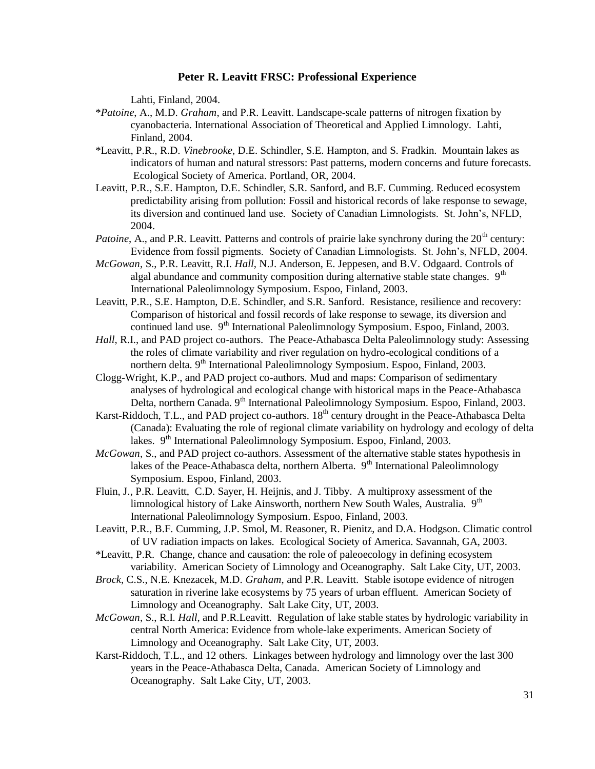Lahti, Finland, 2004.

*_Patoine_, A., M.D. _Graham_, and P.R. Leavitt. Landscape-scale patterns of nitrogen fixation by cyanobacteria. International Association of Theoretical and Applied Limnology. Lahti, Finland, 2004.

*Leavitt, P.R., R.D. _Vinebrooke_, D.E. Schindler, S.E. Hampton, and S. Fradkin. Mountain lakes as indicators of human and natural stressors: Past patterns, modern concerns and future forecasts. Ecological Society of America. Portland, OR, 2004.

Leavitt, P.R., S.E. Hampton, D.E. Schindler, S.R. Sanford, and B.F. Cumming. Reduced ecosystem predictability arising from pollution: Fossil and historical records of lake response to sewage, its diversion and continued land use. Society of Canadian Limnologists. St. John's, NFLD, 2004.

_Patoine_, A., and P.R. Leavitt. Patterns and controls of prairie lake synchrony during the 20th century: Evidence from fossil pigments. Society of Canadian Limnologists. St. John's, NFLD, 2004.

_McGowan_, S., P.R. Leavitt, R.I. _Hall_, N.J. Anderson, E. Jeppesen, and B.V. Odgaard. Controls of algal abundance and community composition during alternative stable state changes. 9th International Paleolimnology Symposium. Espoo, Finland, 2003.

Leavitt, P.R., S.E. Hampton, D.E. Schindler, and S.R. Sanford. Resistance, resilience and recovery: Comparison of historical and fossil records of lake response to sewage, its diversion and continued land use. 9th International Paleolimnology Symposium. Espoo, Finland, 2003.

_Hall_, R.I., and PAD project co-authors. The Peace-Athabasca Delta Paleolimnology study: Assessing the roles of climate variability and river regulation on hydro-ecological conditions of a northern delta. 9th International Paleolimnology Symposium. Espoo, Finland, 2003.

Clogg-Wright, K.P., and PAD project co-authors. Mud and maps: Comparison of sedimentary analyses of hydrological and ecological change with historical maps in the Peace-Athabasca Delta, northern Canada. 9th International Paleolimnology Symposium. Espoo, Finland, 2003.

Karst-Riddoch, T.L., and PAD project co-authors. 18th century drought in the Peace-Athabasca Delta (Canada): Evaluating the role of regional climate variability on hydrology and ecology of delta lakes. 9th International Paleolimnology Symposium. Espoo, Finland, 2003.

_McGowan_, S., and PAD project co-authors. Assessment of the alternative stable states hypothesis in lakes of the Peace-Athabasca delta, northern Alberta. 9th International Paleolimnology Symposium. Espoo, Finland, 2003.

Fluin, J., P.R. Leavitt, C.D. Sayer, H. Heijnis, and J. Tibby. A multiproxy assessment of the limnological history of Lake Ainsworth, northern New South Wales, Australia. 9th International Paleolimnology Symposium. Espoo, Finland, 2003.

Leavitt, P.R., B.F. Cumming, J.P. Smol, M. Reasoner, R. Pienitz, and D.A. Hodgson. Climatic control of UV radiation impacts on lakes. Ecological Society of America. Savannah, GA, 2003.

*Leavitt, P.R. Change, chance and causation: the role of paleoecology in defining ecosystem variability. American Society of Limnology and Oceanography. Salt Lake City, UT, 2003.

_Brock_, C.S., N.E. Knezacek, M.D. _Graham_, and P.R. Leavitt. Stable isotope evidence of nitrogen saturation in riverine lake ecosystems by 75 years of urban effluent. American Society of Limnology and Oceanography. Salt Lake City, UT, 2003.

_McGowan_, S., R.I. _Hall_, and P.R.Leavitt. Regulation of lake stable states by hydrologic variability in central North America: Evidence from whole-lake experiments. American Society of Limnology and Oceanography. Salt Lake City, UT, 2003.

Karst-Riddoch, T.L., and 12 others. Linkages between hydrology and limnology over the last 300 years in the Peace-Athabasca Delta, Canada. American Society of Limnology and Oceanography. Salt Lake City, UT, 2003.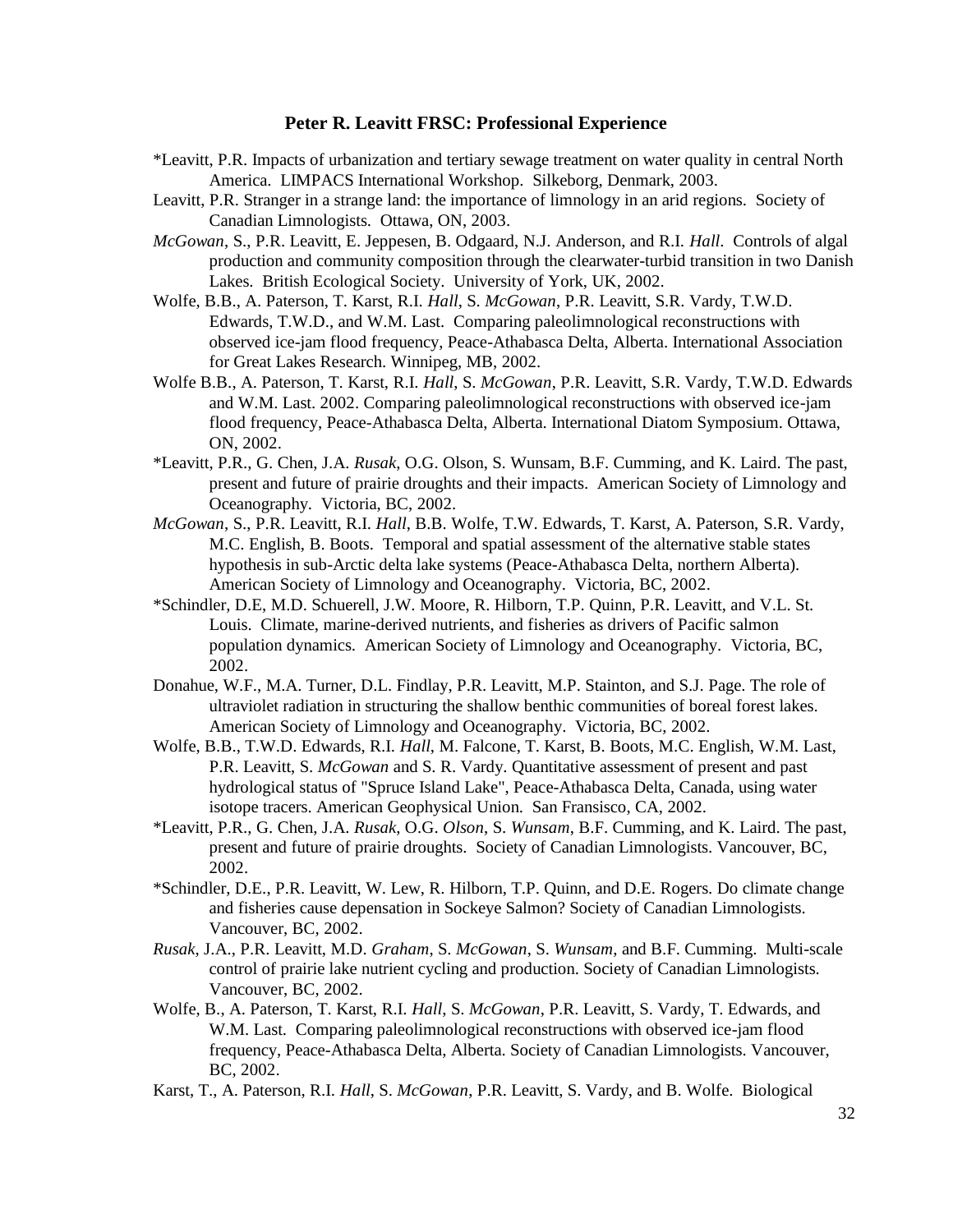**Peter R. Leavitt FRSC: Professional Experience**

*Leavitt, P.R. Impacts of urbanization and tertiary sewage treatment on water quality in central North America. LIMPACS International Workshop. Silkeborg, Denmark, 2003.

Leavitt, P.R. Stranger in a strange land: the importance of limnology in an arid regions. Society of Canadian Limnologists. Ottawa, ON, 2003.

*McGowan*, S., P.R. Leavitt, E. Jeppesen, B. Odgaard, N.J. Anderson, and R.I. *Hall*. Controls of algal production and community composition through the clearwater-turbid transition in two Danish Lakes. British Ecological Society. University of York, UK, 2002.

Wolfe, B.B., A. Paterson, T. Karst, R.I. *Hall*, S. *McGowan*, P.R. Leavitt, S.R. Vardy, T.W.D. Edwards, T.W.D., and W.M. Last. Comparing paleolimnological reconstructions with observed ice-jam flood frequency, Peace-Athabasca Delta, Alberta. International Association for Great Lakes Research. Winnipeg, MB, 2002.

Wolfe B.B., A. Paterson, T. Karst, R.I. *Hall*, S. *McGowan*, P.R. Leavitt, S.R. Vardy, T.W.D. Edwards and W.M. Last. 2002. Comparing paleolimnological reconstructions with observed ice-jam flood frequency, Peace-Athabasca Delta, Alberta. International Diatom Symposium. Ottawa, ON, 2002.

*Leavitt, P.R., G. Chen, J.A. *Rusak*, O.G. Olson, S. Wunsam, B.F. Cumming, and K. Laird. The past, present and future of prairie droughts and their impacts. American Society of Limnology and Oceanography. Victoria, BC, 2002.

*McGowan*, S., P.R. Leavitt, R.I. *Hall*, B.B. Wolfe, T.W. Edwards, T. Karst, A. Paterson, S.R. Vardy, M.C. English, B. Boots. Temporal and spatial assessment of the alternative stable states hypothesis in sub-Arctic delta lake systems (Peace-Athabasca Delta, northern Alberta). American Society of Limnology and Oceanography. Victoria, BC, 2002.

*Schindler, D.E, M.D. Schuerell, J.W. Moore, R. Hilborn, T.P. Quinn, P.R. Leavitt, and V.L. St. Louis. Climate, marine-derived nutrients, and fisheries as drivers of Pacific salmon population dynamics. American Society of Limnology and Oceanography. Victoria, BC, 2002.

Donahue, W.F., M.A. Turner, D.L. Findlay, P.R. Leavitt, M.P. Stainton, and S.J. Page. The role of ultraviolet radiation in structuring the shallow benthic communities of boreal forest lakes. American Society of Limnology and Oceanography. Victoria, BC, 2002.

Wolfe, B.B., T.W.D. Edwards, R.I. *Hall*, M. Falcone, T. Karst, B. Boots, M.C. English, W.M. Last, P.R. Leavitt, S. *McGowan* and S. R. Vardy. Quantitative assessment of present and past hydrological status of "Spruce Island Lake", Peace-Athabasca Delta, Canada, using water isotope tracers. American Geophysical Union. San Fransisco, CA, 2002.

*Leavitt, P.R., G. Chen, J.A. *Rusak*, O.G. *Olson*, S. *Wunsam*, B.F. Cumming, and K. Laird. The past, present and future of prairie droughts. Society of Canadian Limnologists. Vancouver, BC, 2002.

*Schindler, D.E., P.R. Leavitt, W. Lew, R. Hilborn, T.P. Quinn, and D.E. Rogers. Do climate change and fisheries cause depensation in Sockeye Salmon? Society of Canadian Limnologists. Vancouver, BC, 2002.

*Rusak*, J.A., P.R. Leavitt, M.D. *Graham*, S. *McGowan*, S. *Wunsam*, and B.F. Cumming. Multi-scale control of prairie lake nutrient cycling and production. Society of Canadian Limnologists. Vancouver, BC, 2002.

Wolfe, B., A. Paterson, T. Karst, R.I. *Hall*, S. *McGowan*, P.R. Leavitt, S. Vardy, T. Edwards, and W.M. Last. Comparing paleolimnological reconstructions with observed ice-jam flood frequency, Peace-Athabasca Delta, Alberta. Society of Canadian Limnologists. Vancouver, BC, 2002.

Karst, T., A. Paterson, R.I. *Hall*, S. *McGowan*, P.R. Leavitt, S. Vardy, and B. Wolfe. Biological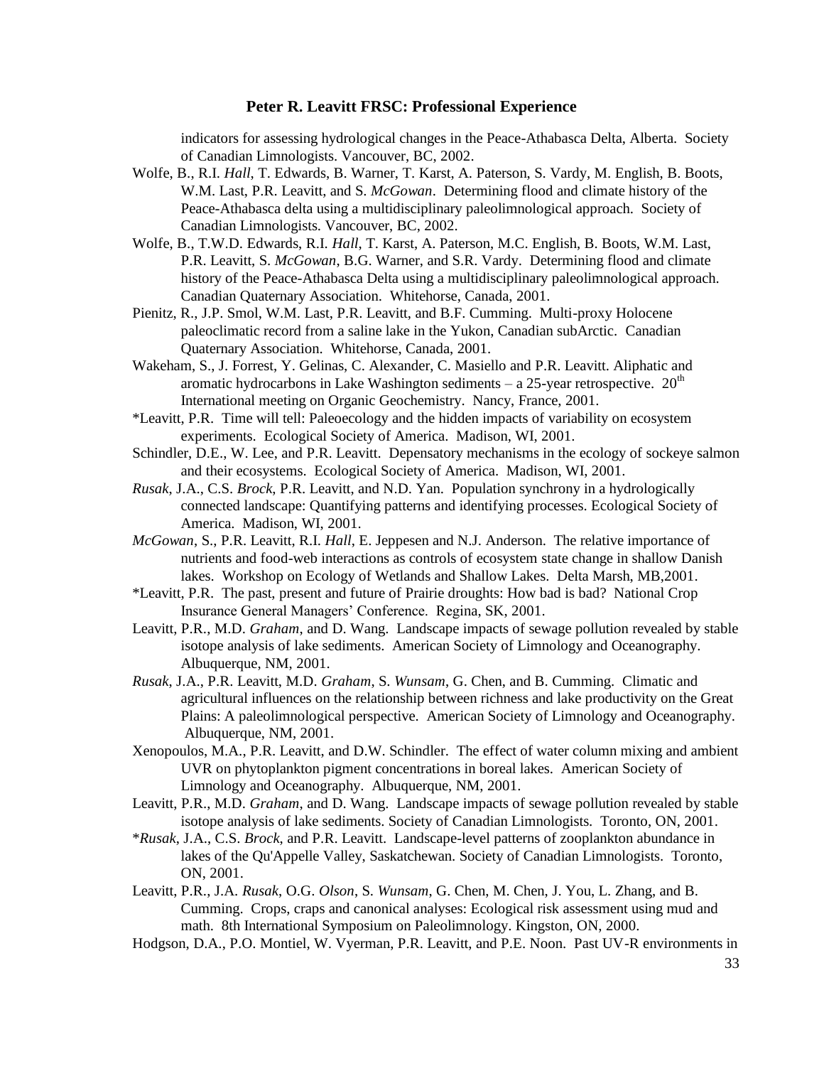indicators for assessing hydrological changes in the Peace-Athabasca Delta, Alberta. Society of Canadian Limnologists. Vancouver, BC, 2002.

Wolfe, B., R.I. *Hall*, T. Edwards, B. Warner, T. Karst, A. Paterson, S. Vardy, M. English, B. Boots, W.M. Last, P.R. Leavitt, and S. *McGowan*. Determining flood and climate history of the Peace-Athabasca delta using a multidisciplinary paleolimnological approach. Society of Canadian Limnologists. Vancouver, BC, 2002.

Wolfe, B., T.W.D. Edwards, R.I. *Hall*, T. Karst, A. Paterson, M.C. English, B. Boots, W.M. Last, P.R. Leavitt, S. *McGowan*, B.G. Warner, and S.R. Vardy. Determining flood and climate history of the Peace-Athabasca Delta using a multidisciplinary paleolimnological approach. Canadian Quaternary Association. Whitehorse, Canada, 2001.

Pienitz, R., J.P. Smol, W.M. Last, P.R. Leavitt, and B.F. Cumming. Multi-proxy Holocene paleoclimatic record from a saline lake in the Yukon, Canadian subArctic. Canadian Quaternary Association. Whitehorse, Canada, 2001.

Wakeham, S., J. Forrest, Y. Gelinas, C. Alexander, C. Masiello and P.R. Leavitt. Aliphatic and aromatic hydrocarbons in Lake Washington sediments – a 25-year retrospective. 20th International meeting on Organic Geochemistry. Nancy, France, 2001.

*Leavitt, P.R. Time will tell: Paleoecology and the hidden impacts of variability on ecosystem experiments. Ecological Society of America. Madison, WI, 2001.

Schindler, D.E., W. Lee, and P.R. Leavitt. Depensatory mechanisms in the ecology of sockeye salmon and their ecosystems. Ecological Society of America. Madison, WI, 2001.

*Rusak*, J.A., C.S. *Brock*, P.R. Leavitt, and N.D. Yan. Population synchrony in a hydrologically connected landscape: Quantifying patterns and identifying processes. Ecological Society of America. Madison, WI, 2001.

*McGowan*, S., P.R. Leavitt, R.I. *Hall*, E. Jeppesen and N.J. Anderson. The relative importance of nutrients and food-web interactions as controls of ecosystem state change in shallow Danish lakes. Workshop on Ecology of Wetlands and Shallow Lakes. Delta Marsh, MB,2001.

*Leavitt, P.R. The past, present and future of Prairie droughts: How bad is bad? National Crop Insurance General Managers' Conference. Regina, SK, 2001.

Leavitt, P.R., M.D. *Graham*, and D. Wang. Landscape impacts of sewage pollution revealed by stable isotope analysis of lake sediments. American Society of Limnology and Oceanography. Albuquerque, NM, 2001.

*Rusak*, J.A., P.R. Leavitt, M.D. *Graham*, S. *Wunsam*, G. Chen, and B. Cumming. Climatic and agricultural influences on the relationship between richness and lake productivity on the Great Plains: A paleolimnological perspective. American Society of Limnology and Oceanography. Albuquerque, NM, 2001.

Xenopoulos, M.A., P.R. Leavitt, and D.W. Schindler. The effect of water column mixing and ambient UVR on phytoplankton pigment concentrations in boreal lakes. American Society of Limnology and Oceanography. Albuquerque, NM, 2001.

Leavitt, P.R., M.D. *Graham*, and D. Wang. Landscape impacts of sewage pollution revealed by stable isotope analysis of lake sediments. Society of Canadian Limnologists. Toronto, ON, 2001.

**Rusak*, J.A., C.S. *Brock*, and P.R. Leavitt. Landscape-level patterns of zooplankton abundance in lakes of the Qu'Appelle Valley, Saskatchewan. Society of Canadian Limnologists. Toronto, ON, 2001.

Leavitt, P.R., J.A. *Rusak*, O.G. *Olson*, S. *Wunsam*, G. Chen, M. Chen, J. You, L. Zhang, and B. Cumming. Crops, craps and canonical analyses: Ecological risk assessment using mud and math. 8th International Symposium on Paleolimnology. Kingston, ON, 2000.

Hodgson, D.A., P.O. Montiel, W. Vyverman, P.R. Leavitt, and P.E. Noon. Past UV-R environments in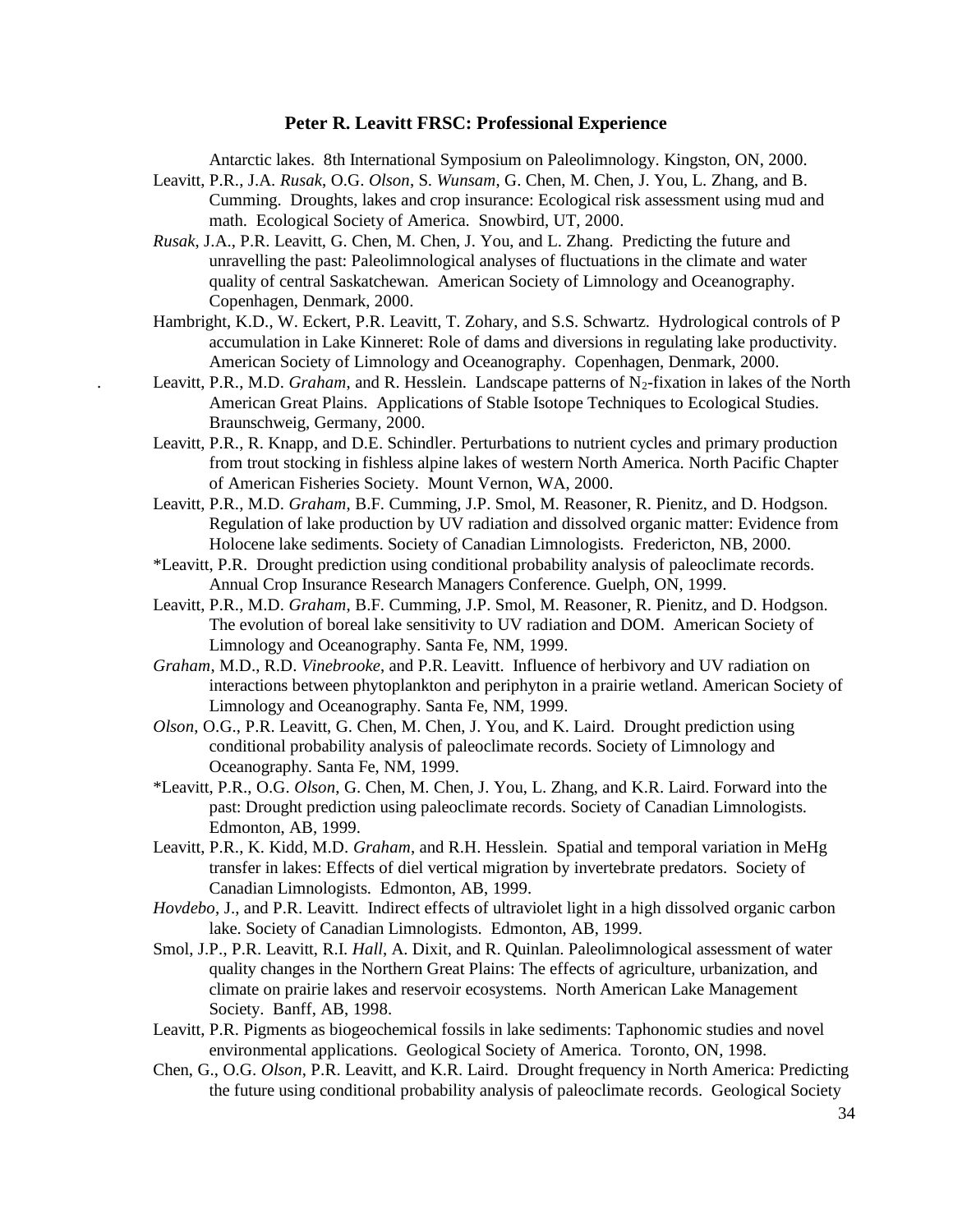Antarctic lakes. 8th International Symposium on Paleolimnology. Kingston, ON, 2000.

Leavitt, P.R., J.A. *Rusak*, O.G. *Olson*, S. *Wunsam*, G. Chen, M. Chen, J. You, L. Zhang, and B. Cumming. Droughts, lakes and crop insurance: Ecological risk assessment using mud and math. Ecological Society of America. Snowbird, UT, 2000.

*Rusak*, J.A., P.R. Leavitt, G. Chen, M. Chen, J. You, and L. Zhang. Predicting the future and unravelling the past: Paleolimnological analyses of fluctuations in the climate and water quality of central Saskatchewan. American Society of Limnology and Oceanography. Copenhagen, Denmark, 2000.

Hambright, K.D., W. Eckert, P.R. Leavitt, T. Zohary, and S.S. Schwartz. Hydrological controls of P accumulation in Lake Kinneret: Role of dams and diversions in regulating lake productivity. American Society of Limnology and Oceanography. Copenhagen, Denmark, 2000.

Leavitt, P.R., M.D. *Graham*, and R. Hesslein. Landscape patterns of $N_2$-fixation in lakes of the North American Great Plains. Applications of Stable Isotope Techniques to Ecological Studies. Braunschweig, Germany, 2000.

Leavitt, P.R., R. Knapp, and D.E. Schindler. Perturbations to nutrient cycles and primary production from trout stocking in fishless alpine lakes of western North America. North Pacific Chapter of American Fisheries Society. Mount Vernon, WA, 2000.

Leavitt, P.R., M.D. *Graham*, B.F. Cumming, J.P. Smol, M. Reasoner, R. Pienitz, and D. Hodgson. Regulation of lake production by UV radiation and dissolved organic matter: Evidence from Holocene lake sediments. Society of Canadian Limnologists. Fredericton, NB, 2000.

*Leavitt, P.R. Drought prediction using conditional probability analysis of paleoclimate records. Annual Crop Insurance Research Managers Conference. Guelph, ON, 1999.

Leavitt, P.R., M.D. *Graham*, B.F. Cumming, J.P. Smol, M. Reasoner, R. Pienitz, and D. Hodgson. The evolution of boreal lake sensitivity to UV radiation and DOM. American Society of Limnology and Oceanography. Santa Fe, NM, 1999.

*Graham*, M.D., R.D. *Vinebrooke*, and P.R. Leavitt. Influence of herbivory and UV radiation on interactions between phytoplankton and periphyton in a prairie wetland. American Society of Limnology and Oceanography. Santa Fe, NM, 1999.

*Olson*, O.G., P.R. Leavitt, G. Chen, M. Chen, J. You, and K. Laird. Drought prediction using conditional probability analysis of paleoclimate records. Society of Limnology and Oceanography. Santa Fe, NM, 1999.

*Leavitt, P.R., O.G. *Olson*, G. Chen, M. Chen, J. You, L. Zhang, and K.R. Laird. Forward into the past: Drought prediction using paleoclimate records. Society of Canadian Limnologists. Edmonton, AB, 1999.

Leavitt, P.R., K. Kidd, M.D. *Graham*, and R.H. Hesslein. Spatial and temporal variation in MeHg transfer in lakes: Effects of diel vertical migration by invertebrate predators. Society of Canadian Limnologists. Edmonton, AB, 1999.

*Hovdebo*, J., and P.R. Leavitt. Indirect effects of ultraviolet light in a high dissolved organic carbon lake. Society of Canadian Limnologists. Edmonton, AB, 1999.

Smol, J.P., P.R. Leavitt, R.I. *Hall*, A. Dixit, and R. Quinlan. Paleolimnological assessment of water quality changes in the Northern Great Plains: The effects of agriculture, urbanization, and climate on prairie lakes and reservoir ecosystems. North American Lake Management Society. Banff, AB, 1998.

Leavitt, P.R. Pigments as biogeochemical fossils in lake sediments: Taphonomic studies and novel environmental applications. Geological Society of America. Toronto, ON, 1998.

Chen, G., O.G. *Olson*, P.R. Leavitt, and K.R. Laird. Drought frequency in North America: Predicting the future using conditional probability analysis of paleoclimate records. Geological Society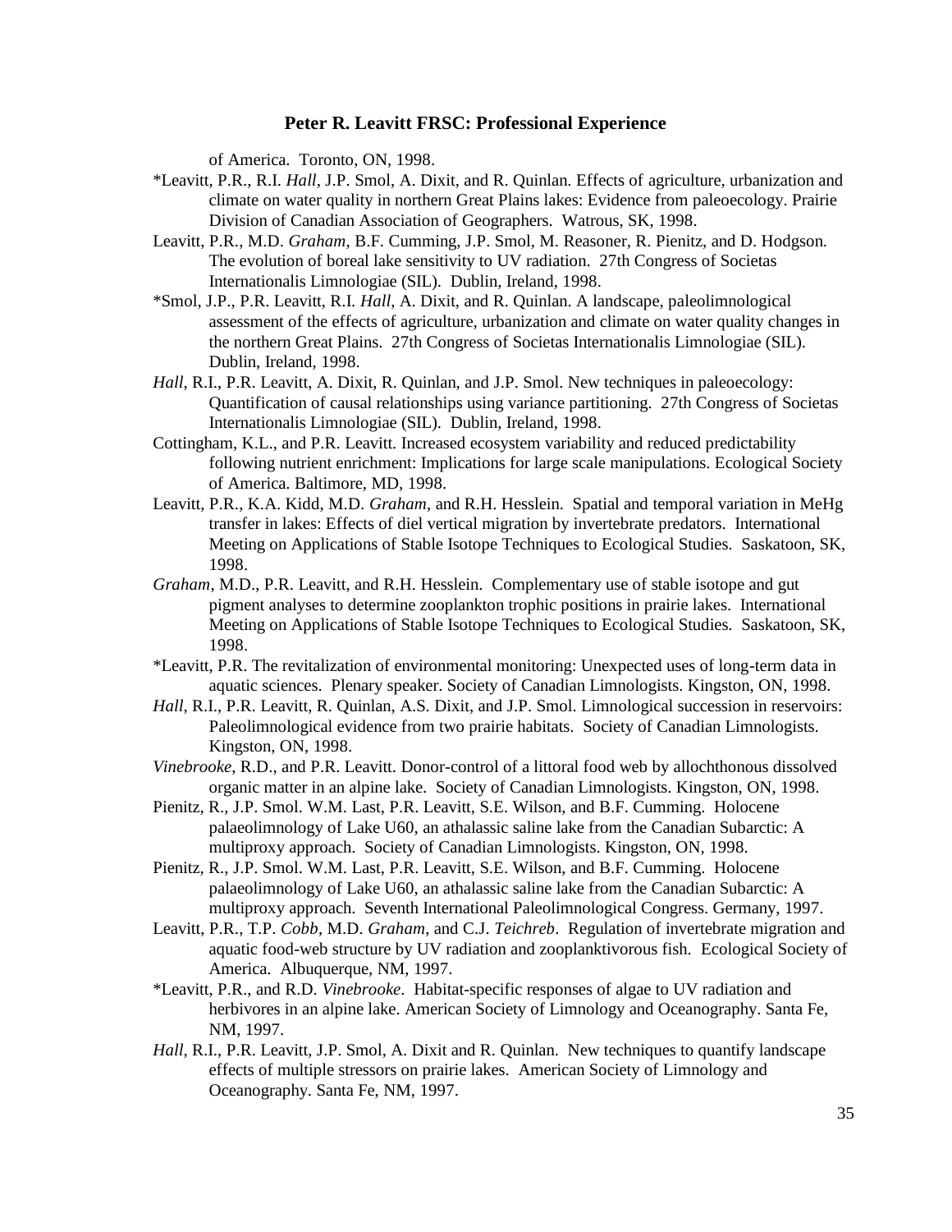of America. Toronto, ON, 1998.

*Leavitt, P.R., R.I. *Hall*, J.P. Smol, A. Dixit, and R. Quinlan. Effects of agriculture, urbanization and climate on water quality in northern Great Plains lakes: Evidence from paleoecology. Prairie Division of Canadian Association of Geographers. Watrous, SK, 1998.

Leavitt, P.R., M.D. *Graham*, B.F. Cumming, J.P. Smol, M. Reasoner, R. Pienitz, and D. Hodgson. The evolution of boreal lake sensitivity to UV radiation. 27th Congress of Societas Internationalis Limnologiae (SIL). Dublin, Ireland, 1998.

*Smol, J.P., P.R. Leavitt, R.I. *Hall*, A. Dixit, and R. Quinlan. A landscape, paleolimnological assessment of the effects of agriculture, urbanization and climate on water quality changes in the northern Great Plains. 27th Congress of Societas Internationalis Limnologiae (SIL). Dublin, Ireland, 1998.

*Hall*, R.I., P.R. Leavitt, A. Dixit, R. Quinlan, and J.P. Smol. New techniques in paleoecology: Quantification of causal relationships using variance partitioning. 27th Congress of Societas Internationalis Limnologiae (SIL). Dublin, Ireland, 1998.

Cottingham, K.L., and P.R. Leavitt. Increased ecosystem variability and reduced predictability following nutrient enrichment: Implications for large scale manipulations. Ecological Society of America. Baltimore, MD, 1998.

Leavitt, P.R., K.A. Kidd, M.D. *Graham*, and R.H. Hesslein. Spatial and temporal variation in MeHg transfer in lakes: Effects of diel vertical migration by invertebrate predators. International Meeting on Applications of Stable Isotope Techniques to Ecological Studies. Saskatoon, SK, 1998.

*Graham*, M.D., P.R. Leavitt, and R.H. Hesslein. Complementary use of stable isotope and gut pigment analyses to determine zooplankton trophic positions in prairie lakes. International Meeting on Applications of Stable Isotope Techniques to Ecological Studies. Saskatoon, SK, 1998.

*Leavitt, P.R. The revitalization of environmental monitoring: Unexpected uses of long-term data in aquatic sciences. Plenary speaker. Society of Canadian Limnologists. Kingston, ON, 1998.

*Hall*, R.I., P.R. Leavitt, R. Quinlan, A.S. Dixit, and J.P. Smol. Limnological succession in reservoirs: Paleolimnological evidence from two prairie habitats. Society of Canadian Limnologists. Kingston, ON, 1998.

*Vinebrooke*, R.D., and P.R. Leavitt. Donor-control of a littoral food web by allochthonous dissolved organic matter in an alpine lake. Society of Canadian Limnologists. Kingston, ON, 1998.

Pienitz, R., J.P. Smol. W.M. Last, P.R. Leavitt, S.E. Wilson, and B.F. Cumming. Holocene palaeolimnology of Lake U60, an athalassic saline lake from the Canadian Subarctic: A multiproxy approach. Society of Canadian Limnologists. Kingston, ON, 1998.

Pienitz, R., J.P. Smol. W.M. Last, P.R. Leavitt, S.E. Wilson, and B.F. Cumming. Holocene palaeolimnology of Lake U60, an athalassic saline lake from the Canadian Subarctic: A multiproxy approach. Seventh International Paleolimnological Congress. Germany, 1997.

Leavitt, P.R., T.P. *Cobb*, M.D. *Graham*, and C.J. *Teichreb*. Regulation of invertebrate migration and aquatic food-web structure by UV radiation and zooplanktivorous fish. Ecological Society of America. Albuquerque, NM, 1997.

*Leavitt, P.R., and R.D. *Vinebrooke*. Habitat-specific responses of algae to UV radiation and herbivores in an alpine lake. American Society of Limnology and Oceanography. Santa Fe, NM, 1997.

*Hall*, R.I., P.R. Leavitt, J.P. Smol, A. Dixit and R. Quinlan. New techniques to quantify landscape effects of multiple stressors on prairie lakes. American Society of Limnology and Oceanography. Santa Fe, NM, 1997.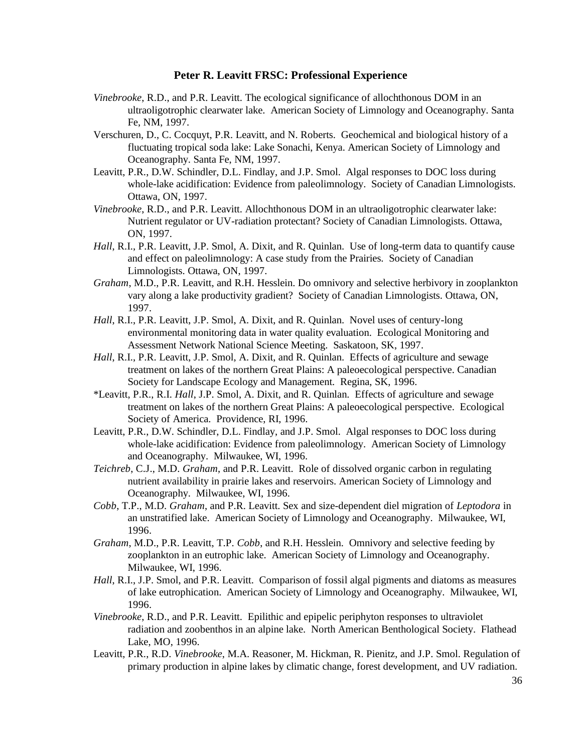**Peter R. Leavitt FRSC: Professional Experience**

*Vinebrooke*, R.D., and P.R. Leavitt. The ecological significance of allochthonous DOM in an ultraoligotrophic clearwater lake. American Society of Limnology and Oceanography. Santa Fe, NM, 1997.

Verschuren, D., C. Cocquyt, P.R. Leavitt, and N. Roberts. Geochemical and biological history of a fluctuating tropical soda lake: Lake Sonachi, Kenya. American Society of Limnology and Oceanography. Santa Fe, NM, 1997.

Leavitt, P.R., D.W. Schindler, D.L. Findlay, and J.P. Smol. Algal responses to DOC loss during whole-lake acidification: Evidence from paleolimnology. Society of Canadian Limnologists. Ottawa, ON, 1997.

*Vinebrooke*, R.D., and P.R. Leavitt. Allochthonous DOM in an ultraoligotrophic clearwater lake: Nutrient regulator or UV-radiation protectant? Society of Canadian Limnologists. Ottawa, ON, 1997.

*Hall*, R.I., P.R. Leavitt, J.P. Smol, A. Dixit, and R. Quinlan. Use of long-term data to quantify cause and effect on paleolimnology: A case study from the Prairies. Society of Canadian Limnologists. Ottawa, ON, 1997.

*Graham*, M.D., P.R. Leavitt, and R.H. Hesslein. Do omnivory and selective herbivory in zooplankton vary along a lake productivity gradient? Society of Canadian Limnologists. Ottawa, ON, 1997.

*Hall*, R.I., P.R. Leavitt, J.P. Smol, A. Dixit, and R. Quinlan. Novel uses of century-long environmental monitoring data in water quality evaluation. Ecological Monitoring and Assessment Network National Science Meeting. Saskatoon, SK, 1997.

*Hall*, R.I., P.R. Leavitt, J.P. Smol, A. Dixit, and R. Quinlan. Effects of agriculture and sewage treatment on lakes of the northern Great Plains: A paleoecological perspective. Canadian Society for Landscape Ecology and Management. Regina, SK, 1996.

*Leavitt, P.R., R.I. *Hall*, J.P. Smol, A. Dixit, and R. Quinlan. Effects of agriculture and sewage treatment on lakes of the northern Great Plains: A paleoecological perspective. Ecological Society of America. Providence, RI, 1996.

Leavitt, P.R., D.W. Schindler, D.L. Findlay, and J.P. Smol. Algal responses to DOC loss during whole-lake acidification: Evidence from paleolimnology. American Society of Limnology and Oceanography. Milwaukee, WI, 1996.

*Teichreb*, C.J., M.D. *Graham*, and P.R. Leavitt. Role of dissolved organic carbon in regulating nutrient availability in prairie lakes and reservoirs. American Society of Limnology and Oceanography. Milwaukee, WI, 1996.

*Cobb*, T.P., M.D. *Graham*, and P.R. Leavitt. Sex and size-dependent diel migration of *Leptodora* in an unstratified lake. American Society of Limnology and Oceanography. Milwaukee, WI, 1996.

*Graham*, M.D., P.R. Leavitt, T.P. *Cobb*, and R.H. Hesslein. Omnivory and selective feeding by zooplankton in an eutrophic lake. American Society of Limnology and Oceanography. Milwaukee, WI, 1996.

*Hall*, R.I., J.P. Smol, and P.R. Leavitt. Comparison of fossil algal pigments and diatoms as measures of lake eutrophication. American Society of Limnology and Oceanography. Milwaukee, WI, 1996.

*Vinebrooke*, R.D., and P.R. Leavitt. Epilithic and epipelic periphyton responses to ultraviolet radiation and zoobenthos in an alpine lake. North American Benthological Society. Flathead Lake, MO, 1996.

Leavitt, P.R., R.D. *Vinebrooke*, M.A. Reasoner, M. Hickman, R. Pienitz, and J.P. Smol. Regulation of primary production in alpine lakes by climatic change, forest development, and UV radiation.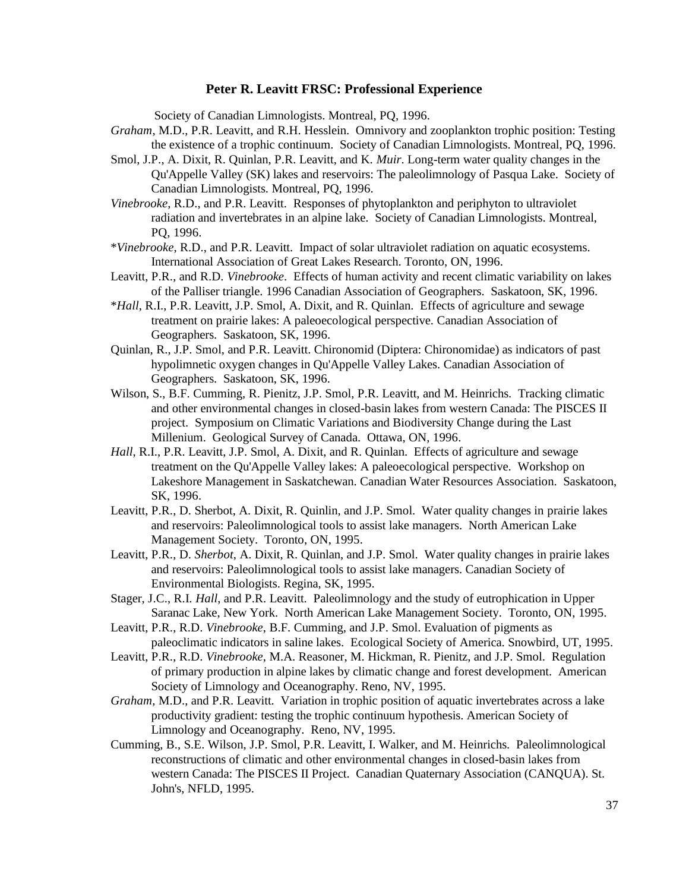Society of Canadian Limnologists. Montreal, PQ, 1996.

*Graham*, M.D., P.R. Leavitt, and R.H. Hesslein. Omnivory and zooplankton trophic position: Testing the existence of a trophic continuum. Society of Canadian Limnologists. Montreal, PQ, 1996.

Smol, J.P., A. Dixit, R. Quinlan, P.R. Leavitt, and K. *Muir*. Long-term water quality changes in the Qu'Appelle Valley (SK) lakes and reservoirs: The paleolimnology of Pasqua Lake. Society of Canadian Limnologists. Montreal, PQ, 1996.

*Vinebrooke*, R.D., and P.R. Leavitt. Responses of phytoplankton and periphyton to ultraviolet radiation and invertebrates in an alpine lake. Society of Canadian Limnologists. Montreal, PQ, 1996.

*Vinebrooke*, R.D., and P.R. Leavitt. Impact of solar ultraviolet radiation on aquatic ecosystems. International Association of Great Lakes Research. Toronto, ON, 1996.

Leavitt, P.R., and R.D. *Vinebrooke*. Effects of human activity and recent climatic variability on lakes of the Palliser triangle. 1996 Canadian Association of Geographers. Saskatoon, SK, 1996.

*Hall*, R.I., P.R. Leavitt, J.P. Smol, A. Dixit, and R. Quinlan. Effects of agriculture and sewage treatment on prairie lakes: A paleoecological perspective. Canadian Association of Geographers. Saskatoon, SK, 1996.

Quinlan, R., J.P. Smol, and P.R. Leavitt. Chironomid (Diptera: Chironomidae) as indicators of past hypolimnetic oxygen changes in Qu'Appelle Valley Lakes. Canadian Association of Geographers. Saskatoon, SK, 1996.

Wilson, S., B.F. Cumming, R. Pienitz, J.P. Smol, P.R. Leavitt, and M. Heinrichs. Tracking climatic and other environmental changes in closed-basin lakes from western Canada: The PISCES II project. Symposium on Climatic Variations and Biodiversity Change during the Last Millenium. Geological Survey of Canada. Ottawa, ON, 1996.

*Hall*, R.I., P.R. Leavitt, J.P. Smol, A. Dixit, and R. Quinlan. Effects of agriculture and sewage treatment on the Qu'Appelle Valley lakes: A paleoecological perspective. Workshop on Lakeshore Management in Saskatchewan. Canadian Water Resources Association. Saskatoon, SK, 1996.

Leavitt, P.R., D. Sherbot, A. Dixit, R. Quinlin, and J.P. Smol. Water quality changes in prairie lakes and reservoirs: Paleolimnological tools to assist lake managers. North American Lake Management Society. Toronto, ON, 1995.

Leavitt, P.R., D. *Sherbot*, A. Dixit, R. Quinlan, and J.P. Smol. Water quality changes in prairie lakes and reservoirs: Paleolimnological tools to assist lake managers. Canadian Society of Environmental Biologists. Regina, SK, 1995.

Stager, J.C., R.I. *Hall*, and P.R. Leavitt. Paleolimnology and the study of eutrophication in Upper Saranac Lake, New York. North American Lake Management Society. Toronto, ON, 1995.

Leavitt, P.R., R.D. *Vinebrooke*, B.F. Cumming, and J.P. Smol. Evaluation of pigments as paleoclimatic indicators in saline lakes. Ecological Society of America. Snowbird, UT, 1995.

Leavitt, P.R., R.D. *Vinebrooke*, M.A. Reasoner, M. Hickman, R. Pienitz, and J.P. Smol. Regulation of primary production in alpine lakes by climatic change and forest development. American Society of Limnology and Oceanography. Reno, NV, 1995.

*Graham*, M.D., and P.R. Leavitt. Variation in trophic position of aquatic invertebrates across a lake productivity gradient: testing the trophic continuum hypothesis. American Society of Limnology and Oceanography. Reno, NV, 1995.

Cumming, B., S.E. Wilson, J.P. Smol, P.R. Leavitt, I. Walker, and M. Heinrichs. Paleolimnological reconstructions of climatic and other environmental changes in closed-basin lakes from western Canada: The PISCES II Project. Canadian Quaternary Association (CANQUA). St. John's, NFLD, 1995.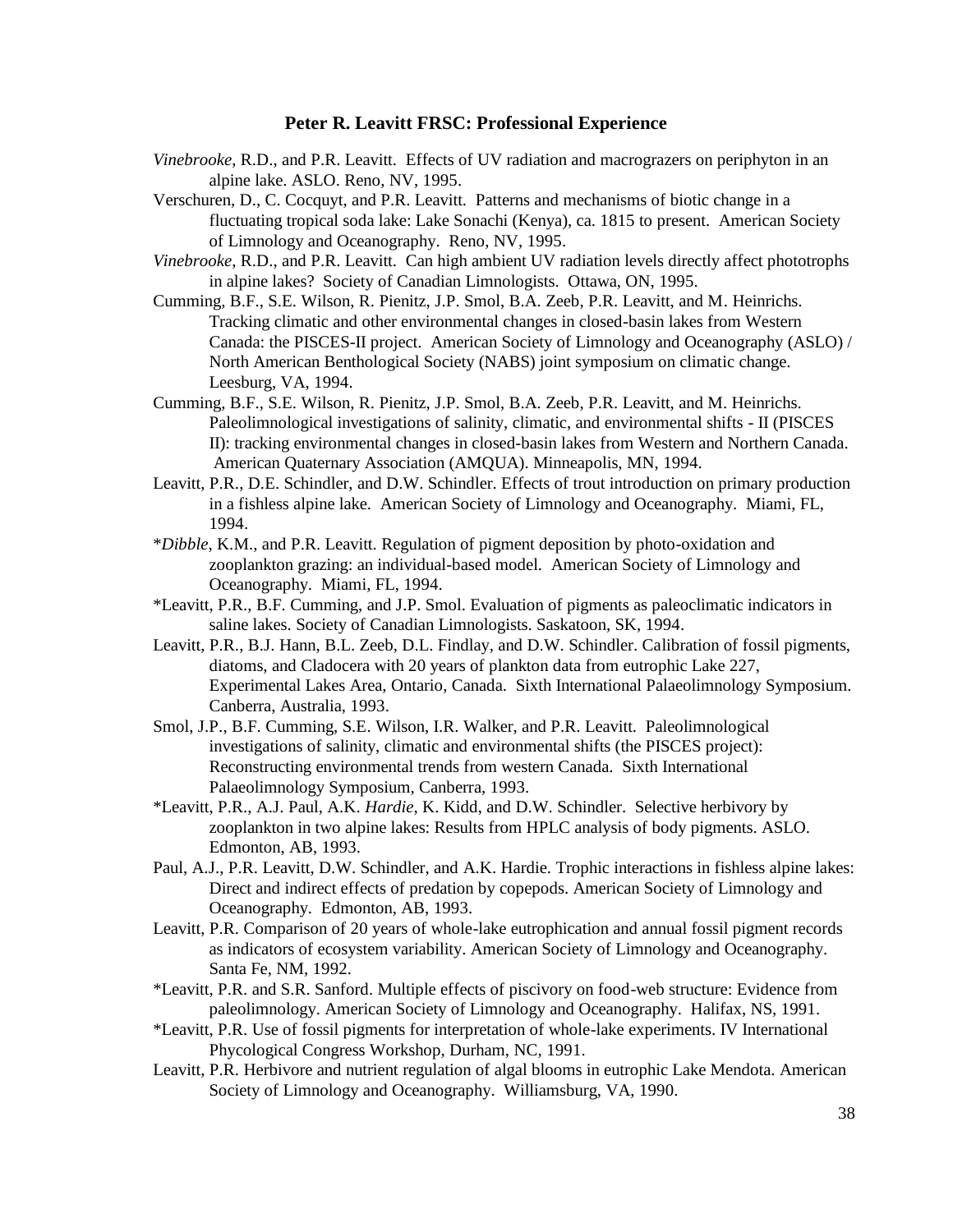### Peter R. Leavitt FRSC: Professional Experience

*Vinebrooke*, R.D., and P.R. Leavitt. Effects of UV radiation and macrograzers on periphyton in an alpine lake. ASLO. Reno, NV, 1995.

Verschuren, D., C. Cocquyt, and P.R. Leavitt. Patterns and mechanisms of biotic change in a fluctuating tropical soda lake: Lake Sonachi (Kenya), ca. 1815 to present. American Society of Limnology and Oceanography. Reno, NV, 1995.

*Vinebrooke*, R.D., and P.R. Leavitt. Can high ambient UV radiation levels directly affect phototrophs in alpine lakes? Society of Canadian Limnologists. Ottawa, ON, 1995.

Cumming, B.F., S.E. Wilson, R. Pienitz, J.P. Smol, B.A. Zeeb, P.R. Leavitt, and M. Heinrichs. Tracking climatic and other environmental changes in closed-basin lakes from Western Canada: the PISCES-II project. American Society of Limnology and Oceanography (ASLO) / North American Benthological Society (NABS) joint symposium on climatic change. Leesburg, VA, 1994.

Cumming, B.F., S.E. Wilson, R. Pienitz, J.P. Smol, B.A. Zeeb, P.R. Leavitt, and M. Heinrichs. Paleolimnological investigations of salinity, climatic, and environmental shifts - II (PISCES II): tracking environmental changes in closed-basin lakes from Western and Northern Canada. American Quaternary Association (AMQUA). Minneapolis, MN, 1994.

Leavitt, P.R., D.E. Schindler, and D.W. Schindler. Effects of trout introduction on primary production in a fishless alpine lake. American Society of Limnology and Oceanography. Miami, FL, 1994.

*Dibble*, K.M., and P.R. Leavitt. Regulation of pigment deposition by photo-oxidation and zooplankton grazing: an individual-based model. American Society of Limnology and Oceanography. Miami, FL, 1994.

*Leavitt, P.R., B.F. Cumming, and J.P. Smol. Evaluation of pigments as paleoclimatic indicators in saline lakes. Society of Canadian Limnologists. Saskatoon, SK, 1994.

Leavitt, P.R., B.J. Hann, B.L. Zeeb, D.L. Findlay, and D.W. Schindler. Calibration of fossil pigments, diatoms, and Cladocera with 20 years of plankton data from eutrophic Lake 227, Experimental Lakes Area, Ontario, Canada. Sixth International Palaeolimnology Symposium. Canberra, Australia, 1993.

Smol, J.P., B.F. Cumming, S.E. Wilson, I.R. Walker, and P.R. Leavitt. Paleolimnological investigations of salinity, climatic and environmental shifts (the PISCES project): Reconstructing environmental trends from western Canada. Sixth International Palaeolimnology Symposium, Canberra, 1993.

*Leavitt, P.R., A.J. Paul, A.K. *Hardie*, K. Kidd, and D.W. Schindler. Selective herbivory by zooplankton in two alpine lakes: Results from HPLC analysis of body pigments. ASLO. Edmonton, AB, 1993.

Paul, A.J., P.R. Leavitt, D.W. Schindler, and A.K. Hardie. Trophic interactions in fishless alpine lakes: Direct and indirect effects of predation by copepods. American Society of Limnology and Oceanography. Edmonton, AB, 1993.

Leavitt, P.R. Comparison of 20 years of whole-lake eutrophication and annual fossil pigment records as indicators of ecosystem variability. American Society of Limnology and Oceanography. Santa Fe, NM, 1992.

*Leavitt, P.R. and S.R. Sanford. Multiple effects of piscivory on food-web structure: Evidence from paleolimnology. American Society of Limnology and Oceanography. Halifax, NS, 1991.

*Leavitt, P.R. Use of fossil pigments for interpretation of whole-lake experiments. IV International Phycological Congress Workshop, Durham, NC, 1991.

Leavitt, P.R. Herbivore and nutrient regulation of algal blooms in eutrophic Lake Mendota. American Society of Limnology and Oceanography. Williamsburg, VA, 1990.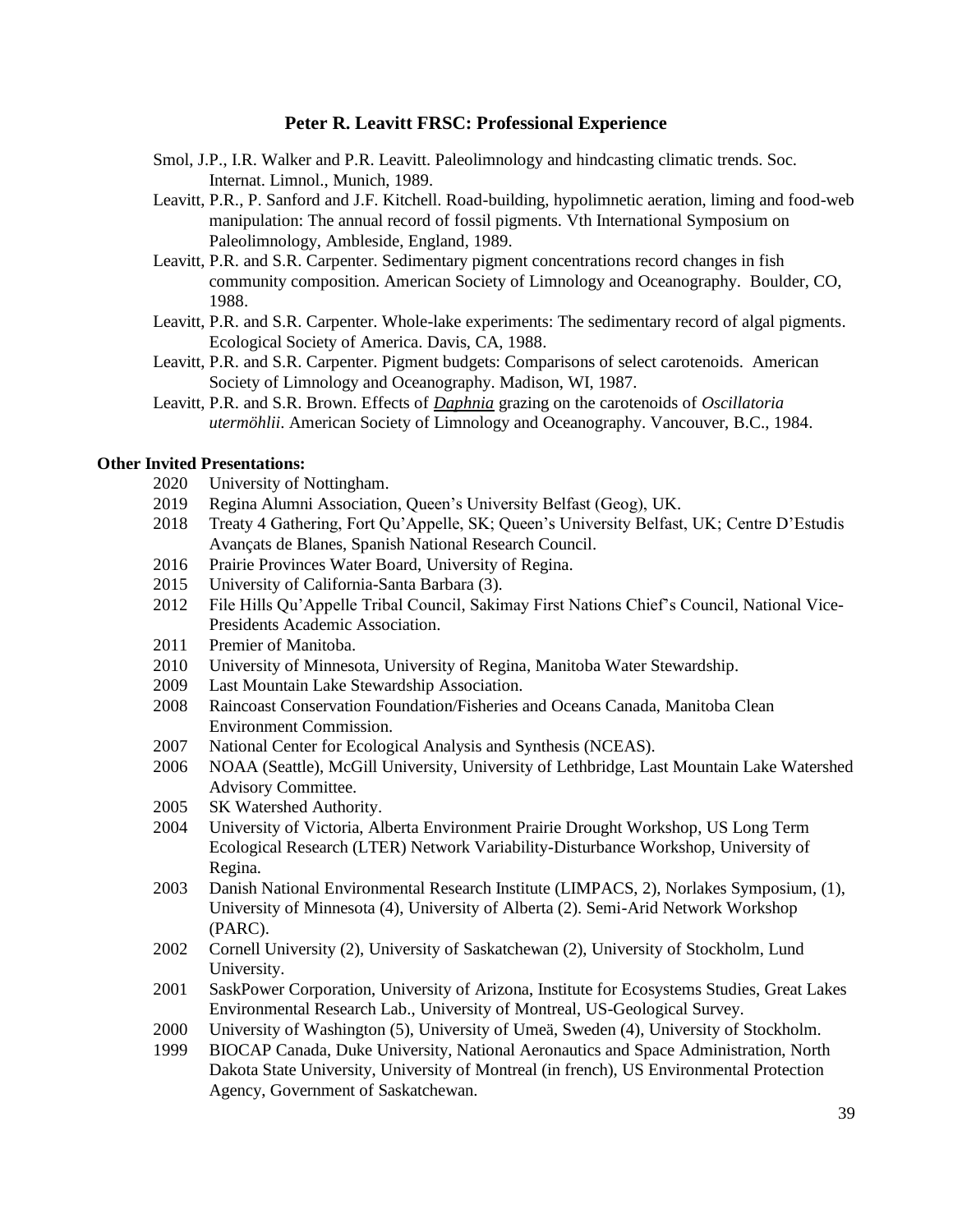## Peter R. Leavitt FRSC: Professional Experience

Smol, J.P., I.R. Walker and P.R. Leavitt. Paleolimnology and hindcasting climatic trends. Soc. Internat. Limnol., Munich, 1989.

Leavitt, P.R., P. Sanford and J.F. Kitchell. Road-building, hypolimnetic aeration, liming and food-web manipulation: The annual record of fossil pigments. Vth International Symposium on Paleolimnology, Ambleside, England, 1989.

Leavitt, P.R. and S.R. Carpenter. Sedimentary pigment concentrations record changes in fish community composition. American Society of Limnology and Oceanography. Boulder, CO, 1988.

Leavitt, P.R. and S.R. Carpenter. Whole-lake experiments: The sedimentary record of algal pigments. Ecological Society of America. Davis, CA, 1988.

Leavitt, P.R. and S.R. Carpenter. Pigment budgets: Comparisons of select carotenoids. American Society of Limnology and Oceanography. Madison, WI, 1987.

Leavitt, P.R. and S.R. Brown. Effects of ***Daphnia*** grazing on the carotenoids of *Oscillatoria utermöhlii*. American Society of Limnology and Oceanography. Vancouver, B.C., 1984.

**Other Invited Presentations:**

2020 University of Nottingham.

2019 Regina Alumni Association, Queen's University Belfast (Geog), UK.

2018 Treaty 4 Gathering, Fort Qu'Appelle, SK; Queen's University Belfast, UK; Centre D'Estudis Avançats de Blanes, Spanish National Research Council.

2016 Prairie Provinces Water Board, University of Regina.

2015 University of California-Santa Barbara (3).

2012 File Hills Qu'Appelle Tribal Council, Sakimay First Nations Chief's Council, National Vice-Presidents Academic Association.

2011 Premier of Manitoba.

2010 University of Minnesota, University of Regina, Manitoba Water Stewardship.

2009 Last Mountain Lake Stewardship Association.

2008 Raincoast Conservation Foundation/Fisheries and Oceans Canada, Manitoba Clean Environment Commission.

2007 National Center for Ecological Analysis and Synthesis (NCEAS).

2006 NOAA (Seattle), McGill University, University of Lethbridge, Last Mountain Lake Watershed Advisory Committee.

2005 SK Watershed Authority.

2004 University of Victoria, Alberta Environment Prairie Drought Workshop, US Long Term Ecological Research (LTER) Network Variability-Disturbance Workshop, University of Regina.

2003 Danish National Environmental Research Institute (LIMPACS, 2), Norlakes Symposium, (1), University of Minnesota (4), University of Alberta (2). Semi-Arid Network Workshop (PARC).

2002 Cornell University (2), University of Saskatchewan (2), University of Stockholm, Lund University.

2001 SaskPower Corporation, University of Arizona, Institute for Ecosystems Studies, Great Lakes Environmental Research Lab., University of Montreal, US-Geological Survey.

2000 University of Washington (5), University of Umeä, Sweden (4), University of Stockholm.

1999 BIOCAP Canada, Duke University, National Aeronautics and Space Administration, North Dakota State University, University of Montreal (in french), US Environmental Protection Agency, Government of Saskatchewan.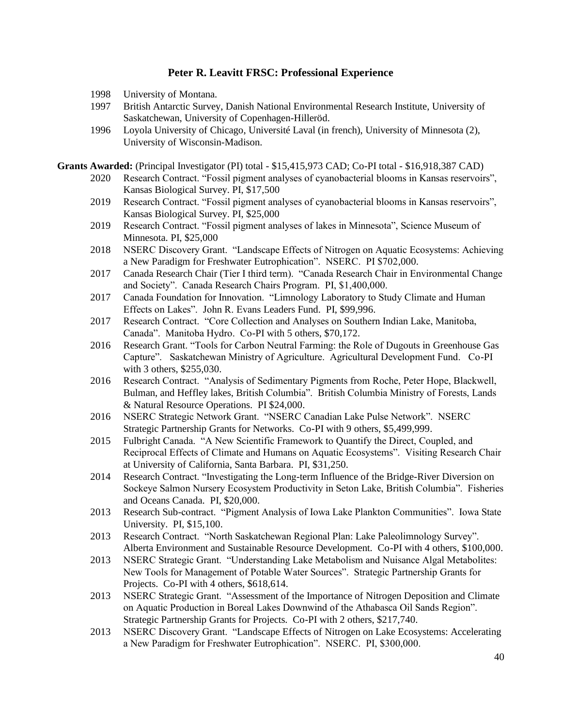## Peter R. Leavitt FRSC: Professional Experience

- 1998 University of Montana.
- 1997 British Antarctic Survey, Danish National Environmental Research Institute, University of Saskatchewan, University of Copenhagen-Hilleröd.
- 1996 Loyola University of Chicago, Université Laval (in french), University of Minnesota (2), University of Wisconsin-Madison.

**Grants Awarded:** (Principal Investigator (PI) total - $15,415,973 CAD; Co-PI total - $16,918,387 CAD)

- 2020 Research Contract. "Fossil pigment analyses of cyanobacterial blooms in Kansas reservoirs", Kansas Biological Survey. PI, $17,500
- 2019 Research Contract. "Fossil pigment analyses of cyanobacterial blooms in Kansas reservoirs", Kansas Biological Survey. PI, $25,000
- 2019 Research Contract. "Fossil pigment analyses of lakes in Minnesota", Science Museum of Minnesota. PI, $25,000
- 2018 NSERC Discovery Grant. "Landscape Effects of Nitrogen on Aquatic Ecosystems: Achieving a New Paradigm for Freshwater Eutrophication". NSERC. PI $702,000.
- 2017 Canada Research Chair (Tier I third term). "Canada Research Chair in Environmental Change and Society". Canada Research Chairs Program. PI, $1,400,000.
- 2017 Canada Foundation for Innovation. "Limnology Laboratory to Study Climate and Human Effects on Lakes". John R. Evans Leaders Fund. PI, $99,996.
- 2017 Research Contract. "Core Collection and Analyses on Southern Indian Lake, Manitoba, Canada". Manitoba Hydro. Co-PI with 5 others, $70,172.
- 2016 Research Grant. "Tools for Carbon Neutral Farming: the Role of Dugouts in Greenhouse Gas Capture". Saskatchewan Ministry of Agriculture. Agricultural Development Fund. Co-PI with 3 others, $255,030.
- 2016 Research Contract. "Analysis of Sedimentary Pigments from Roche, Peter Hope, Blackwell, Bulman, and Heffley lakes, British Columbia". British Columbia Ministry of Forests, Lands & Natural Resource Operations. PI $24,000.
- 2016 NSERC Strategic Network Grant. "NSERC Canadian Lake Pulse Network". NSERC Strategic Partnership Grants for Networks. Co-PI with 9 others, $5,499,999.
- 2015 Fulbright Canada. "A New Scientific Framework to Quantify the Direct, Coupled, and Reciprocal Effects of Climate and Humans on Aquatic Ecosystems". Visiting Research Chair at University of California, Santa Barbara. PI, $31,250.
- 2014 Research Contract. "Investigating the Long-term Influence of the Bridge-River Diversion on Sockeye Salmon Nursery Ecosystem Productivity in Seton Lake, British Columbia". Fisheries and Oceans Canada. PI, $20,000.
- 2013 Research Sub-contract. "Pigment Analysis of Iowa Lake Plankton Communities". Iowa State University. PI, $15,100.
- 2013 Research Contract. "North Saskatchewan Regional Plan: Lake Paleolimnology Survey". Alberta Environment and Sustainable Resource Development. Co-PI with 4 others, $100,000.
- 2013 NSERC Strategic Grant. "Understanding Lake Metabolism and Nuisance Algal Metabolites: New Tools for Management of Potable Water Sources". Strategic Partnership Grants for Projects. Co-PI with 4 others, $618,614.
- 2013 NSERC Strategic Grant. "Assessment of the Importance of Nitrogen Deposition and Climate on Aquatic Production in Boreal Lakes Downwind of the Athabasca Oil Sands Region". Strategic Partnership Grants for Projects. Co-PI with 2 others, $217,740.
- 2013 NSERC Discovery Grant. "Landscape Effects of Nitrogen on Lake Ecosystems: Accelerating a New Paradigm for Freshwater Eutrophication". NSERC. PI, $300,000.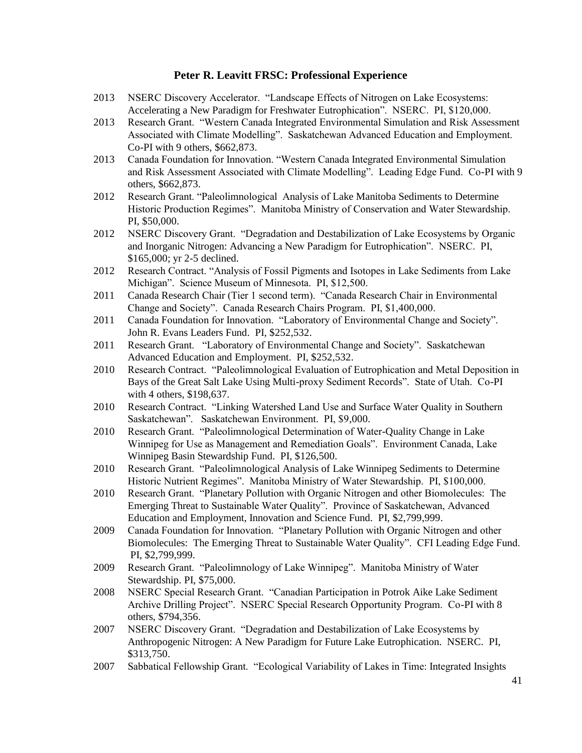## Peter R. Leavitt FRSC: Professional Experience

2013 NSERC Discovery Accelerator. "Landscape Effects of Nitrogen on Lake Ecosystems: Accelerating a New Paradigm for Freshwater Eutrophication". NSERC. PI, $120,000.

2013 Research Grant. "Western Canada Integrated Environmental Simulation and Risk Assessment Associated with Climate Modelling". Saskatchewan Advanced Education and Employment. Co-PI with 9 others, $662,873.

2013 Canada Foundation for Innovation. "Western Canada Integrated Environmental Simulation and Risk Assessment Associated with Climate Modelling". Leading Edge Fund. Co-PI with 9 others, $662,873.

2012 Research Grant. "Paleolimnological Analysis of Lake Manitoba Sediments to Determine Historic Production Regimes". Manitoba Ministry of Conservation and Water Stewardship. PI, $50,000.

2012 NSERC Discovery Grant. "Degradation and Destabilization of Lake Ecosystems by Organic and Inorganic Nitrogen: Advancing a New Paradigm for Eutrophication". NSERC. PI, $165,000; yr 2-5 declined.

2012 Research Contract. "Analysis of Fossil Pigments and Isotopes in Lake Sediments from Lake Michigan". Science Museum of Minnesota. PI, $12,500.

2011 Canada Research Chair (Tier 1 second term). "Canada Research Chair in Environmental Change and Society". Canada Research Chairs Program. PI, $1,400,000.

2011 Canada Foundation for Innovation. "Laboratory of Environmental Change and Society". John R. Evans Leaders Fund. PI, $252,532.

2011 Research Grant. "Laboratory of Environmental Change and Society". Saskatchewan Advanced Education and Employment. PI, $252,532.

2010 Research Contract. "Paleolimnological Evaluation of Eutrophication and Metal Deposition in Bays of the Great Salt Lake Using Multi-proxy Sediment Records". State of Utah. Co-PI with 4 others, $198,637.

2010 Research Contract. "Linking Watershed Land Use and Surface Water Quality in Southern Saskatchewan". Saskatchewan Environment. PI, $9,000.

2010 Research Grant. "Paleolimnological Determination of Water-Quality Change in Lake Winnipeg for Use as Management and Remediation Goals". Environment Canada, Lake Winnipeg Basin Stewardship Fund. PI, $126,500.

2010 Research Grant. "Paleolimnological Analysis of Lake Winnipeg Sediments to Determine Historic Nutrient Regimes". Manitoba Ministry of Water Stewardship. PI, $100,000.

2010 Research Grant. "Planetary Pollution with Organic Nitrogen and other Biomolecules: The Emerging Threat to Sustainable Water Quality". Province of Saskatchewan, Advanced Education and Employment, Innovation and Science Fund. PI, $2,799,999.

2009 Canada Foundation for Innovation. "Planetary Pollution with Organic Nitrogen and other Biomolecules: The Emerging Threat to Sustainable Water Quality". CFI Leading Edge Fund. PI, $2,799,999.

2009 Research Grant. "Paleolimnology of Lake Winnipeg". Manitoba Ministry of Water Stewardship. PI, $75,000.

2008 NSERC Special Research Grant. "Canadian Participation in Potrok Aike Lake Sediment Archive Drilling Project". NSERC Special Research Opportunity Program. Co-PI with 8 others, $794,356.

2007 NSERC Discovery Grant. "Degradation and Destabilization of Lake Ecosystems by Anthropogenic Nitrogen: A New Paradigm for Future Lake Eutrophication. NSERC. PI, $313,750.

2007 Sabbatical Fellowship Grant. "Ecological Variability of Lakes in Time: Integrated Insights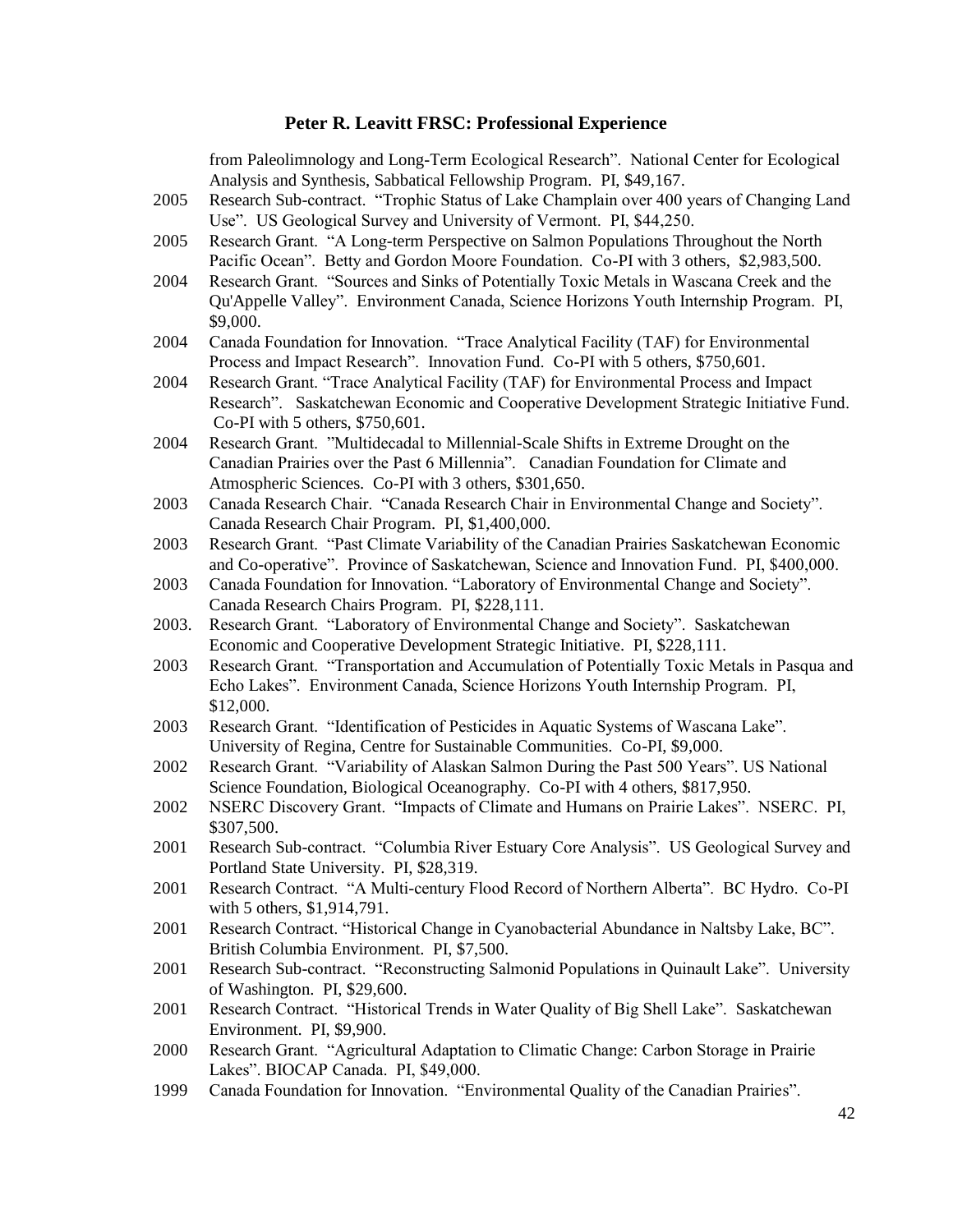from Paleolimnology and Long-Term Ecological Research". National Center for Ecological Analysis and Synthesis, Sabbatical Fellowship Program. PI, $49,167.

2005 Research Sub-contract. "Trophic Status of Lake Champlain over 400 years of Changing Land Use". US Geological Survey and University of Vermont. PI, $44,250.

2005 Research Grant. "A Long-term Perspective on Salmon Populations Throughout the North Pacific Ocean". Betty and Gordon Moore Foundation. Co-PI with 3 others, $2,983,500.

2004 Research Grant. "Sources and Sinks of Potentially Toxic Metals in Wascana Creek and the Qu'Appelle Valley". Environment Canada, Science Horizons Youth Internship Program. PI, $9,000.

2004 Canada Foundation for Innovation. "Trace Analytical Facility (TAF) for Environmental Process and Impact Research". Innovation Fund. Co-PI with 5 others, $750,601.

2004 Research Grant. "Trace Analytical Facility (TAF) for Environmental Process and Impact Research". Saskatchewan Economic and Cooperative Development Strategic Initiative Fund. Co-PI with 5 others, $750,601.

2004 Research Grant. "Multidecadal to Millennial-Scale Shifts in Extreme Drought on the Canadian Prairies over the Past 6 Millennia". Canadian Foundation for Climate and Atmospheric Sciences. Co-PI with 3 others, $301,650.

2003 Canada Research Chair. "Canada Research Chair in Environmental Change and Society". Canada Research Chair Program. PI, $1,400,000.

2003 Research Grant. "Past Climate Variability of the Canadian Prairies Saskatchewan Economic and Co-operative". Province of Saskatchewan, Science and Innovation Fund. PI, $400,000.

2003 Canada Foundation for Innovation. "Laboratory of Environmental Change and Society". Canada Research Chairs Program. PI, $228,111.

2003. Research Grant. "Laboratory of Environmental Change and Society". Saskatchewan Economic and Cooperative Development Strategic Initiative. PI, $228,111.

2003 Research Grant. "Transportation and Accumulation of Potentially Toxic Metals in Pasqua and Echo Lakes". Environment Canada, Science Horizons Youth Internship Program. PI, $12,000.

2003 Research Grant. "Identification of Pesticides in Aquatic Systems of Wascana Lake". University of Regina, Centre for Sustainable Communities. Co-PI, $9,000.

2002 Research Grant. "Variability of Alaskan Salmon During the Past 500 Years". US National Science Foundation, Biological Oceanography. Co-PI with 4 others, $817,950.

2002 NSERC Discovery Grant. "Impacts of Climate and Humans on Prairie Lakes". NSERC. PI, $307,500.

2001 Research Sub-contract. "Columbia River Estuary Core Analysis". US Geological Survey and Portland State University. PI, $28,319.

2001 Research Contract. "A Multi-century Flood Record of Northern Alberta". BC Hydro. Co-PI with 5 others, $1,914,791.

2001 Research Contract. "Historical Change in Cyanobacterial Abundance in Naltsby Lake, BC". British Columbia Environment. PI, $7,500.

2001 Research Sub-contract. "Reconstructing Salmonid Populations in Quinault Lake". University of Washington. PI, $29,600.

2001 Research Contract. "Historical Trends in Water Quality of Big Shell Lake". Saskatchewan Environment. PI, $9,900.

2000 Research Grant. "Agricultural Adaptation to Climatic Change: Carbon Storage in Prairie Lakes". BIOCAP Canada. PI, $49,000.

1999 Canada Foundation for Innovation. "Environmental Quality of the Canadian Prairies".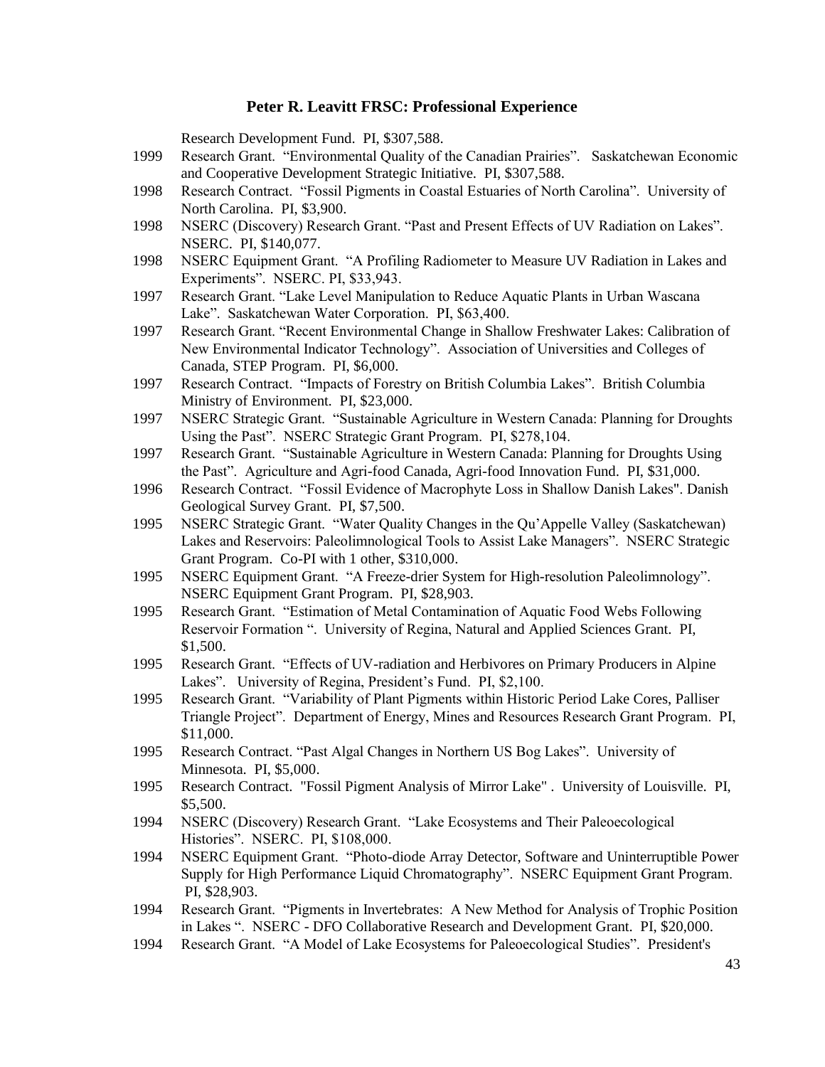**Peter R. Leavitt FRSC: Professional Experience**

Research Development Fund. PI, $307,588.

1999 Research Grant. "Environmental Quality of the Canadian Prairies". Saskatchewan Economic and Cooperative Development Strategic Initiative. PI, $307,588.

1998 Research Contract. "Fossil Pigments in Coastal Estuaries of North Carolina". University of North Carolina. PI, $3,900.

1998 NSERC (Discovery) Research Grant. "Past and Present Effects of UV Radiation on Lakes". NSERC. PI, $140,077.

1998 NSERC Equipment Grant. "A Profiling Radiometer to Measure UV Radiation in Lakes and Experiments". NSERC. PI, $33,943.

1997 Research Grant. "Lake Level Manipulation to Reduce Aquatic Plants in Urban Wascana Lake". Saskatchewan Water Corporation. PI, $63,400.

1997 Research Grant. "Recent Environmental Change in Shallow Freshwater Lakes: Calibration of New Environmental Indicator Technology". Association of Universities and Colleges of Canada, STEP Program. PI, $6,000.

1997 Research Contract. "Impacts of Forestry on British Columbia Lakes". British Columbia Ministry of Environment. PI, $23,000.

1997 NSERC Strategic Grant. "Sustainable Agriculture in Western Canada: Planning for Droughts Using the Past". NSERC Strategic Grant Program. PI, $278,104.

1997 Research Grant. "Sustainable Agriculture in Western Canada: Planning for Droughts Using the Past". Agriculture and Agri-food Canada, Agri-food Innovation Fund. PI, $31,000.

1996 Research Contract. "Fossil Evidence of Macrophyte Loss in Shallow Danish Lakes". Danish Geological Survey Grant. PI, $7,500.

1995 NSERC Strategic Grant. "Water Quality Changes in the Qu'Appelle Valley (Saskatchewan) Lakes and Reservoirs: Paleolimnological Tools to Assist Lake Managers". NSERC Strategic Grant Program. Co-PI with 1 other, $310,000.

1995 NSERC Equipment Grant. "A Freeze-drier System for High-resolution Paleolimnology". NSERC Equipment Grant Program. PI, $28,903.

1995 Research Grant. "Estimation of Metal Contamination of Aquatic Food Webs Following Reservoir Formation ". University of Regina, Natural and Applied Sciences Grant. PI, $1,500.

1995 Research Grant. "Effects of UV-radiation and Herbivores on Primary Producers in Alpine Lakes". University of Regina, President's Fund. PI, $2,100.

1995 Research Grant. "Variability of Plant Pigments within Historic Period Lake Cores, Palliser Triangle Project". Department of Energy, Mines and Resources Research Grant Program. PI, $11,000.

1995 Research Contract. "Past Algal Changes in Northern US Bog Lakes". University of Minnesota. PI, $5,000.

1995 Research Contract. "Fossil Pigment Analysis of Mirror Lake" . University of Louisville. PI, $5,500.

1994 NSERC (Discovery) Research Grant. "Lake Ecosystems and Their Paleoecological Histories". NSERC. PI, $108,000.

1994 NSERC Equipment Grant. "Photo-diode Array Detector, Software and Uninterruptible Power Supply for High Performance Liquid Chromatography". NSERC Equipment Grant Program. PI, $28,903.

1994 Research Grant. "Pigments in Invertebrates: A New Method for Analysis of Trophic Position in Lakes ". NSERC - DFO Collaborative Research and Development Grant. PI, $20,000.

1994 Research Grant. "A Model of Lake Ecosystems for Paleoecological Studies". President's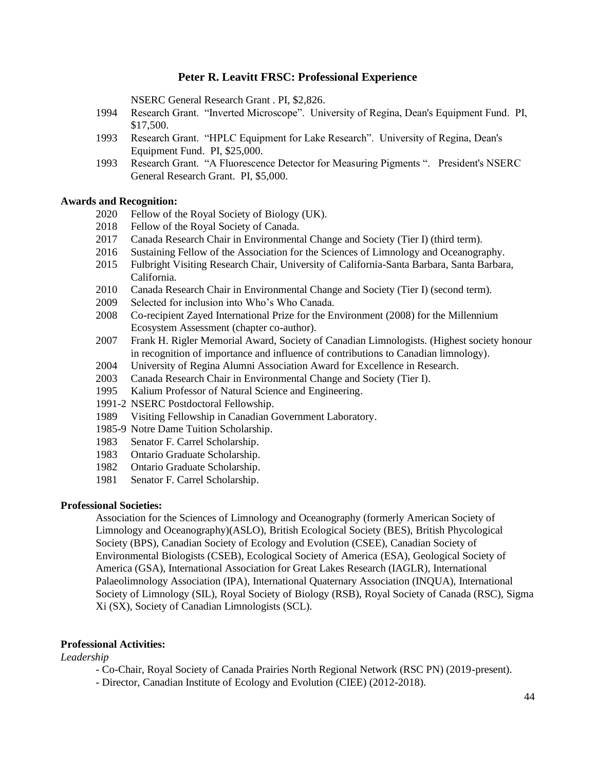## Peter R. Leavitt FRSC: Professional Experience

NSERC General Research Grant . PI, $2,826.

1994 Research Grant. "Inverted Microscope". University of Regina, Dean's Equipment Fund. PI, $17,500.

1993 Research Grant. "HPLC Equipment for Lake Research". University of Regina, Dean's Equipment Fund. PI, $25,000.

1993 Research Grant. "A Fluorescence Detector for Measuring Pigments ". President's NSERC General Research Grant. PI, $5,000.

**Awards and Recognition:**

2020 Fellow of the Royal Society of Biology (UK).
2018 Fellow of the Royal Society of Canada.
2017 Canada Research Chair in Environmental Change and Society (Tier I) (third term).
2016 Sustaining Fellow of the Association for the Sciences of Limnology and Oceanography.
2015 Fulbright Visiting Research Chair, University of California-Santa Barbara, Santa Barbara, California.
2010 Canada Research Chair in Environmental Change and Society (Tier I) (second term).
2009 Selected for inclusion into Who's Who Canada.
2008 Co-recipient Zayed International Prize for the Environment (2008) for the Millennium Ecosystem Assessment (chapter co-author).
2007 Frank H. Rigler Memorial Award, Society of Canadian Limnologists. (Highest society honour in recognition of importance and influence of contributions to Canadian limnology).
2004 University of Regina Alumni Association Award for Excellence in Research.
2003 Canada Research Chair in Environmental Change and Society (Tier I).
1995 Kalium Professor of Natural Science and Engineering.
1991-2 NSERC Postdoctoral Fellowship.
1989 Visiting Fellowship in Canadian Government Laboratory.
1985-9 Notre Dame Tuition Scholarship.
1983 Senator F. Carrel Scholarship.
1983 Ontario Graduate Scholarship.
1982 Ontario Graduate Scholarship.
1981 Senator F. Carrel Scholarship.

**Professional Societies:**

Association for the Sciences of Limnology and Oceanography (formerly American Society of Limnology and Oceanography)(ASLO), British Ecological Society (BES), British Phycological Society (BPS), Canadian Society of Ecology and Evolution (CSEE), Canadian Society of Environmental Biologists (CSEB), Ecological Society of America (ESA), Geological Society of America (GSA), International Association for Great Lakes Research (IAGLR), International Palaeolimnology Association (IPA), International Quaternary Association (INQUA), International Society of Limnology (SIL), Royal Society of Biology (RSB), Royal Society of Canada (RSC), Sigma Xi (SX), Society of Canadian Limnologists (SCL).

**Professional Activities:**

*Leadership*

- Co-Chair, Royal Society of Canada Prairies North Regional Network (RSC PN) (2019-present).
- Director, Canadian Institute of Ecology and Evolution (CIEE) (2012-2018).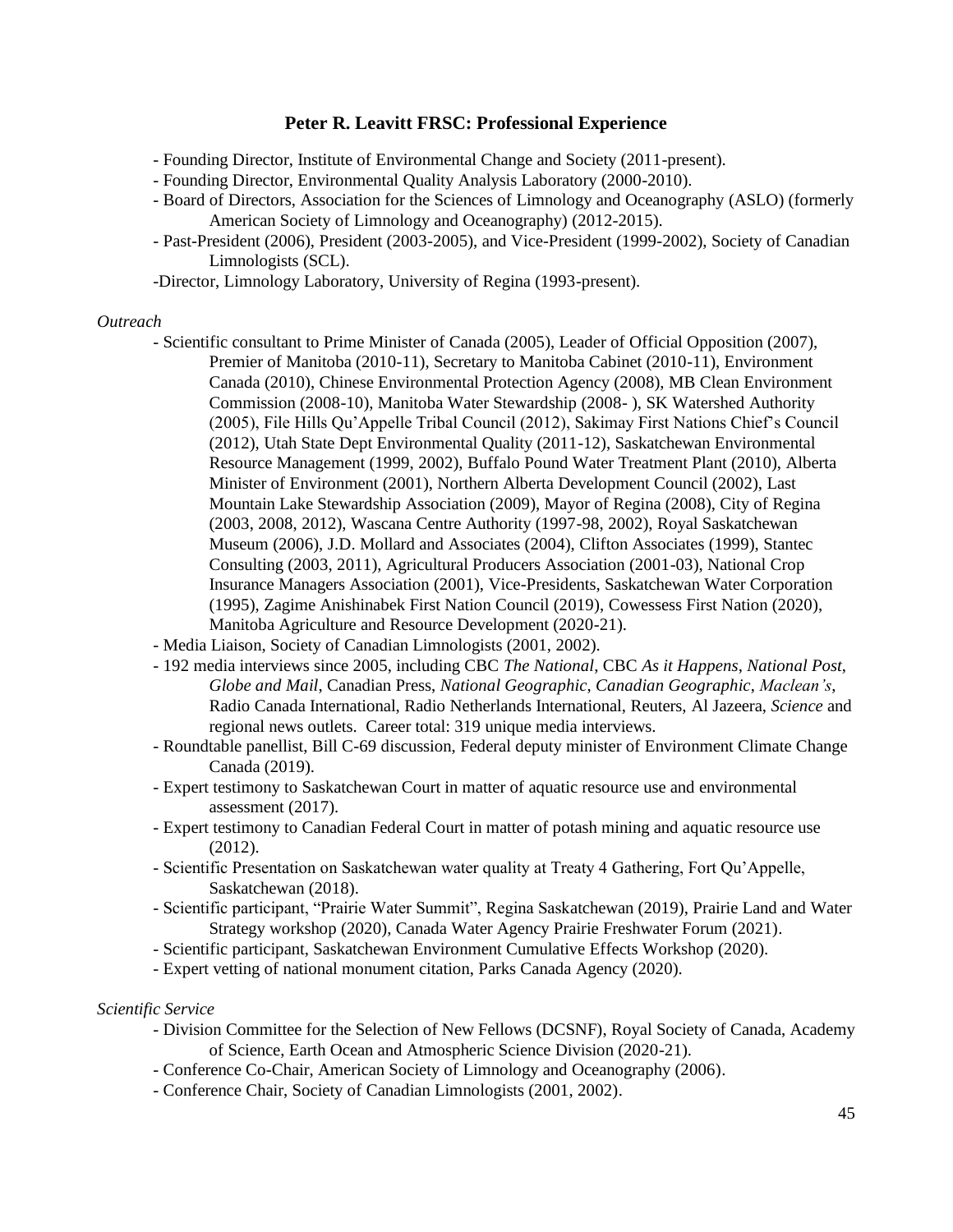## Peter R. Leavitt FRSC: Professional Experience

- Founding Director, Institute of Environmental Change and Society (2011-present).
- Founding Director, Environmental Quality Analysis Laboratory (2000-2010).
- Board of Directors, Association for the Sciences of Limnology and Oceanography (ASLO) (formerly American Society of Limnology and Oceanography) (2012-2015).
- Past-President (2006), President (2003-2005), and Vice-President (1999-2002), Society of Canadian Limnologists (SCL).
- Director, Limnology Laboratory, University of Regina (1993-present).

*Outreach*

- Scientific consultant to Prime Minister of Canada (2005), Leader of Official Opposition (2007), Premier of Manitoba (2010-11), Secretary to Manitoba Cabinet (2010-11), Environment Canada (2010), Chinese Environmental Protection Agency (2008), MB Clean Environment Commission (2008-10), Manitoba Water Stewardship (2008- ), SK Watershed Authority (2005), File Hills Qu'Appelle Tribal Council (2012), Sakimay First Nations Chief's Council (2012), Utah State Dept Environmental Quality (2011-12), Saskatchewan Environmental Resource Management (1999, 2002), Buffalo Pound Water Treatment Plant (2010), Alberta Minister of Environment (2001), Northern Alberta Development Council (2002), Last Mountain Lake Stewardship Association (2009), Mayor of Regina (2008), City of Regina (2003, 2008, 2012), Wascana Centre Authority (1997-98, 2002), Royal Saskatchewan Museum (2006), J.D. Mollard and Associates (2004), Clifton Associates (1999), Stantec Consulting (2003, 2011), Agricultural Producers Association (2001-03), National Crop Insurance Managers Association (2001), Vice-Presidents, Saskatchewan Water Corporation (1995), Zagime Anishinabek First Nation Council (2019), Cowessess First Nation (2020), Manitoba Agriculture and Resource Development (2020-21).
- Media Liaison, Society of Canadian Limnologists (2001, 2002).
- 192 media interviews since 2005, including CBC *The National*, CBC *As it Happens*, *National Post*, *Globe and Mail*, Canadian Press, *National Geographic*, *Canadian Geographic*, *Maclean's*, Radio Canada International, Radio Netherlands International, Reuters, Al Jazeera, *Science* and regional news outlets. Career total: 319 unique media interviews.
- Roundtable panellist, Bill C-69 discussion, Federal deputy minister of Environment Climate Change Canada (2019).
- Expert testimony to Saskatchewan Court in matter of aquatic resource use and environmental assessment (2017).
- Expert testimony to Canadian Federal Court in matter of potash mining and aquatic resource use (2012).
- Scientific Presentation on Saskatchewan water quality at Treaty 4 Gathering, Fort Qu'Appelle, Saskatchewan (2018).
- Scientific participant, "Prairie Water Summit", Regina Saskatchewan (2019), Prairie Land and Water Strategy workshop (2020), Canada Water Agency Prairie Freshwater Forum (2021).
- Scientific participant, Saskatchewan Environment Cumulative Effects Workshop (2020).
- Expert vetting of national monument citation, Parks Canada Agency (2020).

*Scientific Service*

- Division Committee for the Selection of New Fellows (DCSNF), Royal Society of Canada, Academy of Science, Earth Ocean and Atmospheric Science Division (2020-21).
- Conference Co-Chair, American Society of Limnology and Oceanography (2006).
- Conference Chair, Society of Canadian Limnologists (2001, 2002).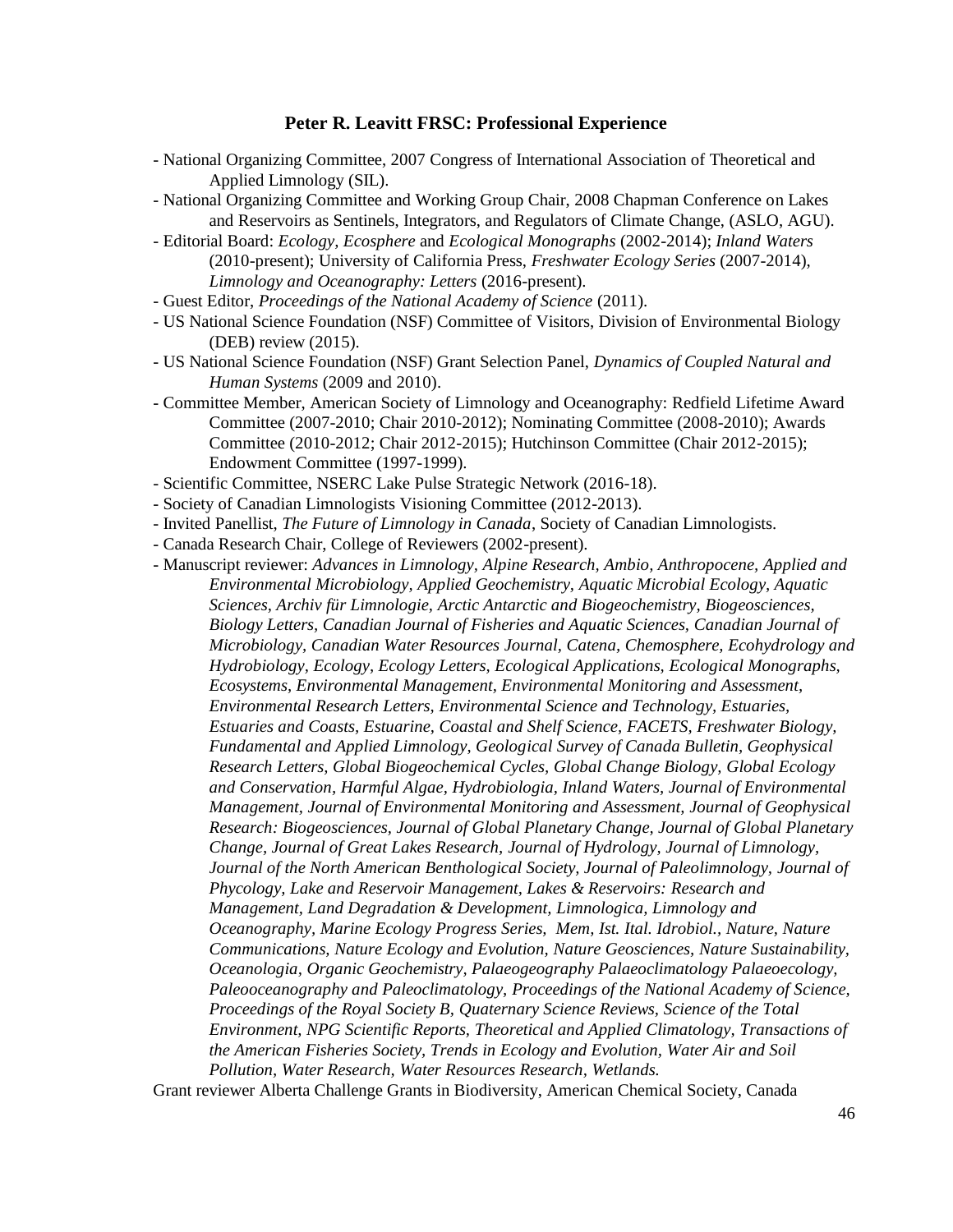**Peter R. Leavitt FRSC: Professional Experience**

- National Organizing Committee, 2007 Congress of International Association of Theoretical and Applied Limnology (SIL).
- National Organizing Committee and Working Group Chair, 2008 Chapman Conference on Lakes and Reservoirs as Sentinels, Integrators, and Regulators of Climate Change, (ASLO, AGU).
- Editorial Board: *Ecology, Ecosphere* and *Ecological Monographs* (2002-2014); *Inland Waters* (2010-present); University of California Press, *Freshwater Ecology Series* (2007-2014), *Limnology and Oceanography: Letters* (2016-present).
- Guest Editor, *Proceedings of the National Academy of Science* (2011).
- US National Science Foundation (NSF) Committee of Visitors, Division of Environmental Biology (DEB) review (2015).
- US National Science Foundation (NSF) Grant Selection Panel, *Dynamics of Coupled Natural and Human Systems* (2009 and 2010).
- Committee Member, American Society of Limnology and Oceanography: Redfield Lifetime Award Committee (2007-2010; Chair 2010-2012); Nominating Committee (2008-2010); Awards Committee (2010-2012; Chair 2012-2015); Hutchinson Committee (Chair 2012-2015); Endowment Committee (1997-1999).
- Scientific Committee, NSERC Lake Pulse Strategic Network (2016-18).
- Society of Canadian Limnologists Visioning Committee (2012-2013).
- Invited Panellist, *The Future of Limnology in Canada*, Society of Canadian Limnologists.
- Canada Research Chair, College of Reviewers (2002-present).
- Manuscript reviewer: *Advances in Limnology, Alpine Research, Ambio, Anthropocene, Applied and Environmental Microbiology, Applied Geochemistry, Aquatic Microbial Ecology, Aquatic Sciences, Archiv für Limnologie, Arctic Antarctic and Biogeochemistry, Biogeosciences, Biology Letters, Canadian Journal of Fisheries and Aquatic Sciences, Canadian Journal of Microbiology, Canadian Water Resources Journal, Catena, Chemosphere, Ecohydrology and Hydrobiology, Ecology, Ecology Letters, Ecological Applications, Ecological Monographs, Ecosystems, Environmental Management, Environmental Monitoring and Assessment, Environmental Research Letters, Environmental Science and Technology, Estuaries, Estuaries and Coasts, Estuarine, Coastal and Shelf Science, FACETS, Freshwater Biology, Fundamental and Applied Limnology, Geological Survey of Canada Bulletin, Geophysical Research Letters, Global Biogeochemical Cycles, Global Change Biology, Global Ecology and Conservation, Harmful Algae, Hydrobiologia, Inland Waters, Journal of Environmental Management, Journal of Environmental Monitoring and Assessment, Journal of Geophysical Research: Biogeosciences, Journal of Global Planetary Change, Journal of Global Planetary Change, Journal of Great Lakes Research, Journal of Hydrology, Journal of Limnology, Journal of the North American Benthological Society, Journal of Paleolimnology, Journal of Phycology, Lake and Reservoir Management, Lakes & Reservoirs: Research and Management, Land Degradation & Development, Limnologica, Limnology and Oceanography, Marine Ecology Progress Series, Mem, Ist. Ital. Idrobiol., Nature, Nature Communications, Nature Ecology and Evolution, Nature Geosciences, Nature Sustainability, Oceanologia, Organic Geochemistry, Palaeogeography Palaeoclimatology Palaeoecology, Paleooceanography and Paleoclimatology, Proceedings of the National Academy of Science, Proceedings of the Royal Society B, Quaternary Science Reviews, Science of the Total Environment, NPG Scientific Reports, Theoretical and Applied Climatology, Transactions of the American Fisheries Society, Trends in Ecology and Evolution, Water Air and Soil Pollution, Water Research, Water Resources Research, Wetlands.*

Grant reviewer Alberta Challenge Grants in Biodiversity, American Chemical Society, Canada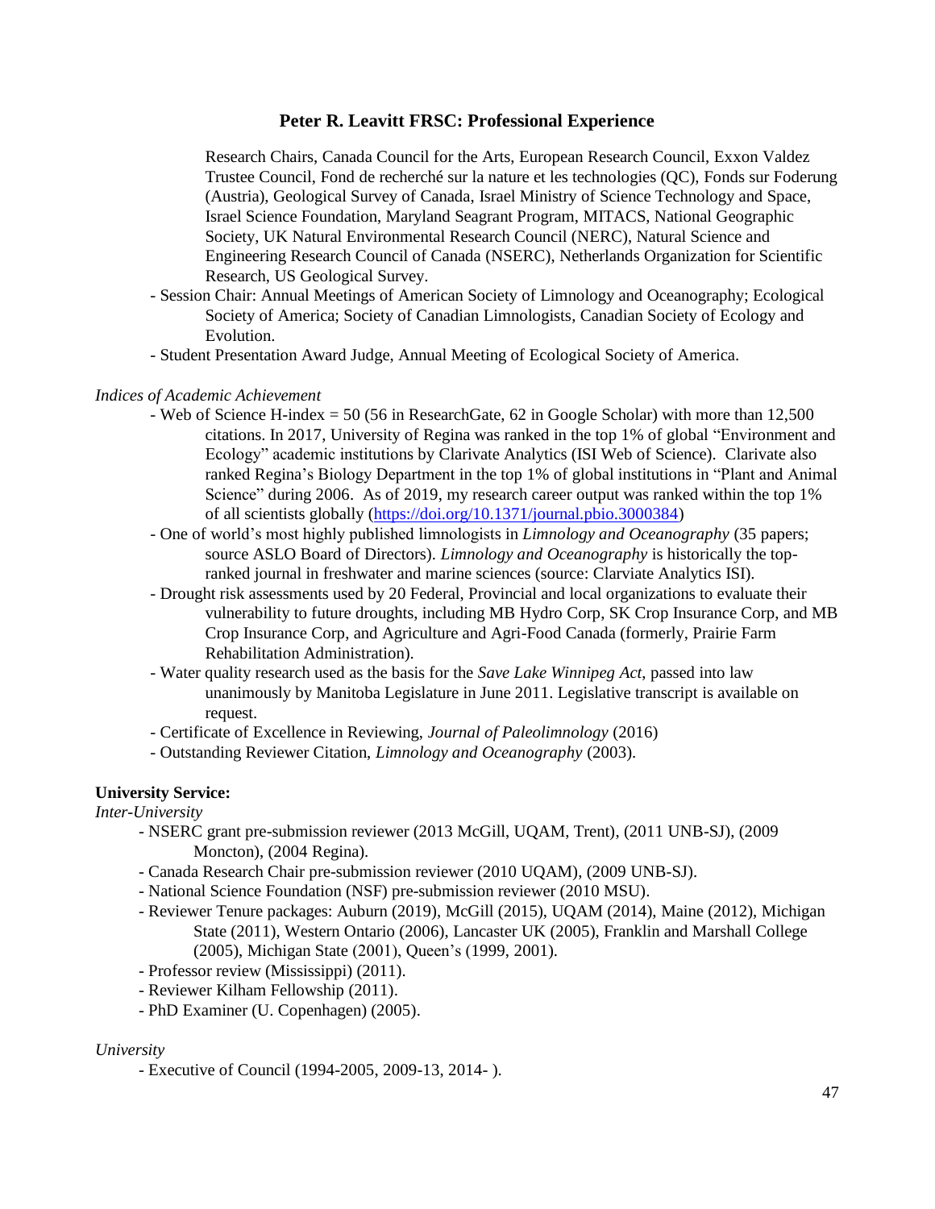Research Chairs, Canada Council for the Arts, European Research Council, Exxon Valdez Trustee Council, Fond de recherché sur la nature et les technologies (QC), Fonds sur Foderung (Austria), Geological Survey of Canada, Israel Ministry of Science Technology and Space, Israel Science Foundation, Maryland Seagrant Program, MITACS, National Geographic Society, UK Natural Environmental Research Council (NERC), Natural Science and Engineering Research Council of Canada (NSERC), Netherlands Organization for Scientific Research, US Geological Survey.

- Session Chair: Annual Meetings of American Society of Limnology and Oceanography; Ecological Society of America; Society of Canadian Limnologists, Canadian Society of Ecology and Evolution.
- Student Presentation Award Judge, Annual Meeting of Ecological Society of America.

*Indices of Academic Achievement*

- Web of Science H-index = 50 (56 in ResearchGate, 62 in Google Scholar) with more than 12,500 citations. In 2017, University of Regina was ranked in the top 1% of global "Environment and Ecology" academic institutions by Clarivate Analytics (ISI Web of Science). Clarivate also ranked Regina's Biology Department in the top 1% of global institutions in "Plant and Animal Science" during 2006. As of 2019, my research career output was ranked within the top 1% of all scientists globally (https://doi.org/10.1371/journal.pbio.3000384)
- One of world's most highly published limnologists in *Limnology and Oceanography* (35 papers; source ASLO Board of Directors). *Limnology and Oceanography* is historically the top-ranked journal in freshwater and marine sciences (source: Clarviate Analytics ISI).
- Drought risk assessments used by 20 Federal, Provincial and local organizations to evaluate their vulnerability to future droughts, including MB Hydro Corp, SK Crop Insurance Corp, and MB Crop Insurance Corp, and Agriculture and Agri-Food Canada (formerly, Prairie Farm Rehabilitation Administration).
- Water quality research used as the basis for the *Save Lake Winnipeg Act*, passed into law unanimously by Manitoba Legislature in June 2011. Legislative transcript is available on request.
- Certificate of Excellence in Reviewing, *Journal of Paleolimnology* (2016)
- Outstanding Reviewer Citation, *Limnology and Oceanography* (2003).

**University Service:**

*Inter-University*

- NSERC grant pre-submission reviewer (2013 McGill, UQAM, Trent), (2011 UNB-SJ), (2009 Moncton), (2004 Regina).
- Canada Research Chair pre-submission reviewer (2010 UQAM), (2009 UNB-SJ).
- National Science Foundation (NSF) pre-submission reviewer (2010 MSU).
- Reviewer Tenure packages: Auburn (2019), McGill (2015), UQAM (2014), Maine (2012), Michigan State (2011), Western Ontario (2006), Lancaster UK (2005), Franklin and Marshall College (2005), Michigan State (2001), Queen's (1999, 2001).
- Professor review (Mississippi) (2011).
- Reviewer Kilham Fellowship (2011).
- PhD Examiner (U. Copenhagen) (2005).

*University*

- Executive of Council (1994-2005, 2009-13, 2014- ).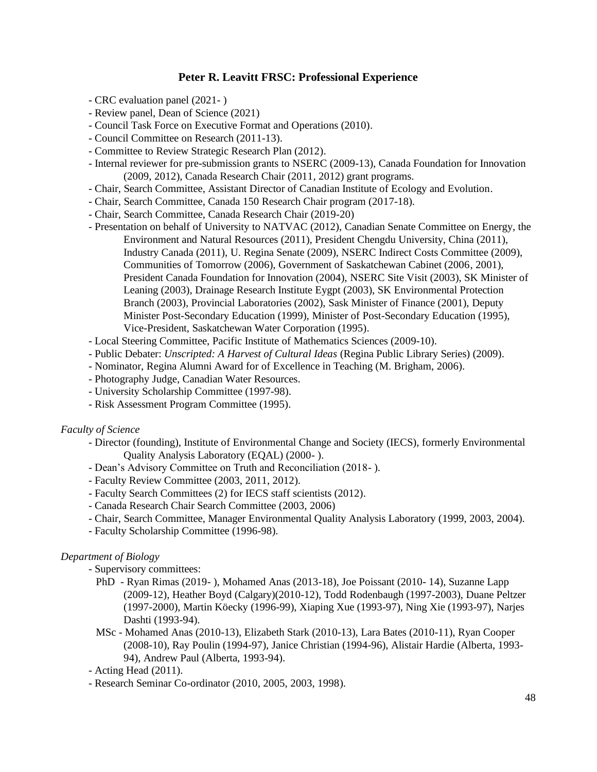**Peter R. Leavitt FRSC: Professional Experience**

- CRC evaluation panel (2021- )
- Review panel, Dean of Science (2021)
- Council Task Force on Executive Format and Operations (2010).
- Council Committee on Research (2011-13).
- Committee to Review Strategic Research Plan (2012).
- Internal reviewer for pre-submission grants to NSERC (2009-13), Canada Foundation for Innovation (2009, 2012), Canada Research Chair (2011, 2012) grant programs.
- Chair, Search Committee, Assistant Director of Canadian Institute of Ecology and Evolution.
- Chair, Search Committee, Canada 150 Research Chair program (2017-18).
- Chair, Search Committee, Canada Research Chair (2019-20)
- Presentation on behalf of University to NATVAC (2012), Canadian Senate Committee on Energy, the Environment and Natural Resources (2011), President Chengdu University, China (2011), Industry Canada (2011), U. Regina Senate (2009), NSERC Indirect Costs Committee (2009), Communities of Tomorrow (2006), Government of Saskatchewan Cabinet (2006, 2001), President Canada Foundation for Innovation (2004), NSERC Site Visit (2003), SK Minister of Leaning (2003), Drainage Research Institute Eygpt (2003), SK Environmental Protection Branch (2003), Provincial Laboratories (2002), Sask Minister of Finance (2001), Deputy Minister Post-Secondary Education (1999), Minister of Post-Secondary Education (1995), Vice-President, Saskatchewan Water Corporation (1995).
- Local Steering Committee, Pacific Institute of Mathematics Sciences (2009-10).
- Public Debater: *Unscripted: A Harvest of Cultural Ideas* (Regina Public Library Series) (2009).
- Nominator, Regina Alumni Award for of Excellence in Teaching (M. Brigham, 2006).
- Photography Judge, Canadian Water Resources.
- University Scholarship Committee (1997-98).
- Risk Assessment Program Committee (1995).

*Faculty of Science*

- Director (founding), Institute of Environmental Change and Society (IECS), formerly Environmental Quality Analysis Laboratory (EQAL) (2000- ).
- Dean's Advisory Committee on Truth and Reconciliation (2018- ).
- Faculty Review Committee (2003, 2011, 2012).
- Faculty Search Committees (2) for IECS staff scientists (2012).
- Canada Research Chair Search Committee (2003, 2006)
- Chair, Search Committee, Manager Environmental Quality Analysis Laboratory (1999, 2003, 2004).
- Faculty Scholarship Committee (1996-98).

*Department of Biology*

- Supervisory committees:
  - PhD - Ryan Rimas (2019- ), Mohamed Anas (2013-18), Joe Poissant (2010- 14), Suzanne Lapp (2009-12), Heather Boyd (Calgary)(2010-12), Todd Rodenbaugh (1997-2003), Duane Peltzer (1997-2000), Martin Köecky (1996-99), Xiaping Xue (1993-97), Ning Xie (1993-97), Narjes Dashti (1993-94).
  - MSc - Mohamed Anas (2010-13), Elizabeth Stark (2010-13), Lara Bates (2010-11), Ryan Cooper (2008-10), Ray Poulin (1994-97), Janice Christian (1994-96), Alistair Hardie (Alberta, 1993-94), Andrew Paul (Alberta, 1993-94).
- Acting Head (2011).
- Research Seminar Co-ordinator (2010, 2005, 2003, 1998).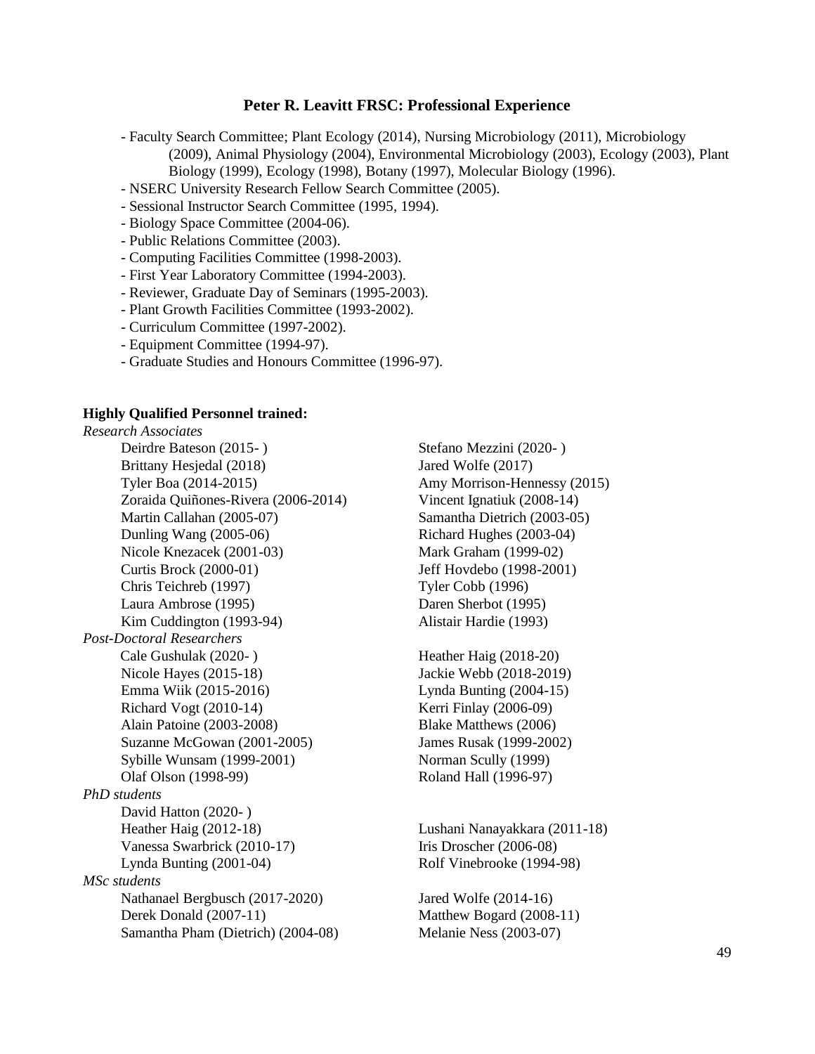## Peter R. Leavitt FRSC: Professional Experience

- Faculty Search Committee; Plant Ecology (2014), Nursing Microbiology (2011), Microbiology (2009), Animal Physiology (2004), Environmental Microbiology (2003), Ecology (2003), Plant Biology (1999), Ecology (1998), Botany (1997), Molecular Biology (1996).
- NSERC University Research Fellow Search Committee (2005).
- Sessional Instructor Search Committee (1995, 1994).
- Biology Space Committee (2004-06).
- Public Relations Committee (2003).
- Computing Facilities Committee (1998-2003).
- First Year Laboratory Committee (1994-2003).
- Reviewer, Graduate Day of Seminars (1995-2003).
- Plant Growth Facilities Committee (1993-2002).
- Curriculum Committee (1997-2002).
- Equipment Committee (1994-97).
- Graduate Studies and Honours Committee (1996-97).

**Highly Qualified Personnel trained:**

*Research Associates*

Deirdre Bateson (2015- )
Stefano Mezzini (2020- )
Brittany Hesjedal (2018)
Jared Wolfe (2017)
Tyler Boa (2014-2015)
Amy Morrison-Hennessy (2015)
Zoraida Quiñones-Rivera (2006-2014)
Vincent Ignatiuk (2008-14)
Martin Callahan (2005-07)
Samantha Dietrich (2003-05)
Dunling Wang (2005-06)
Richard Hughes (2003-04)
Nicole Knezacek (2001-03)
Mark Graham (1999-02)
Curtis Brock (2000-01)
Jeff Hovdebo (1998-2001)
Chris Teichreb (1997)
Tyler Cobb (1996)
Laura Ambrose (1995)
Daren Sherbot (1995)
Kim Cuddington (1993-94)
Alistair Hardie (1993)

*Post-Doctoral Researchers*

Cale Gushulak (2020- )
Heather Haig (2018-20)
Nicole Hayes (2015-18)
Jackie Webb (2018-2019)
Emma Wiik (2015-2016)
Lynda Bunting (2004-15)
Richard Vogt (2010-14)
Kerri Finlay (2006-09)
Alain Patoine (2003-2008)
Blake Matthews (2006)
Suzanne McGowan (2001-2005)
James Rusak (1999-2002)
Sybille Wunsam (1999-2001)
Norman Scully (1999)
Olaf Olson (1998-99)
Roland Hall (1996-97)

*PhD students*

David Hatton (2020- )
Heather Haig (2012-18)
Lushani Nanayakkara (2011-18)
Vanessa Swarbrick (2010-17)
Iris Droscher (2006-08)
Lynda Bunting (2001-04)
Rolf Vinebrooke (1994-98)

*MSc students*

Nathanael Bergbusch (2017-2020)
Jared Wolfe (2014-16)
Derek Donald (2007-11)
Matthew Bogard (2008-11)
Samantha Pham (Dietrich) (2004-08)
Melanie Ness (2003-07)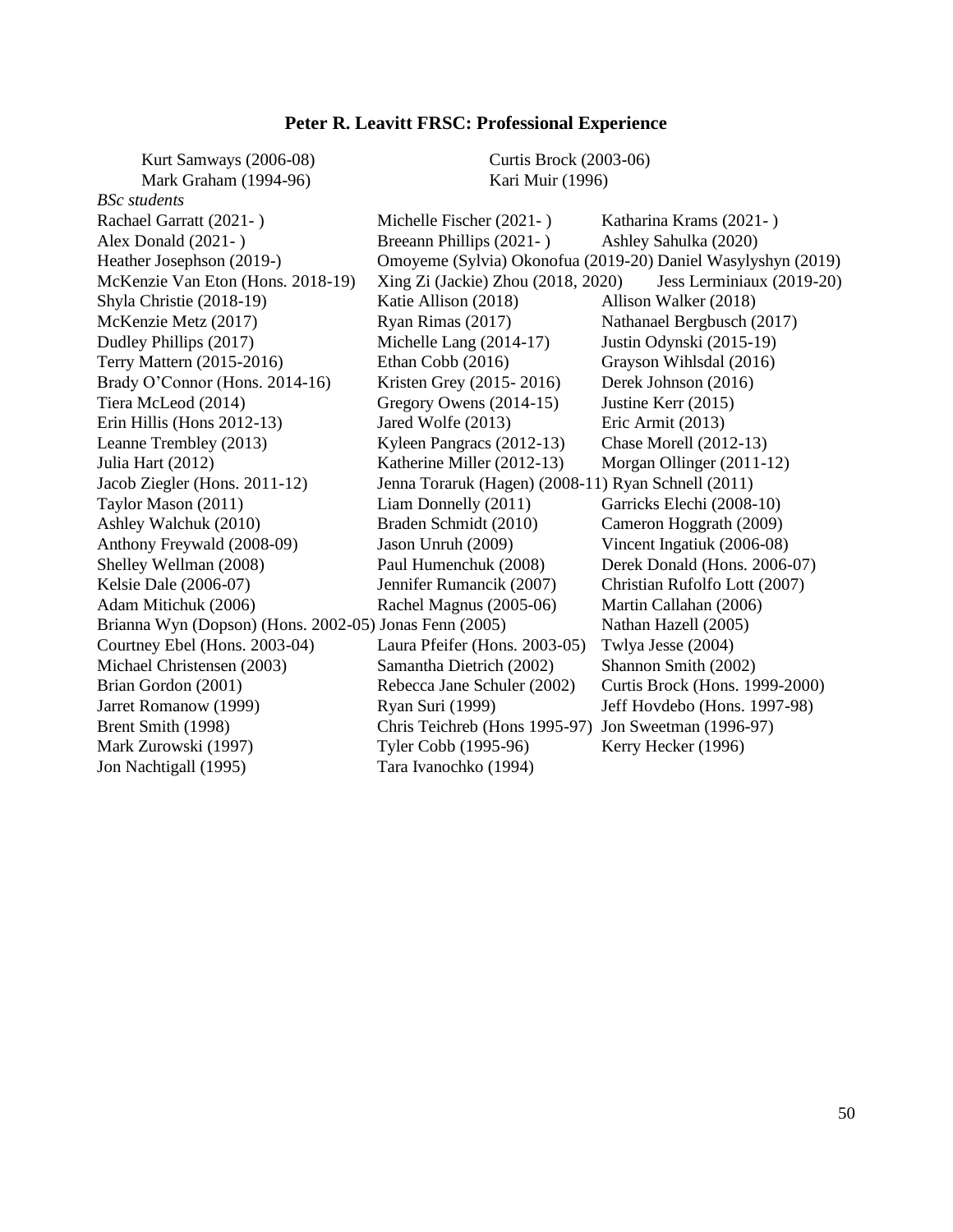## Peter R. Leavitt FRSC: Professional Experience

Kurt Samways (2006-08)
Curtis Brock (2003-06)
Mark Graham (1994-96)
Kari Muir (1996)

*BSc students*

Rachael Garratt (2021- )
Michelle Fischer (2021- )
Katharina Krams (2021- )
Alex Donald (2021- )
Breeann Phillips (2021- )
Ashley Sahulka (2020)
Heather Josephson (2019-)
Omoyeme (Sylvia) Okonofua (2019-20)
Daniel Wasylyshyn (2019)
McKenzie Van Eton (Hons. 2018-19)
Xing Zi (Jackie) Zhou (2018, 2020)
Jess Lerminiaux (2019-20)
Shyla Christie (2018-19)
Katie Allison (2018)
Allison Walker (2018)
McKenzie Metz (2017)
Ryan Rimas (2017)
Nathanael Bergbusch (2017)
Dudley Phillips (2017)
Michelle Lang (2014-17)
Justin Odynski (2015-19)
Terry Mattern (2015-2016)
Ethan Cobb (2016)
Grayson Wihlsdal (2016)
Brady O'Connor (Hons. 2014-16)
Kristen Grey (2015- 2016)
Derek Johnson (2016)
Tiera McLeod (2014)
Gregory Owens (2014-15)
Justine Kerr (2015)
Erin Hillis (Hons 2012-13)
Jared Wolfe (2013)
Eric Armit (2013)
Leanne Trembley (2013)
Kyleen Pangracs (2012-13)
Chase Morell (2012-13)
Julia Hart (2012)
Katherine Miller (2012-13)
Morgan Ollinger (2011-12)
Jacob Ziegler (Hons. 2011-12)
Jenna Toraruk (Hagen) (2008-11)
Ryan Schnell (2011)
Taylor Mason (2011)
Liam Donnelly (2011)
Garricks Elechi (2008-10)
Ashley Walchuk (2010)
Braden Schmidt (2010)
Cameron Hoggrath (2009)
Anthony Freywald (2008-09)
Jason Unruh (2009)
Vincent Ingatiuk (2006-08)
Shelley Wellman (2008)
Paul Humenchuk (2008)
Derek Donald (Hons. 2006-07)
Kelsie Dale (2006-07)
Jennifer Rumancik (2007)
Christian Rufolfo Lott (2007)
Adam Mitichuk (2006)
Rachel Magnus (2005-06)
Martin Callahan (2006)
Brianna Wyn (Dopson) (Hons. 2002-05)
Jonas Fenn (2005)
Nathan Hazell (2005)
Courtney Ebel (Hons. 2003-04)
Laura Pfeifer (Hons. 2003-05)
Twlya Jesse (2004)
Michael Christensen (2003)
Samantha Dietrich (2002)
Shannon Smith (2002)
Brian Gordon (2001)
Rebecca Jane Schuler (2002)
Curtis Brock (Hons. 1999-2000)
Jarret Romanow (1999)
Ryan Suri (1999)
Jeff Hovdebo (Hons. 1997-98)
Brent Smith (1998)
Chris Teichreb (Hons 1995-97)
Jon Sweetman (1996-97)
Mark Zurowski (1997)
Tyler Cobb (1995-96)
Kerry Hecker (1996)
Jon Nachtigall (1995)
Tara Ivanochko (1994)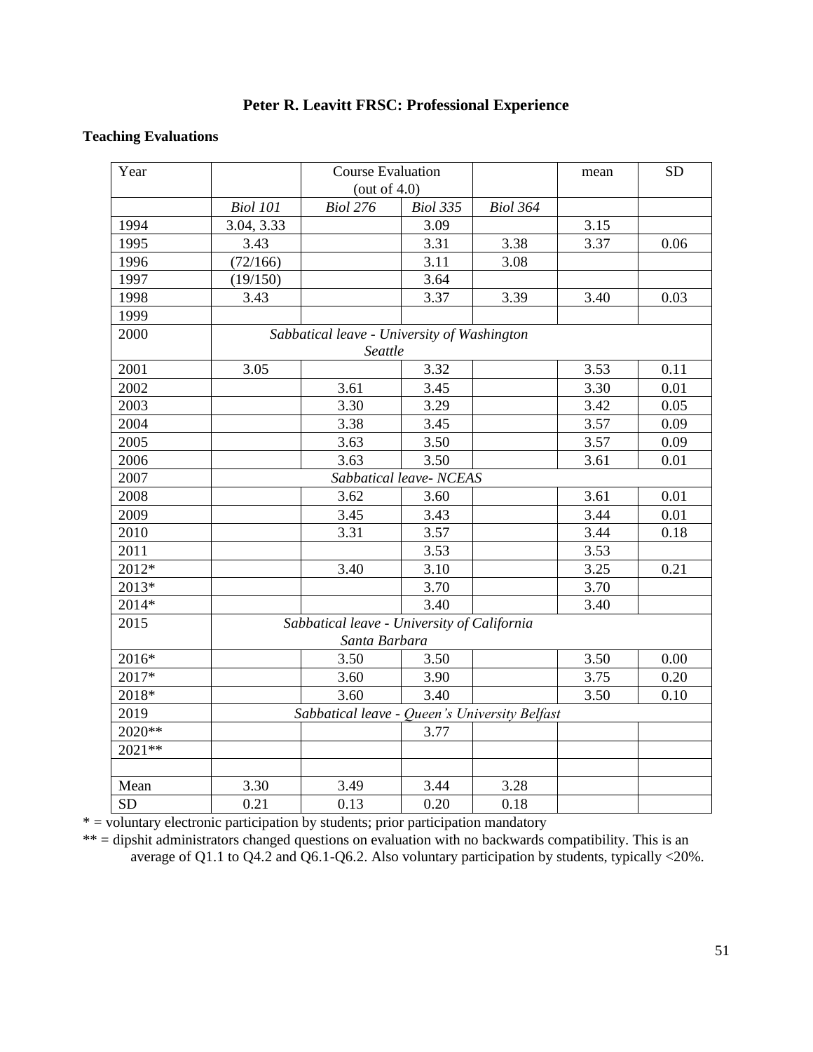# Peter R. Leavitt FRSC: Professional Experience

**Teaching Evaluations**

| Year | | Course Evaluation (out of 4.0) | | | mean | SD |
|---|---|---|---|---|---|---|
| | *Biol 101* | *Biol 276* | *Biol 335* | *Biol 364* | | |
| 1994 | 3.04, 3.33 | | 3.09 | | 3.15 | |
| 1995 | 3.43 | | 3.31 | 3.38 | 3.37 | 0.06 |
| 1996 | (72/166) | | 3.11 | 3.08 | | |
| 1997 | (19/150) | | 3.64 | | | |
| 1998 | 3.43 | | 3.37 | 3.39 | 3.40 | 0.03 |
| 1999 | | | | | | |
| 2000 | *Sabbatical leave - University of Washington Seattle* | | | | | |
| 2001 | 3.05 | | 3.32 | | 3.53 | 0.11 |
| 2002 | | 3.61 | 3.45 | | 3.30 | 0.01 |
| 2003 | | 3.30 | 3.29 | | 3.42 | 0.05 |
| 2004 | | 3.38 | 3.45 | | 3.57 | 0.09 |
| 2005 | | 3.63 | 3.50 | | 3.57 | 0.09 |
| 2006 | | 3.63 | 3.50 | | 3.61 | 0.01 |
| 2007 | *Sabbatical leave- NCEAS* | | | | | |
| 2008 | | 3.62 | 3.60 | | 3.61 | 0.01 |
| 2009 | | 3.45 | 3.43 | | 3.44 | 0.01 |
| 2010 | | 3.31 | 3.57 | | 3.44 | 0.18 |
| 2011 | | | 3.53 | | 3.53 | |
| 2012* | | 3.40 | 3.10 | | 3.25 | 0.21 |
| 2013* | | | 3.70 | | 3.70 | |
| 2014* | | | 3.40 | | 3.40 | |
| 2015 | *Sabbatical leave - University of California Santa Barbara* | | | | | |
| 2016* | | 3.50 | 3.50 | | 3.50 | 0.00 |
| 2017* | | 3.60 | 3.90 | | 3.75 | 0.20 |
| 2018* | | 3.60 | 3.40 | | 3.50 | 0.10 |
| 2019 | *Sabbatical leave - Queen's University Belfast* | | | | | |
| 2020** | | | 3.77 | | | |
| 2021** | | | | | | |
| | | | | | | |
| Mean | 3.30 | 3.49 | 3.44 | 3.28 | | |
| SD | 0.21 | 0.13 | 0.20 | 0.18 | | |

* = voluntary electronic participation by students; prior participation mandatory

** = dipshit administrators changed questions on evaluation with no backwards compatibility. This is an average of Q1.1 to Q4.2 and Q6.1-Q6.2. Also voluntary participation by students, typically <20%.